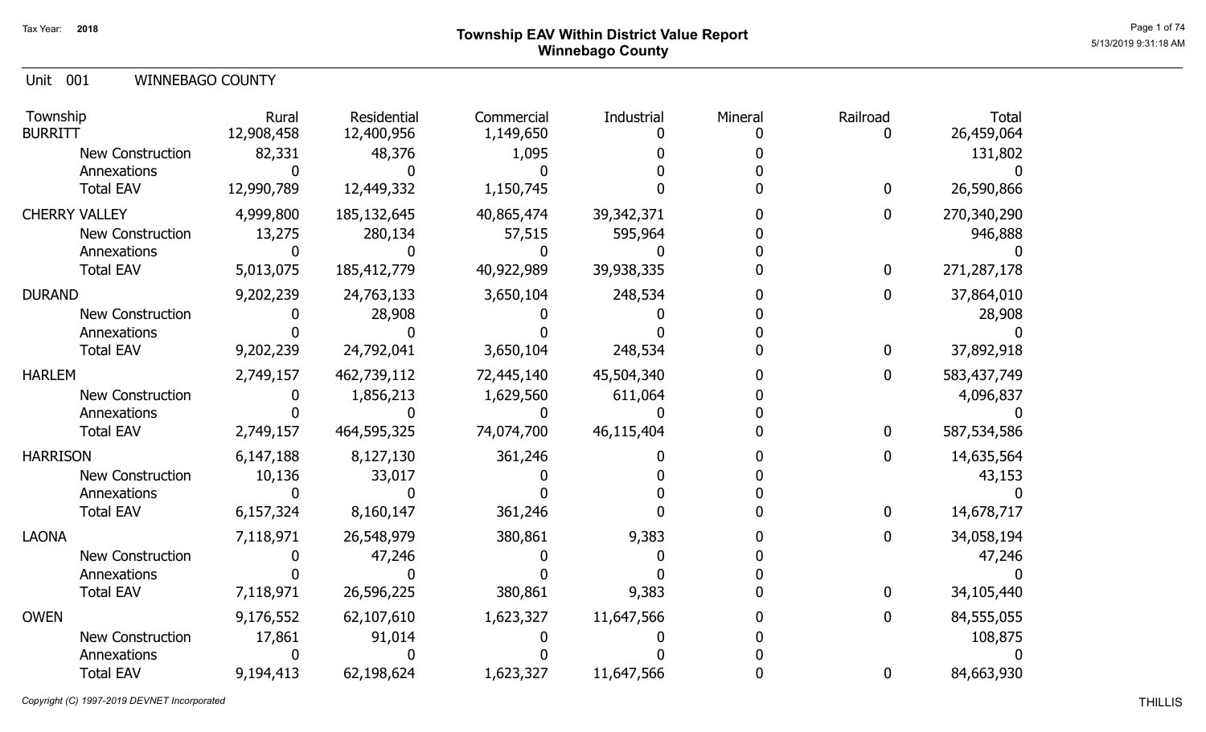# Township EAV Within District Value Report
## Winnebago County

Tax Year: 2018

Unit 001 WINNEBAGO COUNTY

| Township | Rural | Residential | Commercial | Industrial | Mineral | Railroad | Total |
|---|---|---|---|---|---|---|---|
| BURRITT | 12,908,458 | 12,400,956 | 1,149,650 | 0 | 0 | 0 | 26,459,064 |
| New Construction | 82,331 | 48,376 | 1,095 | 0 | 0 | | 131,802 |
| Annexations | 0 | 0 | 0 | 0 | 0 | | 0 |
| Total EAV | 12,990,789 | 12,449,332 | 1,150,745 | 0 | 0 | 0 | 26,590,866 |
| CHERRY VALLEY | 4,999,800 | 185,132,645 | 40,865,474 | 39,342,371 | 0 | 0 | 270,340,290 |
| New Construction | 13,275 | 280,134 | 57,515 | 595,964 | 0 | | 946,888 |
| Annexations | 0 | 0 | 0 | 0 | 0 | | 0 |
| Total EAV | 5,013,075 | 185,412,779 | 40,922,989 | 39,938,335 | 0 | 0 | 271,287,178 |
| DURAND | 9,202,239 | 24,763,133 | 3,650,104 | 248,534 | 0 | 0 | 37,864,010 |
| New Construction | 0 | 28,908 | 0 | 0 | 0 | | 28,908 |
| Annexations | 0 | 0 | 0 | 0 | 0 | | 0 |
| Total EAV | 9,202,239 | 24,792,041 | 3,650,104 | 248,534 | 0 | 0 | 37,892,918 |
| HARLEM | 2,749,157 | 462,739,112 | 72,445,140 | 45,504,340 | 0 | 0 | 583,437,749 |
| New Construction | 0 | 1,856,213 | 1,629,560 | 611,064 | 0 | | 4,096,837 |
| Annexations | 0 | 0 | 0 | 0 | 0 | | 0 |
| Total EAV | 2,749,157 | 464,595,325 | 74,074,700 | 46,115,404 | 0 | 0 | 587,534,586 |
| HARRISON | 6,147,188 | 8,127,130 | 361,246 | 0 | 0 | 0 | 14,635,564 |
| New Construction | 10,136 | 33,017 | 0 | 0 | 0 | | 43,153 |
| Annexations | 0 | 0 | 0 | 0 | 0 | | 0 |
| Total EAV | 6,157,324 | 8,160,147 | 361,246 | 0 | 0 | 0 | 14,678,717 |
| LAONA | 7,118,971 | 26,548,979 | 380,861 | 9,383 | 0 | 0 | 34,058,194 |
| New Construction | 0 | 47,246 | 0 | 0 | 0 | | 47,246 |
| Annexations | 0 | 0 | 0 | 0 | 0 | | 0 |
| Total EAV | 7,118,971 | 26,596,225 | 380,861 | 9,383 | 0 | 0 | 34,105,440 |
| OWEN | 9,176,552 | 62,107,610 | 1,623,327 | 11,647,566 | 0 | 0 | 84,555,055 |
| New Construction | 17,861 | 91,014 | 0 | 0 | 0 | | 108,875 |
| Annexations | 0 | 0 | 0 | 0 | 0 | | 0 |
| Total EAV | 9,194,413 | 62,198,624 | 1,623,327 | 11,647,566 | 0 | 0 | 84,663,930 |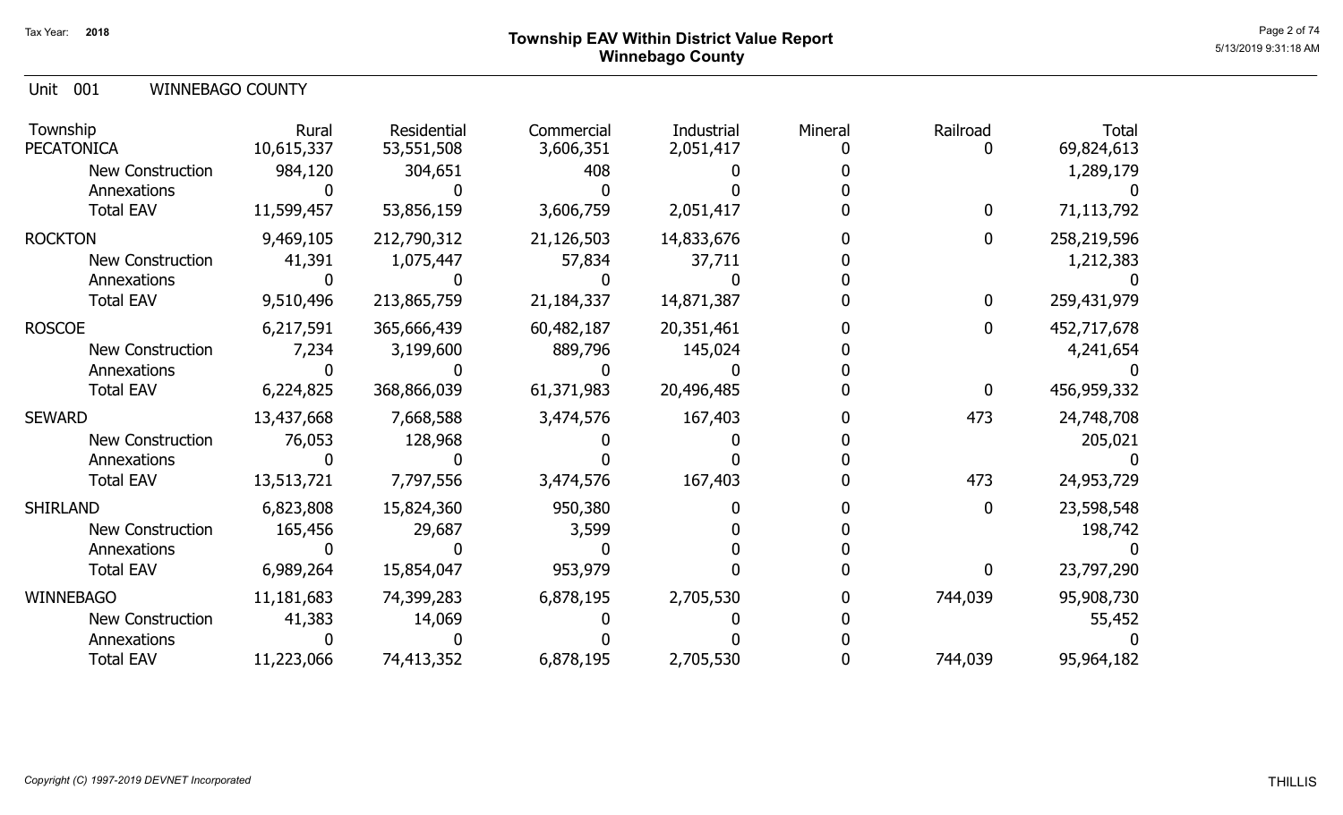# Township EAV Within District Value Report
## Winnebago County

Tax Year: 2018

Unit 001 WINNEBAGO COUNTY

| Township | Rural | Residential | Commercial | Industrial | Mineral | Railroad | Total |
|---|---|---|---|---|---|---|---|
| PECATONICA | 10,615,337 | 53,551,508 | 3,606,351 | 2,051,417 | 0 | 0 | 69,824,613 |
| New Construction | 984,120 | 304,651 | 408 | 0 | 0 | | 1,289,179 |
| Annexations | 0 | 0 | 0 | 0 | 0 | | 0 |
| Total EAV | 11,599,457 | 53,856,159 | 3,606,759 | 2,051,417 | 0 | 0 | 71,113,792 |
| ROCKTON | 9,469,105 | 212,790,312 | 21,126,503 | 14,833,676 | 0 | 0 | 258,219,596 |
| New Construction | 41,391 | 1,075,447 | 57,834 | 37,711 | 0 | | 1,212,383 |
| Annexations | 0 | 0 | 0 | 0 | 0 | | 0 |
| Total EAV | 9,510,496 | 213,865,759 | 21,184,337 | 14,871,387 | 0 | 0 | 259,431,979 |
| ROSCOE | 6,217,591 | 365,666,439 | 60,482,187 | 20,351,461 | 0 | 0 | 452,717,678 |
| New Construction | 7,234 | 3,199,600 | 889,796 | 145,024 | 0 | | 4,241,654 |
| Annexations | 0 | 0 | 0 | 0 | 0 | | 0 |
| Total EAV | 6,224,825 | 368,866,039 | 61,371,983 | 20,496,485 | 0 | 0 | 456,959,332 |
| SEWARD | 13,437,668 | 7,668,588 | 3,474,576 | 167,403 | 0 | 473 | 24,748,708 |
| New Construction | 76,053 | 128,968 | 0 | 0 | 0 | | 205,021 |
| Annexations | 0 | 0 | 0 | 0 | 0 | | 0 |
| Total EAV | 13,513,721 | 7,797,556 | 3,474,576 | 167,403 | 0 | 473 | 24,953,729 |
| SHIRLAND | 6,823,808 | 15,824,360 | 950,380 | 0 | 0 | 0 | 23,598,548 |
| New Construction | 165,456 | 29,687 | 3,599 | 0 | 0 | | 198,742 |
| Annexations | 0 | 0 | 0 | 0 | 0 | | 0 |
| Total EAV | 6,989,264 | 15,854,047 | 953,979 | 0 | 0 | 0 | 23,797,290 |
| WINNEBAGO | 11,181,683 | 74,399,283 | 6,878,195 | 2,705,530 | 0 | 744,039 | 95,908,730 |
| New Construction | 41,383 | 14,069 | 0 | 0 | 0 | | 55,452 |
| Annexations | 0 | 0 | 0 | 0 | 0 | | 0 |
| Total EAV | 11,223,066 | 74,413,352 | 6,878,195 | 2,705,530 | 0 | 744,039 | 95,964,182 |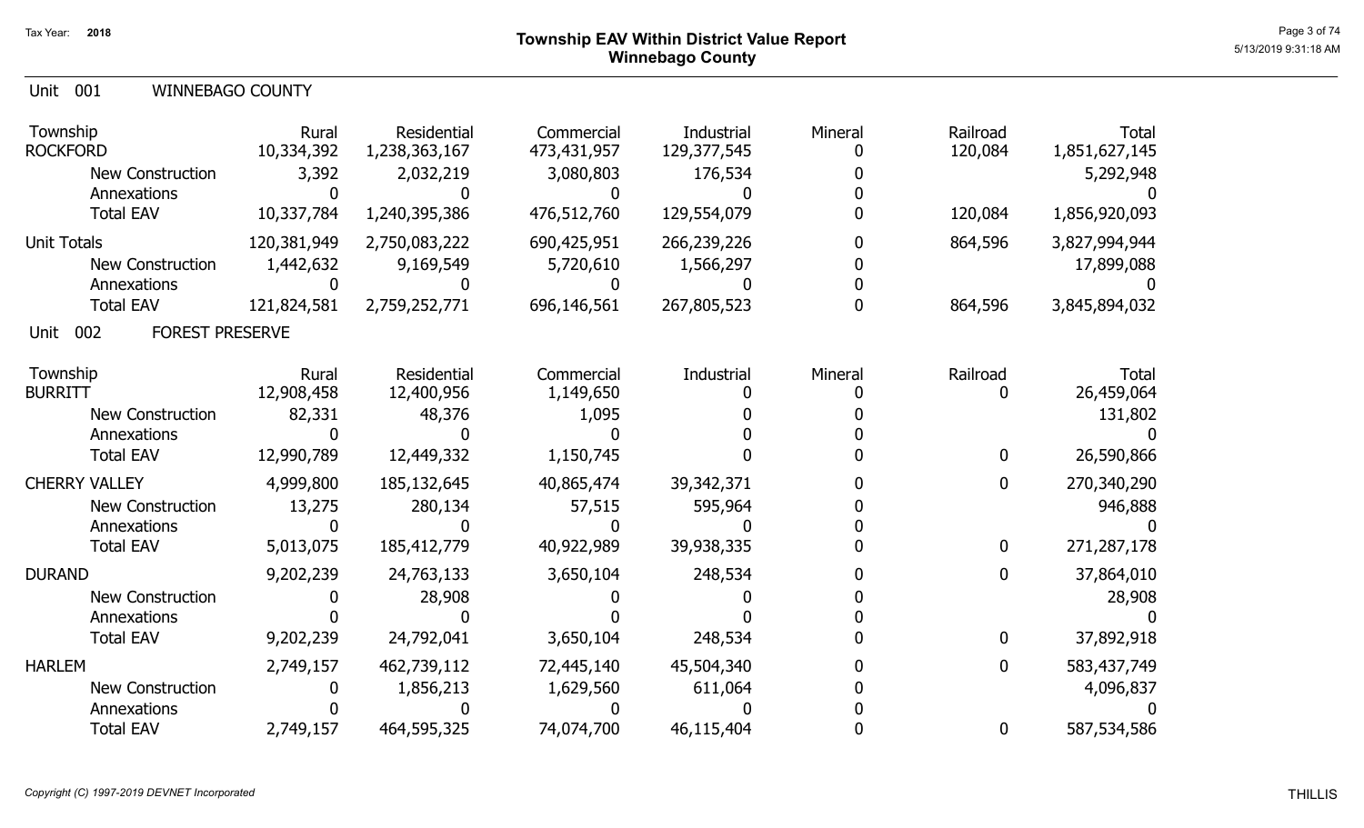## Township EAV Within District Value Report
## Winnebago County

Tax Year: 2018

### Unit 001 WINNEBAGO COUNTY

| Township | Rural | Residential | Commercial | Industrial | Mineral | Railroad | Total |
|---|---|---|---|---|---|---|---|
| ROCKFORD | 10,334,392 | 1,238,363,167 | 473,431,957 | 129,377,545 | 0 | 120,084 | 1,851,627,145 |
| New Construction | 3,392 | 2,032,219 | 3,080,803 | 176,534 | 0 | | 5,292,948 |
| Annexations | 0 | 0 | 0 | 0 | 0 | | 0 |
| Total EAV | 10,337,784 | 1,240,395,386 | 476,512,760 | 129,554,079 | 0 | 120,084 | 1,856,920,093 |
| Unit Totals | 120,381,949 | 2,750,083,222 | 690,425,951 | 266,239,226 | 0 | 864,596 | 3,827,994,944 |
| New Construction | 1,442,632 | 9,169,549 | 5,720,610 | 1,566,297 | 0 | | 17,899,088 |
| Annexations | 0 | 0 | 0 | 0 | 0 | | 0 |
| Total EAV | 121,824,581 | 2,759,252,771 | 696,146,561 | 267,805,523 | 0 | 864,596 | 3,845,894,032 |

### Unit 002 FOREST PRESERVE

| Township | Rural | Residential | Commercial | Industrial | Mineral | Railroad | Total |
|---|---|---|---|---|---|---|---|
| BURRITT | 12,908,458 | 12,400,956 | 1,149,650 | 0 | 0 | 0 | 26,459,064 |
| New Construction | 82,331 | 48,376 | 1,095 | 0 | 0 | | 131,802 |
| Annexations | 0 | 0 | 0 | 0 | 0 | | 0 |
| Total EAV | 12,990,789 | 12,449,332 | 1,150,745 | 0 | 0 | 0 | 26,590,866 |
| CHERRY VALLEY | 4,999,800 | 185,132,645 | 40,865,474 | 39,342,371 | 0 | 0 | 270,340,290 |
| New Construction | 13,275 | 280,134 | 57,515 | 595,964 | 0 | | 946,888 |
| Annexations | 0 | 0 | 0 | 0 | 0 | | 0 |
| Total EAV | 5,013,075 | 185,412,779 | 40,922,989 | 39,938,335 | 0 | 0 | 271,287,178 |
| DURAND | 9,202,239 | 24,763,133 | 3,650,104 | 248,534 | 0 | 0 | 37,864,010 |
| New Construction | 0 | 28,908 | 0 | 0 | 0 | | 28,908 |
| Annexations | 0 | 0 | 0 | 0 | 0 | | 0 |
| Total EAV | 9,202,239 | 24,792,041 | 3,650,104 | 248,534 | 0 | 0 | 37,892,918 |
| HARLEM | 2,749,157 | 462,739,112 | 72,445,140 | 45,504,340 | 0 | 0 | 583,437,749 |
| New Construction | 0 | 1,856,213 | 1,629,560 | 611,064 | 0 | | 4,096,837 |
| Annexations | 0 | 0 | 0 | 0 | 0 | | 0 |
| Total EAV | 2,749,157 | 464,595,325 | 74,074,700 | 46,115,404 | 0 | 0 | 587,534,586 |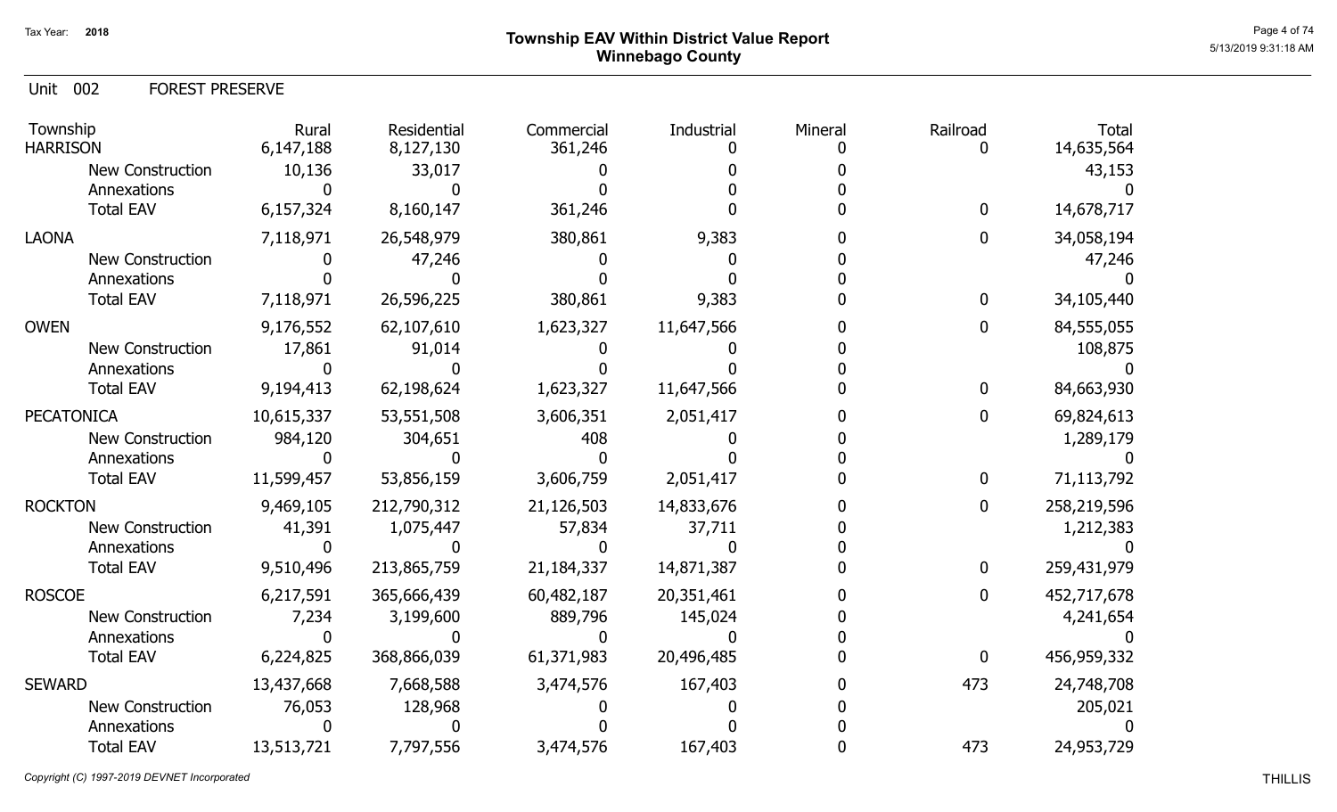Tax Year: **2018**

# Township EAV Within District Value Report
## Winnebago County

Unit 002 FOREST PRESERVE

| Township | Rural | Residential | Commercial | Industrial | Mineral | Railroad | Total |
|---|---|---|---|---|---|---|---|
| HARRISON | 6,147,188 | 8,127,130 | 361,246 | 0 | 0 | 0 | 14,635,564 |
| New Construction | 10,136 | 33,017 | 0 | 0 | 0 | | 43,153 |
| Annexations | 0 | 0 | 0 | 0 | 0 | | 0 |
| Total EAV | 6,157,324 | 8,160,147 | 361,246 | 0 | 0 | 0 | 14,678,717 |
| LAONA | 7,118,971 | 26,548,979 | 380,861 | 9,383 | 0 | 0 | 34,058,194 |
| New Construction | 0 | 47,246 | 0 | 0 | 0 | | 47,246 |
| Annexations | 0 | 0 | 0 | 0 | 0 | | 0 |
| Total EAV | 7,118,971 | 26,596,225 | 380,861 | 9,383 | 0 | 0 | 34,105,440 |
| OWEN | 9,176,552 | 62,107,610 | 1,623,327 | 11,647,566 | 0 | 0 | 84,555,055 |
| New Construction | 17,861 | 91,014 | 0 | 0 | 0 | | 108,875 |
| Annexations | 0 | 0 | 0 | 0 | 0 | | 0 |
| Total EAV | 9,194,413 | 62,198,624 | 1,623,327 | 11,647,566 | 0 | 0 | 84,663,930 |
| PECATONICA | 10,615,337 | 53,551,508 | 3,606,351 | 2,051,417 | 0 | 0 | 69,824,613 |
| New Construction | 984,120 | 304,651 | 408 | 0 | 0 | | 1,289,179 |
| Annexations | 0 | 0 | 0 | 0 | 0 | | 0 |
| Total EAV | 11,599,457 | 53,856,159 | 3,606,759 | 2,051,417 | 0 | 0 | 71,113,792 |
| ROCKTON | 9,469,105 | 212,790,312 | 21,126,503 | 14,833,676 | 0 | 0 | 258,219,596 |
| New Construction | 41,391 | 1,075,447 | 57,834 | 37,711 | 0 | | 1,212,383 |
| Annexations | 0 | 0 | 0 | 0 | 0 | | 0 |
| Total EAV | 9,510,496 | 213,865,759 | 21,184,337 | 14,871,387 | 0 | 0 | 259,431,979 |
| ROSCOE | 6,217,591 | 365,666,439 | 60,482,187 | 20,351,461 | 0 | 0 | 452,717,678 |
| New Construction | 7,234 | 3,199,600 | 889,796 | 145,024 | 0 | | 4,241,654 |
| Annexations | 0 | 0 | 0 | 0 | 0 | | 0 |
| Total EAV | 6,224,825 | 368,866,039 | 61,371,983 | 20,496,485 | 0 | 0 | 456,959,332 |
| SEWARD | 13,437,668 | 7,668,588 | 3,474,576 | 167,403 | 0 | 473 | 24,748,708 |
| New Construction | 76,053 | 128,968 | 0 | 0 | 0 | | 205,021 |
| Annexations | 0 | 0 | 0 | 0 | 0 | | 0 |
| Total EAV | 13,513,721 | 7,797,556 | 3,474,576 | 167,403 | 0 | 473 | 24,953,729 |

*Copyright (C) 1997-2019 DEVNET Incorporated*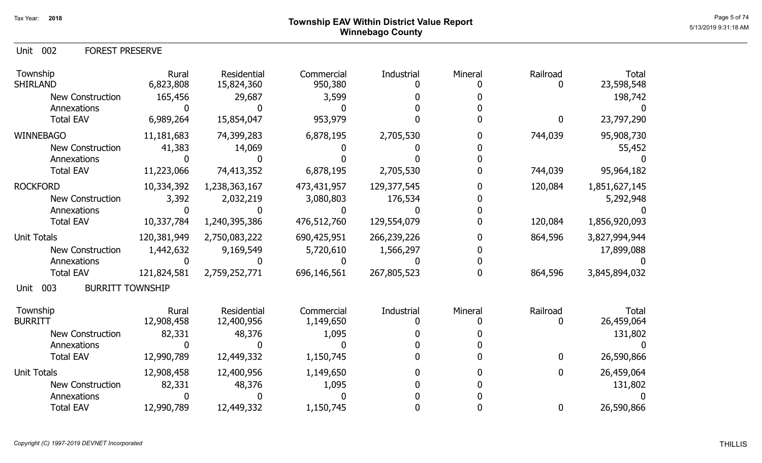# Township EAV Within District Value Report
## Winnebago County

Tax Year: 2018

### Unit 002 FOREST PRESERVE

| Township | Rural | Residential | Commercial | Industrial | Mineral | Railroad | Total |
|---|---|---|---|---|---|---|---|
| SHIRLAND | 6,823,808 | 15,824,360 | 950,380 | 0 | 0 | 0 | 23,598,548 |
| New Construction | 165,456 | 29,687 | 3,599 | 0 | 0 | | 198,742 |
| Annexations | 0 | 0 | 0 | 0 | 0 | | 0 |
| Total EAV | 6,989,264 | 15,854,047 | 953,979 | 0 | 0 | 0 | 23,797,290 |
| WINNEBAGO | 11,181,683 | 74,399,283 | 6,878,195 | 2,705,530 | 0 | 744,039 | 95,908,730 |
| New Construction | 41,383 | 14,069 | 0 | 0 | 0 | | 55,452 |
| Annexations | 0 | 0 | 0 | 0 | 0 | | 0 |
| Total EAV | 11,223,066 | 74,413,352 | 6,878,195 | 2,705,530 | 0 | 744,039 | 95,964,182 |
| ROCKFORD | 10,334,392 | 1,238,363,167 | 473,431,957 | 129,377,545 | 0 | 120,084 | 1,851,627,145 |
| New Construction | 3,392 | 2,032,219 | 3,080,803 | 176,534 | 0 | | 5,292,948 |
| Annexations | 0 | 0 | 0 | 0 | 0 | | 0 |
| Total EAV | 10,337,784 | 1,240,395,386 | 476,512,760 | 129,554,079 | 0 | 120,084 | 1,856,920,093 |
| Unit Totals | 120,381,949 | 2,750,083,222 | 690,425,951 | 266,239,226 | 0 | 864,596 | 3,827,994,944 |
| New Construction | 1,442,632 | 9,169,549 | 5,720,610 | 1,566,297 | 0 | | 17,899,088 |
| Annexations | 0 | 0 | 0 | 0 | 0 | | 0 |
| Total EAV | 121,824,581 | 2,759,252,771 | 696,146,561 | 267,805,523 | 0 | 864,596 | 3,845,894,032 |

### Unit 003 BURRITT TOWNSHIP

| Township | Rural | Residential | Commercial | Industrial | Mineral | Railroad | Total |
|---|---|---|---|---|---|---|---|
| BURRITT | 12,908,458 | 12,400,956 | 1,149,650 | 0 | 0 | 0 | 26,459,064 |
| New Construction | 82,331 | 48,376 | 1,095 | 0 | 0 | | 131,802 |
| Annexations | 0 | 0 | 0 | 0 | 0 | | 0 |
| Total EAV | 12,990,789 | 12,449,332 | 1,150,745 | 0 | 0 | 0 | 26,590,866 |
| Unit Totals | 12,908,458 | 12,400,956 | 1,149,650 | 0 | 0 | 0 | 26,459,064 |
| New Construction | 82,331 | 48,376 | 1,095 | 0 | 0 | | 131,802 |
| Annexations | 0 | 0 | 0 | 0 | 0 | | 0 |
| Total EAV | 12,990,789 | 12,449,332 | 1,150,745 | 0 | 0 | 0 | 26,590,866 |

*Copyright (C) 1997-2019 DEVNET Incorporated*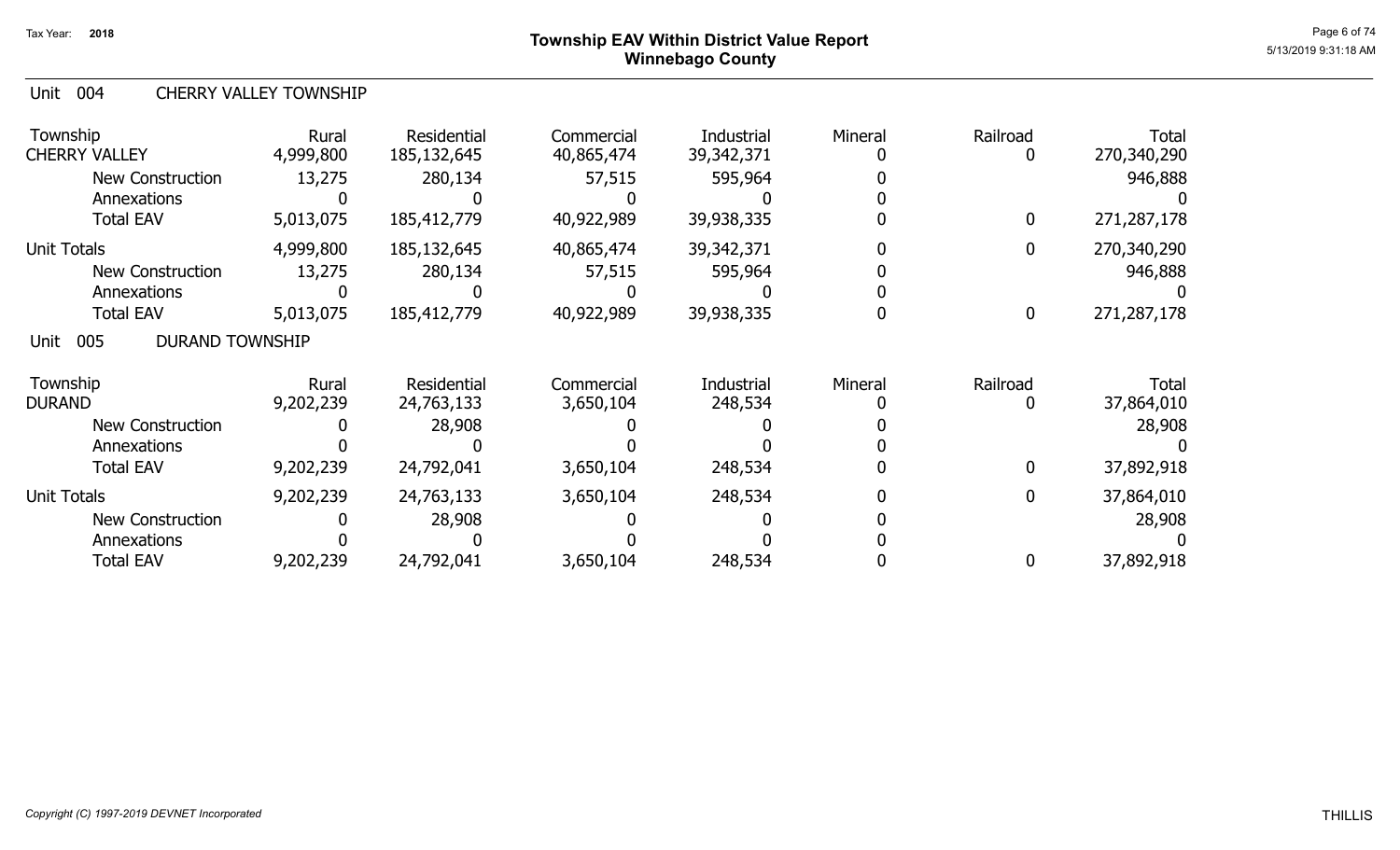# Township EAV Within District Value Report
## Winnebago County

Tax Year: 2018

### Unit 004 CHERRY VALLEY TOWNSHIP

| Township | Rural | Residential | Commercial | Industrial | Mineral | Railroad | Total |
|---|---|---|---|---|---|---|---|
| CHERRY VALLEY | 4,999,800 | 185,132,645 | 40,865,474 | 39,342,371 | 0 | 0 | 270,340,290 |
| New Construction | 13,275 | 280,134 | 57,515 | 595,964 | 0 | | 946,888 |
| Annexations | 0 | 0 | 0 | 0 | 0 | | 0 |
| Total EAV | 5,013,075 | 185,412,779 | 40,922,989 | 39,938,335 | 0 | 0 | 271,287,178 |
| Unit Totals | 4,999,800 | 185,132,645 | 40,865,474 | 39,342,371 | 0 | 0 | 270,340,290 |
| New Construction | 13,275 | 280,134 | 57,515 | 595,964 | 0 | | 946,888 |
| Annexations | 0 | 0 | 0 | 0 | 0 | | 0 |
| Total EAV | 5,013,075 | 185,412,779 | 40,922,989 | 39,938,335 | 0 | 0 | 271,287,178 |

### Unit 005 DURAND TOWNSHIP

| Township | Rural | Residential | Commercial | Industrial | Mineral | Railroad | Total |
|---|---|---|---|---|---|---|---|
| DURAND | 9,202,239 | 24,763,133 | 3,650,104 | 248,534 | 0 | 0 | 37,864,010 |
| New Construction | 0 | 28,908 | 0 | 0 | 0 | | 28,908 |
| Annexations | 0 | 0 | 0 | 0 | 0 | | 0 |
| Total EAV | 9,202,239 | 24,792,041 | 3,650,104 | 248,534 | 0 | 0 | 37,892,918 |
| Unit Totals | 9,202,239 | 24,763,133 | 3,650,104 | 248,534 | 0 | 0 | 37,864,010 |
| New Construction | 0 | 28,908 | 0 | 0 | 0 | | 28,908 |
| Annexations | 0 | 0 | 0 | 0 | 0 | | 0 |
| Total EAV | 9,202,239 | 24,792,041 | 3,650,104 | 248,534 | 0 | 0 | 37,892,918 |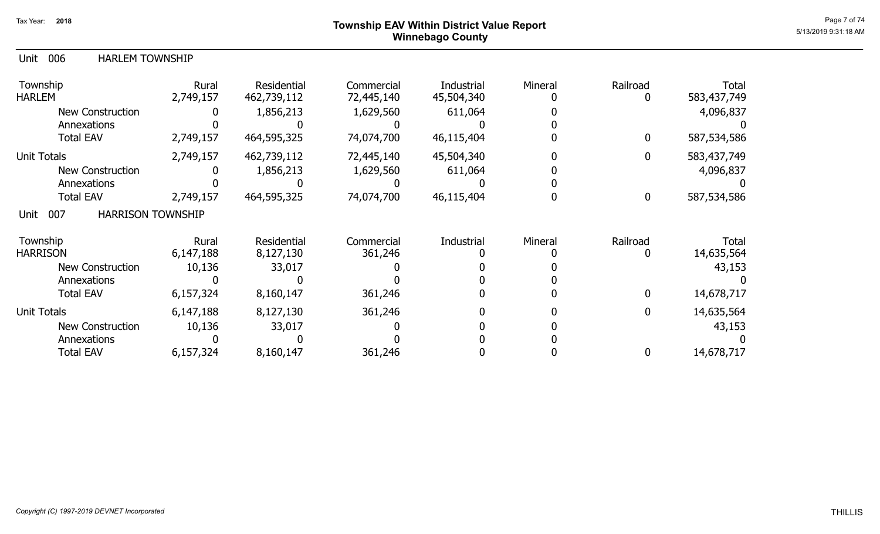# Township EAV Within District Value Report
## Winnebago County

Tax Year: 2018

### Unit 006 HARLEM TOWNSHIP

| Township | Rural | Residential | Commercial | Industrial | Mineral | Railroad | Total |
|---|---|---|---|---|---|---|---|
| HARLEM | 2,749,157 | 462,739,112 | 72,445,140 | 45,504,340 | 0 | 0 | 583,437,749 |
| New Construction | 0 | 1,856,213 | 1,629,560 | 611,064 | 0 | | 4,096,837 |
| Annexations | 0 | 0 | 0 | 0 | 0 | | 0 |
| Total EAV | 2,749,157 | 464,595,325 | 74,074,700 | 46,115,404 | 0 | 0 | 587,534,586 |
| Unit Totals | 2,749,157 | 462,739,112 | 72,445,140 | 45,504,340 | 0 | 0 | 583,437,749 |
| New Construction | 0 | 1,856,213 | 1,629,560 | 611,064 | 0 | | 4,096,837 |
| Annexations | 0 | 0 | 0 | 0 | 0 | | 0 |
| Total EAV | 2,749,157 | 464,595,325 | 74,074,700 | 46,115,404 | 0 | 0 | 587,534,586 |

### Unit 007 HARRISON TOWNSHIP

| Township | Rural | Residential | Commercial | Industrial | Mineral | Railroad | Total |
|---|---|---|---|---|---|---|---|
| HARRISON | 6,147,188 | 8,127,130 | 361,246 | 0 | 0 | 0 | 14,635,564 |
| New Construction | 10,136 | 33,017 | 0 | 0 | 0 | | 43,153 |
| Annexations | 0 | 0 | 0 | 0 | 0 | | 0 |
| Total EAV | 6,157,324 | 8,160,147 | 361,246 | 0 | 0 | 0 | 14,678,717 |
| Unit Totals | 6,147,188 | 8,127,130 | 361,246 | 0 | 0 | 0 | 14,635,564 |
| New Construction | 10,136 | 33,017 | 0 | 0 | 0 | | 43,153 |
| Annexations | 0 | 0 | 0 | 0 | 0 | | 0 |
| Total EAV | 6,157,324 | 8,160,147 | 361,246 | 0 | 0 | 0 | 14,678,717 |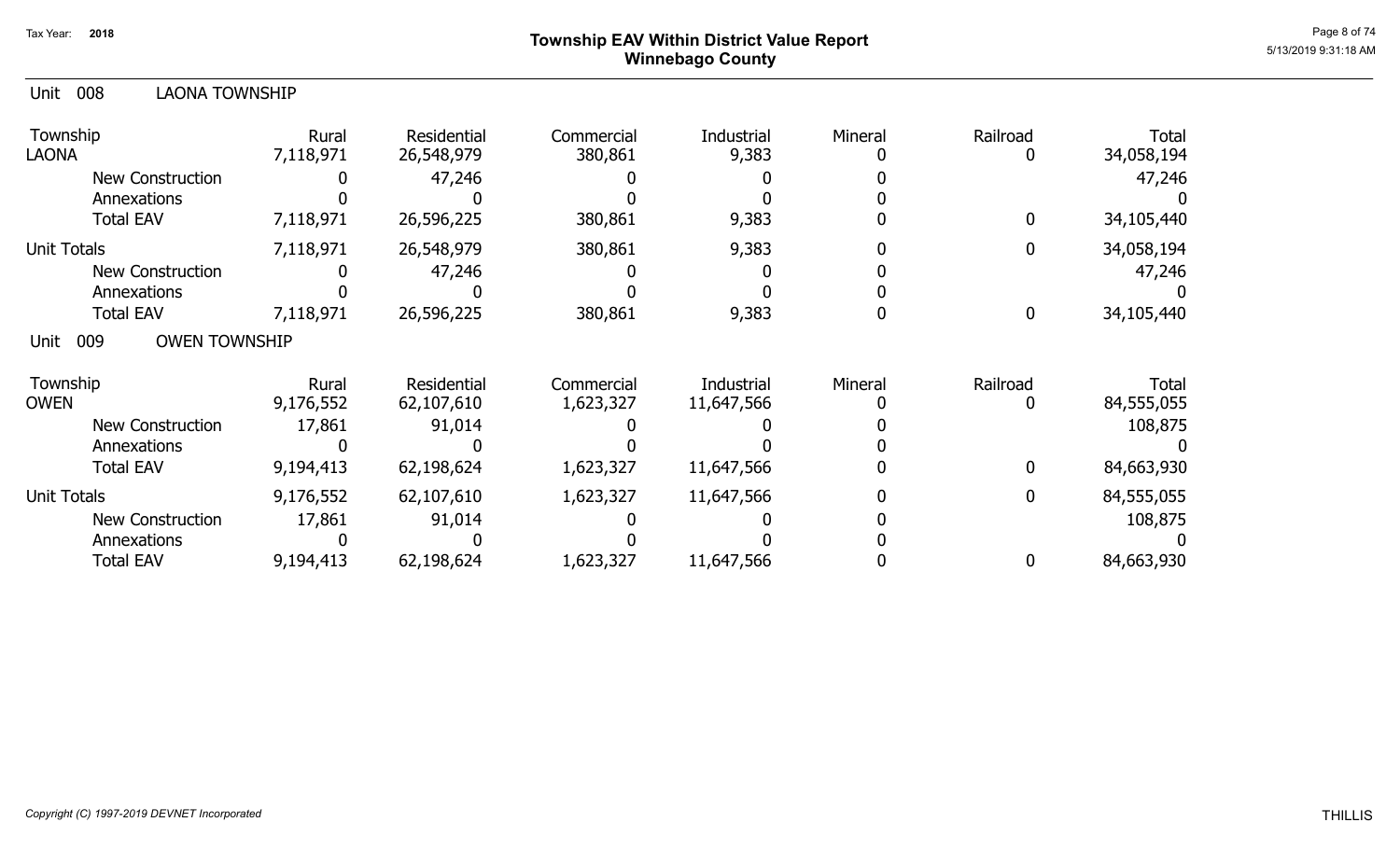## Township EAV Within District Value Report
## Winnebago County

Tax Year: 2018

### Unit 008 LAONA TOWNSHIP

| Township | Rural | Residential | Commercial | Industrial | Mineral | Railroad | Total |
|---|---|---|---|---|---|---|---|
| LAONA | 7,118,971 | 26,548,979 | 380,861 | 9,383 | 0 | 0 | 34,058,194 |
| New Construction | 0 | 47,246 | 0 | 0 | 0 | | 47,246 |
| Annexations | 0 | 0 | 0 | 0 | 0 | | 0 |
| Total EAV | 7,118,971 | 26,596,225 | 380,861 | 9,383 | 0 | 0 | 34,105,440 |
| Unit Totals | 7,118,971 | 26,548,979 | 380,861 | 9,383 | 0 | 0 | 34,058,194 |
| New Construction | 0 | 47,246 | 0 | 0 | 0 | | 47,246 |
| Annexations | 0 | 0 | 0 | 0 | 0 | | 0 |
| Total EAV | 7,118,971 | 26,596,225 | 380,861 | 9,383 | 0 | 0 | 34,105,440 |

### Unit 009 OWEN TOWNSHIP

| Township | Rural | Residential | Commercial | Industrial | Mineral | Railroad | Total |
|---|---|---|---|---|---|---|---|
| OWEN | 9,176,552 | 62,107,610 | 1,623,327 | 11,647,566 | 0 | 0 | 84,555,055 |
| New Construction | 17,861 | 91,014 | 0 | 0 | 0 | | 108,875 |
| Annexations | 0 | 0 | 0 | 0 | 0 | | 0 |
| Total EAV | 9,194,413 | 62,198,624 | 1,623,327 | 11,647,566 | 0 | 0 | 84,663,930 |
| Unit Totals | 9,176,552 | 62,107,610 | 1,623,327 | 11,647,566 | 0 | 0 | 84,555,055 |
| New Construction | 17,861 | 91,014 | 0 | 0 | 0 | | 108,875 |
| Annexations | 0 | 0 | 0 | 0 | 0 | | 0 |
| Total EAV | 9,194,413 | 62,198,624 | 1,623,327 | 11,647,566 | 0 | 0 | 84,663,930 |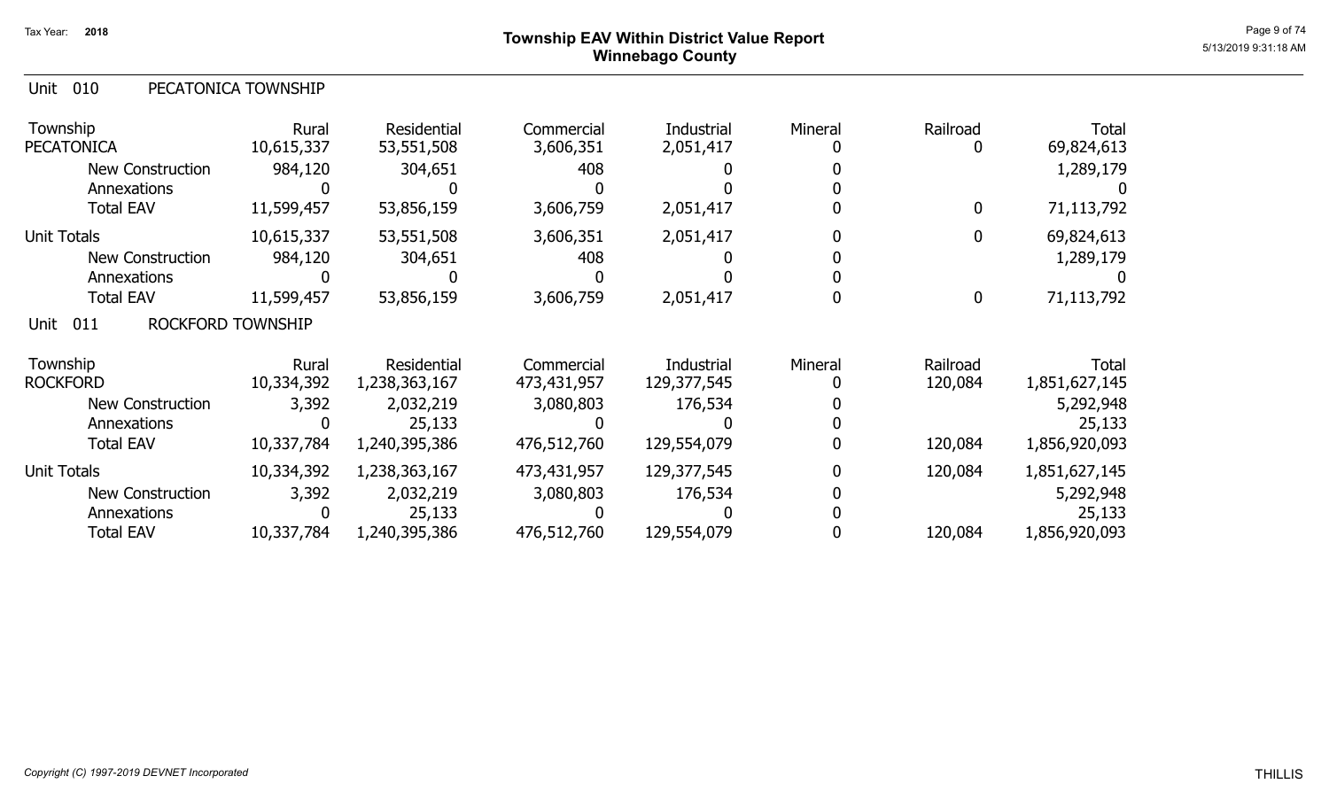# Township EAV Within District Value Report
## Winnebago County

Tax Year: 2018

### Unit 010 PECATONICA TOWNSHIP

| Township | Rural | Residential | Commercial | Industrial | Mineral | Railroad | Total |
|---|---|---|---|---|---|---|---|
| PECATONICA | 10,615,337 | 53,551,508 | 3,606,351 | 2,051,417 | 0 | 0 | 69,824,613 |
| New Construction | 984,120 | 304,651 | 408 | 0 | 0 | | 1,289,179 |
| Annexations | 0 | 0 | 0 | 0 | 0 | | 0 |
| Total EAV | 11,599,457 | 53,856,159 | 3,606,759 | 2,051,417 | 0 | 0 | 71,113,792 |
| Unit Totals | 10,615,337 | 53,551,508 | 3,606,351 | 2,051,417 | 0 | 0 | 69,824,613 |
| New Construction | 984,120 | 304,651 | 408 | 0 | 0 | | 1,289,179 |
| Annexations | 0 | 0 | 0 | 0 | 0 | | 0 |
| Total EAV | 11,599,457 | 53,856,159 | 3,606,759 | 2,051,417 | 0 | 0 | 71,113,792 |

### Unit 011 ROCKFORD TOWNSHIP

| Township | Rural | Residential | Commercial | Industrial | Mineral | Railroad | Total |
|---|---|---|---|---|---|---|---|
| ROCKFORD | 10,334,392 | 1,238,363,167 | 473,431,957 | 129,377,545 | 0 | 120,084 | 1,851,627,145 |
| New Construction | 3,392 | 2,032,219 | 3,080,803 | 176,534 | 0 | | 5,292,948 |
| Annexations | 0 | 25,133 | 0 | 0 | 0 | | 25,133 |
| Total EAV | 10,337,784 | 1,240,395,386 | 476,512,760 | 129,554,079 | 0 | 120,084 | 1,856,920,093 |
| Unit Totals | 10,334,392 | 1,238,363,167 | 473,431,957 | 129,377,545 | 0 | 120,084 | 1,851,627,145 |
| New Construction | 3,392 | 2,032,219 | 3,080,803 | 176,534 | 0 | | 5,292,948 |
| Annexations | 0 | 25,133 | 0 | 0 | 0 | | 25,133 |
| Total EAV | 10,337,784 | 1,240,395,386 | 476,512,760 | 129,554,079 | 0 | 120,084 | 1,856,920,093 |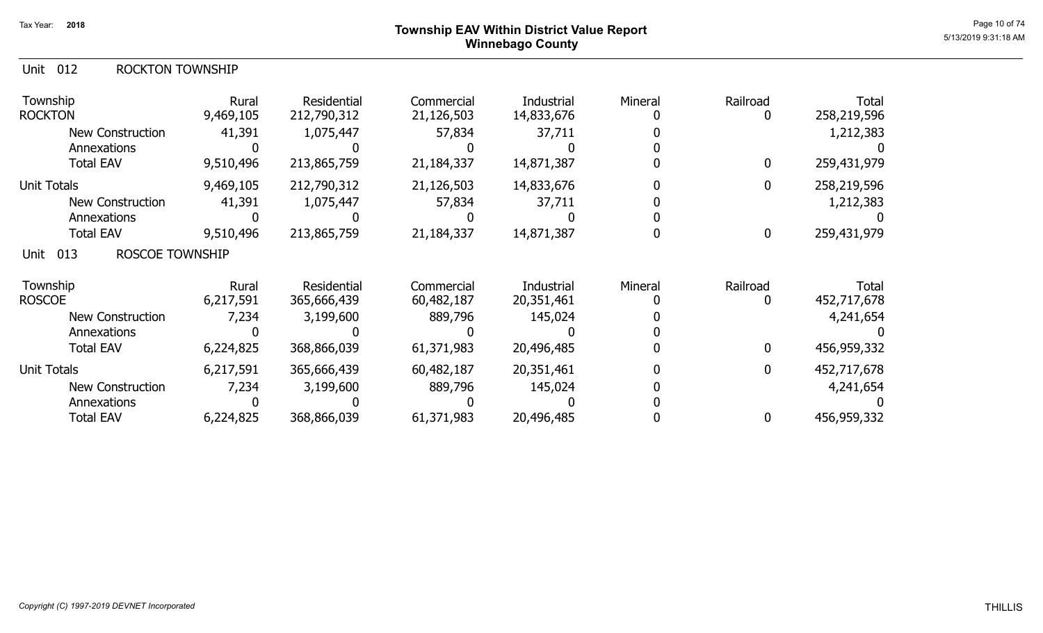# Township EAV Within District Value Report
## Winnebago County

Tax Year: 2018

### Unit 012 ROCKTON TOWNSHIP

| Township | Rural | Residential | Commercial | Industrial | Mineral | Railroad | Total |
|---|---|---|---|---|---|---|---|
| ROCKTON | 9,469,105 | 212,790,312 | 21,126,503 | 14,833,676 | 0 | 0 | 258,219,596 |
| New Construction | 41,391 | 1,075,447 | 57,834 | 37,711 | 0 | | 1,212,383 |
| Annexations | 0 | 0 | 0 | 0 | 0 | | 0 |
| Total EAV | 9,510,496 | 213,865,759 | 21,184,337 | 14,871,387 | 0 | 0 | 259,431,979 |
| Unit Totals | 9,469,105 | 212,790,312 | 21,126,503 | 14,833,676 | 0 | 0 | 258,219,596 |
| New Construction | 41,391 | 1,075,447 | 57,834 | 37,711 | 0 | | 1,212,383 |
| Annexations | 0 | 0 | 0 | 0 | 0 | | 0 |
| Total EAV | 9,510,496 | 213,865,759 | 21,184,337 | 14,871,387 | 0 | 0 | 259,431,979 |

### Unit 013 ROSCOE TOWNSHIP

| Township | Rural | Residential | Commercial | Industrial | Mineral | Railroad | Total |
|---|---|---|---|---|---|---|---|
| ROSCOE | 6,217,591 | 365,666,439 | 60,482,187 | 20,351,461 | 0 | 0 | 452,717,678 |
| New Construction | 7,234 | 3,199,600 | 889,796 | 145,024 | 0 | | 4,241,654 |
| Annexations | 0 | 0 | 0 | 0 | 0 | | 0 |
| Total EAV | 6,224,825 | 368,866,039 | 61,371,983 | 20,496,485 | 0 | 0 | 456,959,332 |
| Unit Totals | 6,217,591 | 365,666,439 | 60,482,187 | 20,351,461 | 0 | 0 | 452,717,678 |
| New Construction | 7,234 | 3,199,600 | 889,796 | 145,024 | 0 | | 4,241,654 |
| Annexations | 0 | 0 | 0 | 0 | 0 | | 0 |
| Total EAV | 6,224,825 | 368,866,039 | 61,371,983 | 20,496,485 | 0 | 0 | 456,959,332 |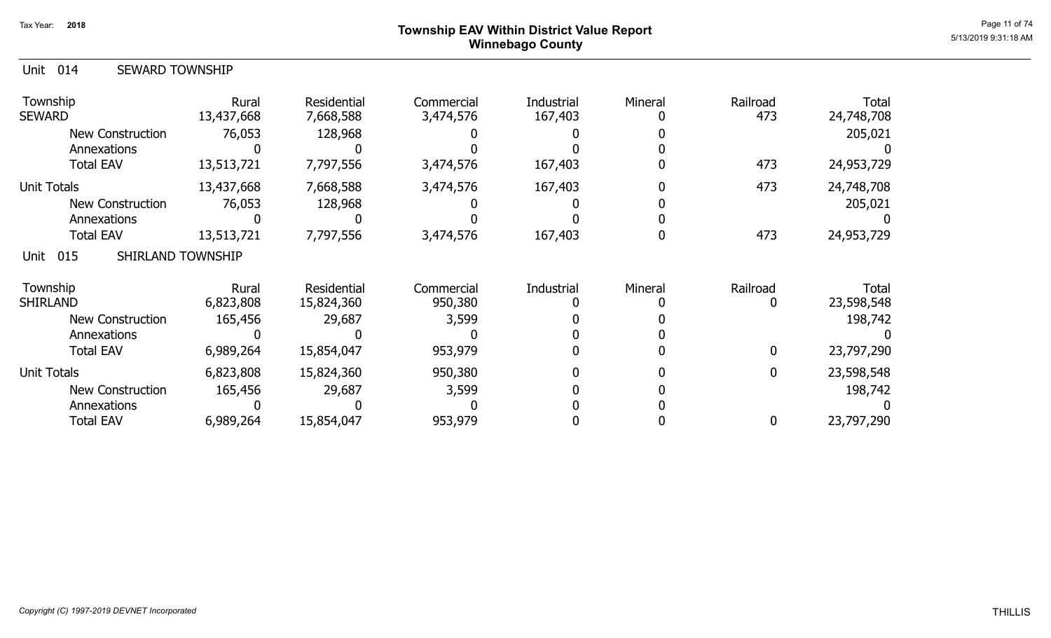# Township EAV Within District Value Report
## Winnebago County

Tax Year: 2018

5/13/2019 9:31:18 AM

### Unit 014 SEWARD TOWNSHIP

| Township | Rural | Residential | Commercial | Industrial | Mineral | Railroad | Total |
|---|---|---|---|---|---|---|---|
| SEWARD | 13,437,668 | 7,668,588 | 3,474,576 | 167,403 | 0 | 473 | 24,748,708 |
| New Construction | 76,053 | 128,968 | 0 | 0 | 0 | | 205,021 |
| Annexations | 0 | 0 | 0 | 0 | 0 | | 0 |
| Total EAV | 13,513,721 | 7,797,556 | 3,474,576 | 167,403 | 0 | 473 | 24,953,729 |
| Unit Totals | 13,437,668 | 7,668,588 | 3,474,576 | 167,403 | 0 | 473 | 24,748,708 |
| New Construction | 76,053 | 128,968 | 0 | 0 | 0 | | 205,021 |
| Annexations | 0 | 0 | 0 | 0 | 0 | | 0 |
| Total EAV | 13,513,721 | 7,797,556 | 3,474,576 | 167,403 | 0 | 473 | 24,953,729 |

### Unit 015 SHIRLAND TOWNSHIP

| Township | Rural | Residential | Commercial | Industrial | Mineral | Railroad | Total |
|---|---|---|---|---|---|---|---|
| SHIRLAND | 6,823,808 | 15,824,360 | 950,380 | 0 | 0 | 0 | 23,598,548 |
| New Construction | 165,456 | 29,687 | 3,599 | 0 | 0 | | 198,742 |
| Annexations | 0 | 0 | 0 | 0 | 0 | | 0 |
| Total EAV | 6,989,264 | 15,854,047 | 953,979 | 0 | 0 | 0 | 23,797,290 |
| Unit Totals | 6,823,808 | 15,824,360 | 950,380 | 0 | 0 | 0 | 23,598,548 |
| New Construction | 165,456 | 29,687 | 3,599 | 0 | 0 | | 198,742 |
| Annexations | 0 | 0 | 0 | 0 | 0 | | 0 |
| Total EAV | 6,989,264 | 15,854,047 | 953,979 | 0 | 0 | 0 | 23,797,290 |

*Copyright (C) 1997-2019 DEVNET Incorporated*

THILLIS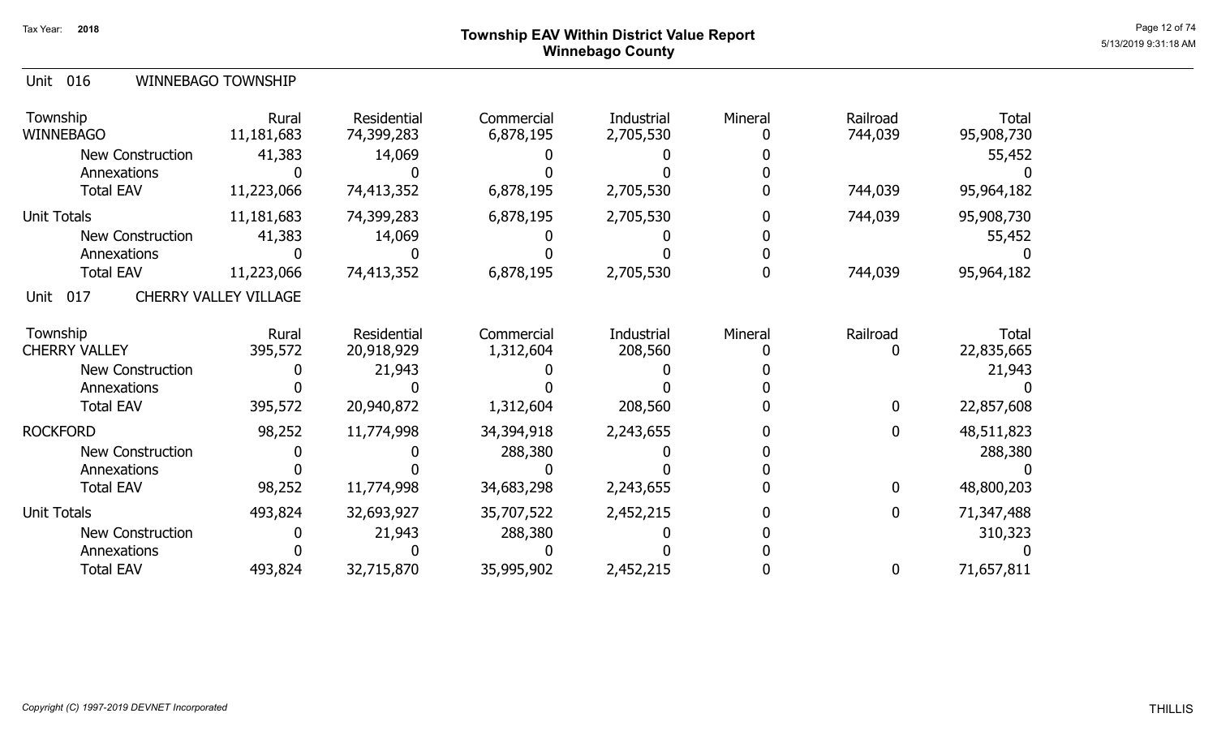# Township EAV Within District Value Report
## Winnebago County

Tax Year: 2018

### Unit 016 WINNEBAGO TOWNSHIP

| Township | Rural | Residential | Commercial | Industrial | Mineral | Railroad | Total |
|---|---|---|---|---|---|---|---|
| WINNEBAGO | 11,181,683 | 74,399,283 | 6,878,195 | 2,705,530 | 0 | 744,039 | 95,908,730 |
| New Construction | 41,383 | 14,069 | 0 | 0 | 0 | | 55,452 |
| Annexations | 0 | 0 | 0 | 0 | 0 | | 0 |
| Total EAV | 11,223,066 | 74,413,352 | 6,878,195 | 2,705,530 | 0 | 744,039 | 95,964,182 |
| Unit Totals | 11,181,683 | 74,399,283 | 6,878,195 | 2,705,530 | 0 | 744,039 | 95,908,730 |
| New Construction | 41,383 | 14,069 | 0 | 0 | 0 | | 55,452 |
| Annexations | 0 | 0 | 0 | 0 | 0 | | 0 |
| Total EAV | 11,223,066 | 74,413,352 | 6,878,195 | 2,705,530 | 0 | 744,039 | 95,964,182 |

### Unit 017 CHERRY VALLEY VILLAGE

| Township | Rural | Residential | Commercial | Industrial | Mineral | Railroad | Total |
|---|---|---|---|---|---|---|---|
| CHERRY VALLEY | 395,572 | 20,918,929 | 1,312,604 | 208,560 | 0 | 0 | 22,835,665 |
| New Construction | 0 | 21,943 | 0 | 0 | 0 | | 21,943 |
| Annexations | 0 | 0 | 0 | 0 | 0 | | 0 |
| Total EAV | 395,572 | 20,940,872 | 1,312,604 | 208,560 | 0 | 0 | 22,857,608 |
| ROCKFORD | 98,252 | 11,774,998 | 34,394,918 | 2,243,655 | 0 | 0 | 48,511,823 |
| New Construction | 0 | 0 | 288,380 | 0 | 0 | | 288,380 |
| Annexations | 0 | 0 | 0 | 0 | 0 | | 0 |
| Total EAV | 98,252 | 11,774,998 | 34,683,298 | 2,243,655 | 0 | 0 | 48,800,203 |
| Unit Totals | 493,824 | 32,693,927 | 35,707,522 | 2,452,215 | 0 | 0 | 71,347,488 |
| New Construction | 0 | 21,943 | 288,380 | 0 | 0 | | 310,323 |
| Annexations | 0 | 0 | 0 | 0 | 0 | | 0 |
| Total EAV | 493,824 | 32,715,870 | 35,995,902 | 2,452,215 | 0 | 0 | 71,657,811 |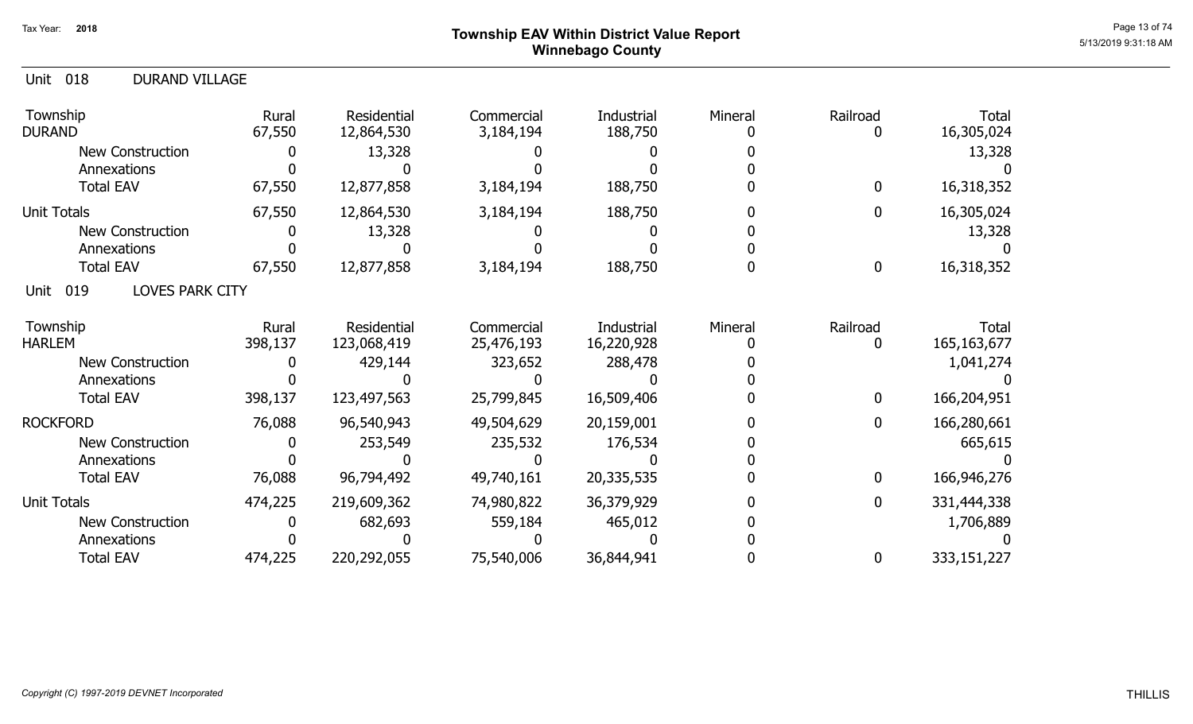# Township EAV Within District Value Report
## Winnebago County

Tax Year: 2018

5/13/2019 9:31:18 AM

### Unit 018 DURAND VILLAGE

| Township | Rural | Residential | Commercial | Industrial | Mineral | Railroad | Total |
|---|---|---|---|---|---|---|---|
| DURAND | 67,550 | 12,864,530 | 3,184,194 | 188,750 | 0 | 0 | 16,305,024 |
| New Construction | 0 | 13,328 | 0 | 0 | 0 | | 13,328 |
| Annexations | 0 | 0 | 0 | 0 | 0 | | 0 |
| Total EAV | 67,550 | 12,877,858 | 3,184,194 | 188,750 | 0 | 0 | 16,318,352 |
| Unit Totals | 67,550 | 12,864,530 | 3,184,194 | 188,750 | 0 | 0 | 16,305,024 |
| New Construction | 0 | 13,328 | 0 | 0 | 0 | | 13,328 |
| Annexations | 0 | 0 | 0 | 0 | 0 | | 0 |
| Total EAV | 67,550 | 12,877,858 | 3,184,194 | 188,750 | 0 | 0 | 16,318,352 |

### Unit 019 LOVES PARK CITY

| Township | Rural | Residential | Commercial | Industrial | Mineral | Railroad | Total |
|---|---|---|---|---|---|---|---|
| HARLEM | 398,137 | 123,068,419 | 25,476,193 | 16,220,928 | 0 | 0 | 165,163,677 |
| New Construction | 0 | 429,144 | 323,652 | 288,478 | 0 | | 1,041,274 |
| Annexations | 0 | 0 | 0 | 0 | 0 | | 0 |
| Total EAV | 398,137 | 123,497,563 | 25,799,845 | 16,509,406 | 0 | 0 | 166,204,951 |
| ROCKFORD | 76,088 | 96,540,943 | 49,504,629 | 20,159,001 | 0 | 0 | 166,280,661 |
| New Construction | 0 | 253,549 | 235,532 | 176,534 | 0 | | 665,615 |
| Annexations | 0 | 0 | 0 | 0 | 0 | | 0 |
| Total EAV | 76,088 | 96,794,492 | 49,740,161 | 20,335,535 | 0 | 0 | 166,946,276 |
| Unit Totals | 474,225 | 219,609,362 | 74,980,822 | 36,379,929 | 0 | 0 | 331,444,338 |
| New Construction | 0 | 682,693 | 559,184 | 465,012 | 0 | | 1,706,889 |
| Annexations | 0 | 0 | 0 | 0 | 0 | | 0 |
| Total EAV | 474,225 | 220,292,055 | 75,540,006 | 36,844,941 | 0 | 0 | 333,151,227 |

*Copyright (C) 1997-2019 DEVNET Incorporated*

THILLIS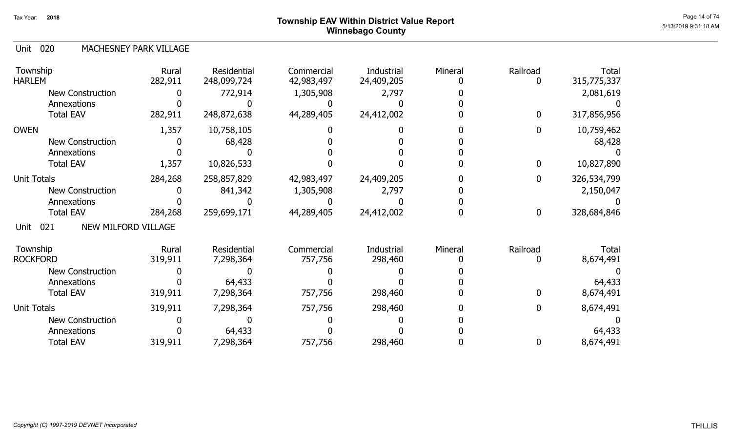Tax Year: 2018

# Township EAV Within District Value Report
## Winnebago County

Unit 020 MACHESNEY PARK VILLAGE

| Township | Rural | Residential | Commercial | Industrial | Mineral | Railroad | Total |
|---|---|---|---|---|---|---|---|
| HARLEM | 282,911 | 248,099,724 | 42,983,497 | 24,409,205 | 0 | 0 | 315,775,337 |
| New Construction | 0 | 772,914 | 1,305,908 | 2,797 | 0 | | 2,081,619 |
| Annexations | 0 | 0 | 0 | 0 | 0 | | 0 |
| Total EAV | 282,911 | 248,872,638 | 44,289,405 | 24,412,002 | 0 | 0 | 317,856,956 |
| OWEN | 1,357 | 10,758,105 | 0 | 0 | 0 | 0 | 10,759,462 |
| New Construction | 0 | 68,428 | 0 | 0 | 0 | | 68,428 |
| Annexations | 0 | 0 | 0 | 0 | 0 | | 0 |
| Total EAV | 1,357 | 10,826,533 | 0 | 0 | 0 | 0 | 10,827,890 |
| Unit Totals | 284,268 | 258,857,829 | 42,983,497 | 24,409,205 | 0 | 0 | 326,534,799 |
| New Construction | 0 | 841,342 | 1,305,908 | 2,797 | 0 | | 2,150,047 |
| Annexations | 0 | 0 | 0 | 0 | 0 | | 0 |
| Total EAV | 284,268 | 259,699,171 | 44,289,405 | 24,412,002 | 0 | 0 | 328,684,846 |

Unit 021 NEW MILFORD VILLAGE

| Township | Rural | Residential | Commercial | Industrial | Mineral | Railroad | Total |
|---|---|---|---|---|---|---|---|
| ROCKFORD | 319,911 | 7,298,364 | 757,756 | 298,460 | 0 | 0 | 8,674,491 |
| New Construction | 0 | 0 | 0 | 0 | 0 | | 0 |
| Annexations | 0 | 64,433 | 0 | 0 | 0 | | 64,433 |
| Total EAV | 319,911 | 7,298,364 | 757,756 | 298,460 | 0 | 0 | 8,674,491 |
| Unit Totals | 319,911 | 7,298,364 | 757,756 | 298,460 | 0 | 0 | 8,674,491 |
| New Construction | 0 | 0 | 0 | 0 | 0 | | 0 |
| Annexations | 0 | 64,433 | 0 | 0 | 0 | | 64,433 |
| Total EAV | 319,911 | 7,298,364 | 757,756 | 298,460 | 0 | 0 | 8,674,491 |

*Copyright (C) 1997-2019 DEVNET Incorporated*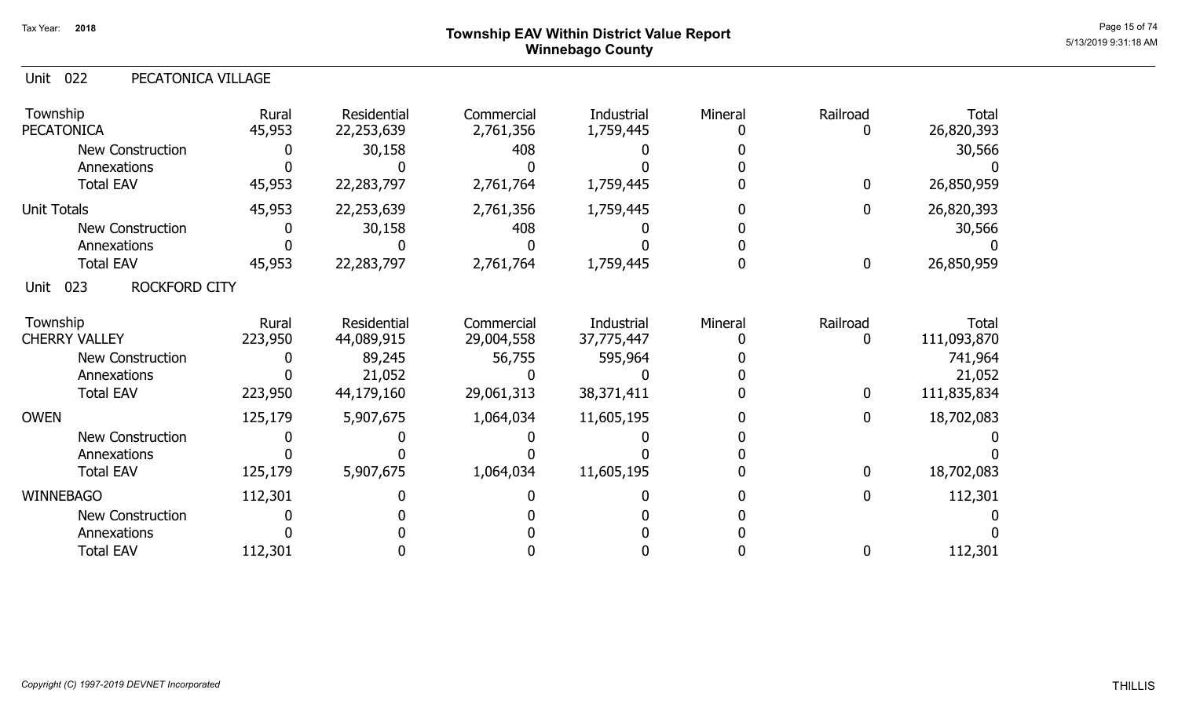# Township EAV Within District Value Report
## Winnebago County

Tax Year: 2018

### Unit 022 PECATONICA VILLAGE

| Township | Rural | Residential | Commercial | Industrial | Mineral | Railroad | Total |
|---|---|---|---|---|---|---|---|
| PECATONICA | 45,953 | 22,253,639 | 2,761,356 | 1,759,445 | 0 | 0 | 26,820,393 |
| New Construction | 0 | 30,158 | 408 | 0 | 0 | | 30,566 |
| Annexations | 0 | 0 | 0 | 0 | 0 | | 0 |
| Total EAV | 45,953 | 22,283,797 | 2,761,764 | 1,759,445 | 0 | 0 | 26,850,959 |
| Unit Totals | 45,953 | 22,253,639 | 2,761,356 | 1,759,445 | 0 | 0 | 26,820,393 |
| New Construction | 0 | 30,158 | 408 | 0 | 0 | | 30,566 |
| Annexations | 0 | 0 | 0 | 0 | 0 | | 0 |
| Total EAV | 45,953 | 22,283,797 | 2,761,764 | 1,759,445 | 0 | 0 | 26,850,959 |

### Unit 023 ROCKFORD CITY

| Township | Rural | Residential | Commercial | Industrial | Mineral | Railroad | Total |
|---|---|---|---|---|---|---|---|
| CHERRY VALLEY | 223,950 | 44,089,915 | 29,004,558 | 37,775,447 | 0 | 0 | 111,093,870 |
| New Construction | 0 | 89,245 | 56,755 | 595,964 | 0 | | 741,964 |
| Annexations | 0 | 21,052 | 0 | 0 | 0 | | 21,052 |
| Total EAV | 223,950 | 44,179,160 | 29,061,313 | 38,371,411 | 0 | 0 | 111,835,834 |
| OWEN | 125,179 | 5,907,675 | 1,064,034 | 11,605,195 | 0 | 0 | 18,702,083 |
| New Construction | 0 | 0 | 0 | 0 | 0 | | 0 |
| Annexations | 0 | 0 | 0 | 0 | 0 | | 0 |
| Total EAV | 125,179 | 5,907,675 | 1,064,034 | 11,605,195 | 0 | 0 | 18,702,083 |
| WINNEBAGO | 112,301 | 0 | 0 | 0 | 0 | 0 | 112,301 |
| New Construction | 0 | 0 | 0 | 0 | 0 | | 0 |
| Annexations | 0 | 0 | 0 | 0 | 0 | | 0 |
| Total EAV | 112,301 | 0 | 0 | 0 | 0 | 0 | 112,301 |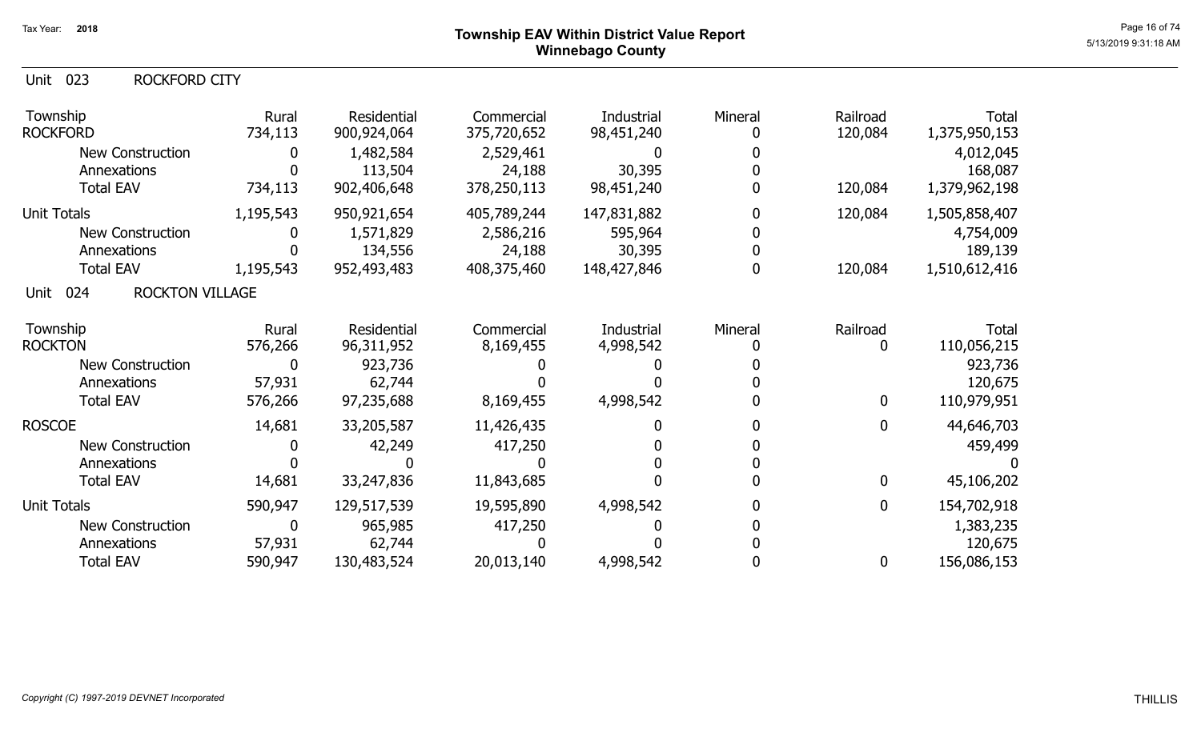# Township EAV Within District Value Report
## Winnebago County

Tax Year: 2018

5/13/2019 9:31:18 AM

### Unit 023 ROCKFORD CITY

| Township | Rural | Residential | Commercial | Industrial | Mineral | Railroad | Total |
|---|---|---|---|---|---|---|---|
| ROCKFORD | 734,113 | 900,924,064 | 375,720,652 | 98,451,240 | 0 | 120,084 | 1,375,950,153 |
| New Construction | 0 | 1,482,584 | 2,529,461 | 0 | 0 | | 4,012,045 |
| Annexations | 0 | 113,504 | 24,188 | 30,395 | 0 | | 168,087 |
| Total EAV | 734,113 | 902,406,648 | 378,250,113 | 98,451,240 | 0 | 120,084 | 1,379,962,198 |
| Unit Totals | 1,195,543 | 950,921,654 | 405,789,244 | 147,831,882 | 0 | 120,084 | 1,505,858,407 |
| New Construction | 0 | 1,571,829 | 2,586,216 | 595,964 | 0 | | 4,754,009 |
| Annexations | 0 | 134,556 | 24,188 | 30,395 | 0 | | 189,139 |
| Total EAV | 1,195,543 | 952,493,483 | 408,375,460 | 148,427,846 | 0 | 120,084 | 1,510,612,416 |

### Unit 024 ROCKTON VILLAGE

| Township | Rural | Residential | Commercial | Industrial | Mineral | Railroad | Total |
|---|---|---|---|---|---|---|---|
| ROCKTON | 576,266 | 96,311,952 | 8,169,455 | 4,998,542 | 0 | 0 | 110,056,215 |
| New Construction | 0 | 923,736 | 0 | 0 | 0 | | 923,736 |
| Annexations | 57,931 | 62,744 | 0 | 0 | 0 | | 120,675 |
| Total EAV | 576,266 | 97,235,688 | 8,169,455 | 4,998,542 | 0 | 0 | 110,979,951 |
| ROSCOE | 14,681 | 33,205,587 | 11,426,435 | 0 | 0 | 0 | 44,646,703 |
| New Construction | 0 | 42,249 | 417,250 | 0 | 0 | | 459,499 |
| Annexations | 0 | 0 | 0 | 0 | 0 | | 0 |
| Total EAV | 14,681 | 33,247,836 | 11,843,685 | 0 | 0 | 0 | 45,106,202 |
| Unit Totals | 590,947 | 129,517,539 | 19,595,890 | 4,998,542 | 0 | 0 | 154,702,918 |
| New Construction | 0 | 965,985 | 417,250 | 0 | 0 | | 1,383,235 |
| Annexations | 57,931 | 62,744 | 0 | 0 | 0 | | 120,675 |
| Total EAV | 590,947 | 130,483,524 | 20,013,140 | 4,998,542 | 0 | 0 | 156,086,153 |

*Copyright (C) 1997-2019 DEVNET Incorporated*

THILLIS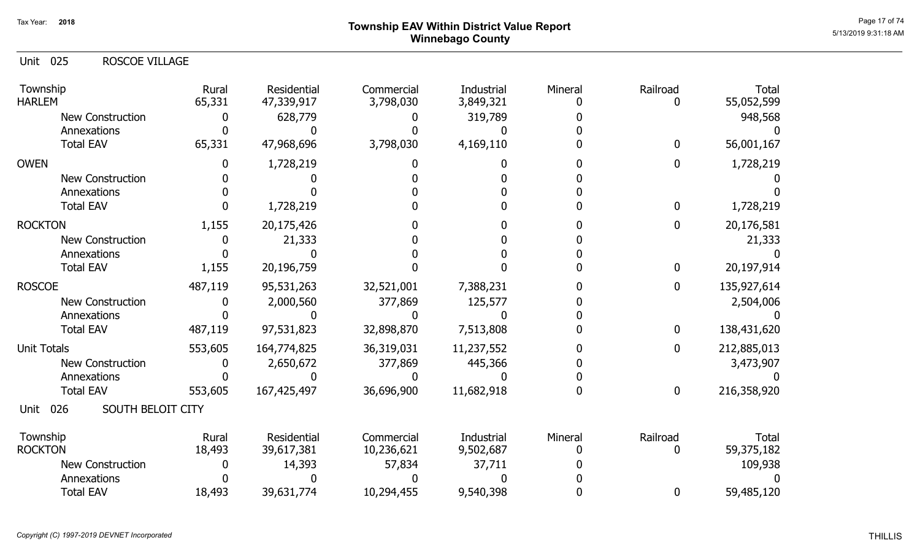# Township EAV Within District Value Report
## Winnebago County

Tax Year: 2018

Unit 025 ROSCOE VILLAGE

| Township | Rural | Residential | Commercial | Industrial | Mineral | Railroad | Total |
|---|---|---|---|---|---|---|---|
| HARLEM | 65,331 | 47,339,917 | 3,798,030 | 3,849,321 | 0 | 0 | 55,052,599 |
| New Construction | 0 | 628,779 | 0 | 319,789 | 0 | | 948,568 |
| Annexations | 0 | 0 | 0 | 0 | 0 | | 0 |
| Total EAV | 65,331 | 47,968,696 | 3,798,030 | 4,169,110 | 0 | 0 | 56,001,167 |
| OWEN | 0 | 1,728,219 | 0 | 0 | 0 | 0 | 1,728,219 |
| New Construction | 0 | 0 | 0 | 0 | 0 | | 0 |
| Annexations | 0 | 0 | 0 | 0 | 0 | | 0 |
| Total EAV | 0 | 1,728,219 | 0 | 0 | 0 | 0 | 1,728,219 |
| ROCKTON | 1,155 | 20,175,426 | 0 | 0 | 0 | 0 | 20,176,581 |
| New Construction | 0 | 21,333 | 0 | 0 | 0 | | 21,333 |
| Annexations | 0 | 0 | 0 | 0 | 0 | | 0 |
| Total EAV | 1,155 | 20,196,759 | 0 | 0 | 0 | 0 | 20,197,914 |
| ROSCOE | 487,119 | 95,531,263 | 32,521,001 | 7,388,231 | 0 | 0 | 135,927,614 |
| New Construction | 0 | 2,000,560 | 377,869 | 125,577 | 0 | | 2,504,006 |
| Annexations | 0 | 0 | 0 | 0 | 0 | | 0 |
| Total EAV | 487,119 | 97,531,823 | 32,898,870 | 7,513,808 | 0 | 0 | 138,431,620 |
| Unit Totals | 553,605 | 164,774,825 | 36,319,031 | 11,237,552 | 0 | 0 | 212,885,013 |
| New Construction | 0 | 2,650,672 | 377,869 | 445,366 | 0 | | 3,473,907 |
| Annexations | 0 | 0 | 0 | 0 | 0 | | 0 |
| Total EAV | 553,605 | 167,425,497 | 36,696,900 | 11,682,918 | 0 | 0 | 216,358,920 |

Unit 026 SOUTH BELOIT CITY

| Township | Rural | Residential | Commercial | Industrial | Mineral | Railroad | Total |
|---|---|---|---|---|---|---|---|
| ROCKTON | 18,493 | 39,617,381 | 10,236,621 | 9,502,687 | 0 | 0 | 59,375,182 |
| New Construction | 0 | 14,393 | 57,834 | 37,711 | 0 | | 109,938 |
| Annexations | 0 | 0 | 0 | 0 | 0 | | 0 |
| Total EAV | 18,493 | 39,631,774 | 10,294,455 | 9,540,398 | 0 | 0 | 59,485,120 |

*Copyright (C) 1997-2019 DEVNET Incorporated*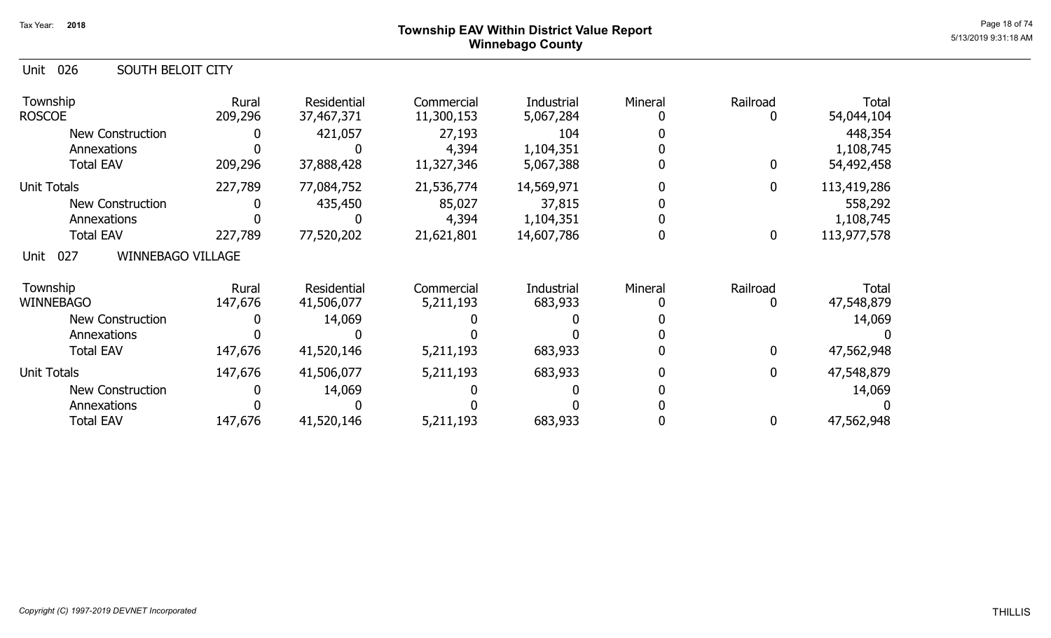## Township EAV Within District Value Report
## Winnebago County

Tax Year: 2018

### Unit 026 SOUTH BELOIT CITY

| Township | Rural | Residential | Commercial | Industrial | Mineral | Railroad | Total |
|---|---|---|---|---|---|---|---|
| ROSCOE | 209,296 | 37,467,371 | 11,300,153 | 5,067,284 | 0 | 0 | 54,044,104 |
| New Construction | 0 | 421,057 | 27,193 | 104 | 0 | | 448,354 |
| Annexations | 0 | 0 | 4,394 | 1,104,351 | 0 | | 1,108,745 |
| Total EAV | 209,296 | 37,888,428 | 11,327,346 | 5,067,388 | 0 | 0 | 54,492,458 |
| Unit Totals | 227,789 | 77,084,752 | 21,536,774 | 14,569,971 | 0 | 0 | 113,419,286 |
| New Construction | 0 | 435,450 | 85,027 | 37,815 | 0 | | 558,292 |
| Annexations | 0 | 0 | 4,394 | 1,104,351 | 0 | | 1,108,745 |
| Total EAV | 227,789 | 77,520,202 | 21,621,801 | 14,607,786 | 0 | 0 | 113,977,578 |

### Unit 027 WINNEBAGO VILLAGE

| Township | Rural | Residential | Commercial | Industrial | Mineral | Railroad | Total |
|---|---|---|---|---|---|---|---|
| WINNEBAGO | 147,676 | 41,506,077 | 5,211,193 | 683,933 | 0 | 0 | 47,548,879 |
| New Construction | 0 | 14,069 | 0 | 0 | 0 | | 14,069 |
| Annexations | 0 | 0 | 0 | 0 | 0 | | 0 |
| Total EAV | 147,676 | 41,520,146 | 5,211,193 | 683,933 | 0 | 0 | 47,562,948 |
| Unit Totals | 147,676 | 41,506,077 | 5,211,193 | 683,933 | 0 | 0 | 47,548,879 |
| New Construction | 0 | 14,069 | 0 | 0 | 0 | | 14,069 |
| Annexations | 0 | 0 | 0 | 0 | 0 | | 0 |
| Total EAV | 147,676 | 41,520,146 | 5,211,193 | 683,933 | 0 | 0 | 47,562,948 |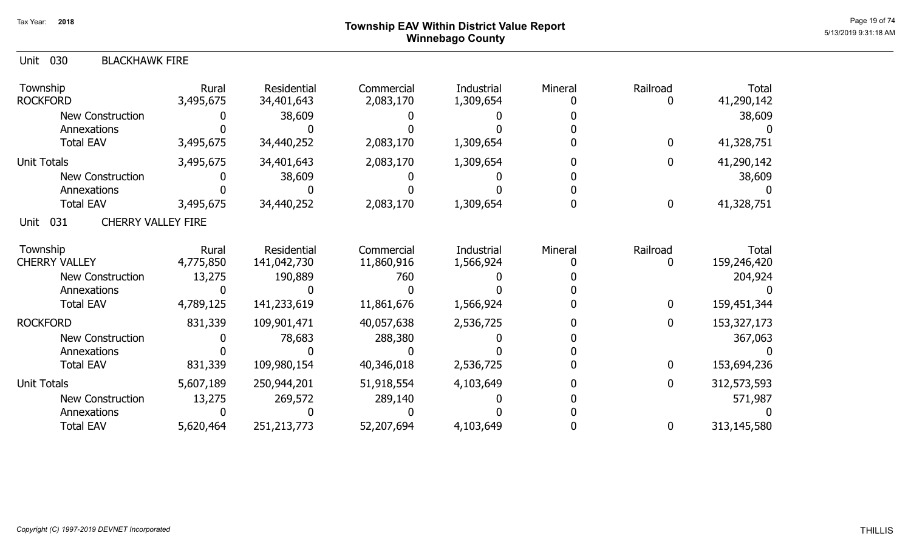# Township EAV Within District Value Report
## Winnebago County

Tax Year: 2018

### Unit 030 BLACKHAWK FIRE

| Township | Rural | Residential | Commercial | Industrial | Mineral | Railroad | Total |
|---|---|---|---|---|---|---|---|
| ROCKFORD | 3,495,675 | 34,401,643 | 2,083,170 | 1,309,654 | 0 | 0 | 41,290,142 |
| New Construction | 0 | 38,609 | 0 | 0 | 0 | | 38,609 |
| Annexations | 0 | 0 | 0 | 0 | 0 | | 0 |
| Total EAV | 3,495,675 | 34,440,252 | 2,083,170 | 1,309,654 | 0 | 0 | 41,328,751 |
| Unit Totals | 3,495,675 | 34,401,643 | 2,083,170 | 1,309,654 | 0 | 0 | 41,290,142 |
| New Construction | 0 | 38,609 | 0 | 0 | 0 | | 38,609 |
| Annexations | 0 | 0 | 0 | 0 | 0 | | 0 |
| Total EAV | 3,495,675 | 34,440,252 | 2,083,170 | 1,309,654 | 0 | 0 | 41,328,751 |

### Unit 031 CHERRY VALLEY FIRE

| Township | Rural | Residential | Commercial | Industrial | Mineral | Railroad | Total |
|---|---|---|---|---|---|---|---|
| CHERRY VALLEY | 4,775,850 | 141,042,730 | 11,860,916 | 1,566,924 | 0 | 0 | 159,246,420 |
| New Construction | 13,275 | 190,889 | 760 | 0 | 0 | | 204,924 |
| Annexations | 0 | 0 | 0 | 0 | 0 | | 0 |
| Total EAV | 4,789,125 | 141,233,619 | 11,861,676 | 1,566,924 | 0 | 0 | 159,451,344 |
| ROCKFORD | 831,339 | 109,901,471 | 40,057,638 | 2,536,725 | 0 | 0 | 153,327,173 |
| New Construction | 0 | 78,683 | 288,380 | 0 | 0 | | 367,063 |
| Annexations | 0 | 0 | 0 | 0 | 0 | | 0 |
| Total EAV | 831,339 | 109,980,154 | 40,346,018 | 2,536,725 | 0 | 0 | 153,694,236 |
| Unit Totals | 5,607,189 | 250,944,201 | 51,918,554 | 4,103,649 | 0 | 0 | 312,573,593 |
| New Construction | 13,275 | 269,572 | 289,140 | 0 | 0 | | 571,987 |
| Annexations | 0 | 0 | 0 | 0 | 0 | | 0 |
| Total EAV | 5,620,464 | 251,213,773 | 52,207,694 | 4,103,649 | 0 | 0 | 313,145,580 |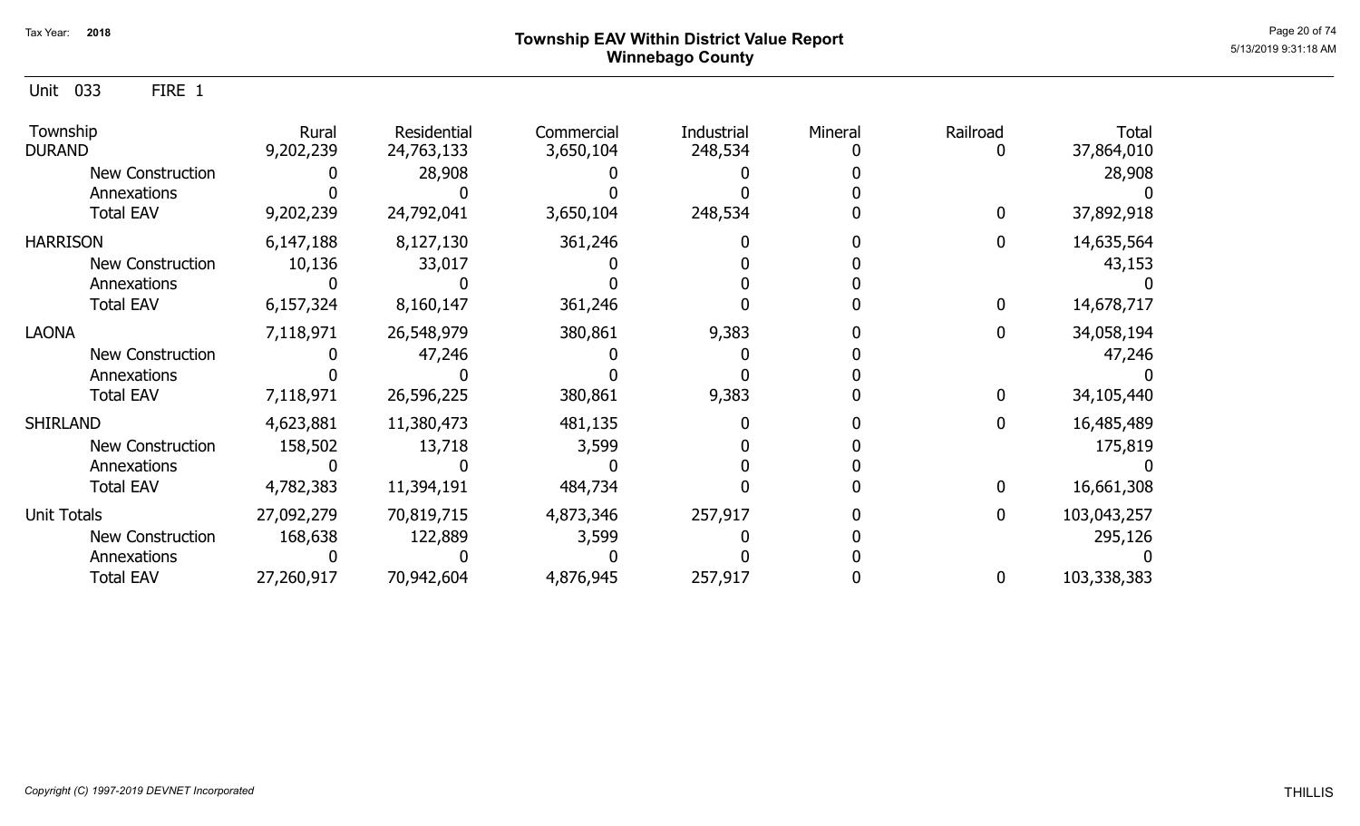Tax Year: 2018

# Township EAV Within District Value Report
## Winnebago County

Unit 033 FIRE 1

| Township | Rural | Residential | Commercial | Industrial | Mineral | Railroad | Total |
|---|---|---|---|---|---|---|---|
| DURAND | 9,202,239 | 24,763,133 | 3,650,104 | 248,534 | 0 | 0 | 37,864,010 |
| New Construction | 0 | 28,908 | 0 | 0 | 0 | | 28,908 |
| Annexations | 0 | 0 | 0 | 0 | 0 | | 0 |
| Total EAV | 9,202,239 | 24,792,041 | 3,650,104 | 248,534 | 0 | 0 | 37,892,918 |
| HARRISON | 6,147,188 | 8,127,130 | 361,246 | 0 | 0 | 0 | 14,635,564 |
| New Construction | 10,136 | 33,017 | 0 | 0 | 0 | | 43,153 |
| Annexations | 0 | 0 | 0 | 0 | 0 | | 0 |
| Total EAV | 6,157,324 | 8,160,147 | 361,246 | 0 | 0 | 0 | 14,678,717 |
| LAONA | 7,118,971 | 26,548,979 | 380,861 | 9,383 | 0 | 0 | 34,058,194 |
| New Construction | 0 | 47,246 | 0 | 0 | 0 | | 47,246 |
| Annexations | 0 | 0 | 0 | 0 | 0 | | 0 |
| Total EAV | 7,118,971 | 26,596,225 | 380,861 | 9,383 | 0 | 0 | 34,105,440 |
| SHIRLAND | 4,623,881 | 11,380,473 | 481,135 | 0 | 0 | 0 | 16,485,489 |
| New Construction | 158,502 | 13,718 | 3,599 | 0 | 0 | | 175,819 |
| Annexations | 0 | 0 | 0 | 0 | 0 | | 0 |
| Total EAV | 4,782,383 | 11,394,191 | 484,734 | 0 | 0 | 0 | 16,661,308 |
| Unit Totals | 27,092,279 | 70,819,715 | 4,873,346 | 257,917 | 0 | 0 | 103,043,257 |
| New Construction | 168,638 | 122,889 | 3,599 | 0 | 0 | | 295,126 |
| Annexations | 0 | 0 | 0 | 0 | 0 | | 0 |
| Total EAV | 27,260,917 | 70,942,604 | 4,876,945 | 257,917 | 0 | 0 | 103,338,383 |

*Copyright (C) 1997-2019 DEVNET Incorporated*

THILLIS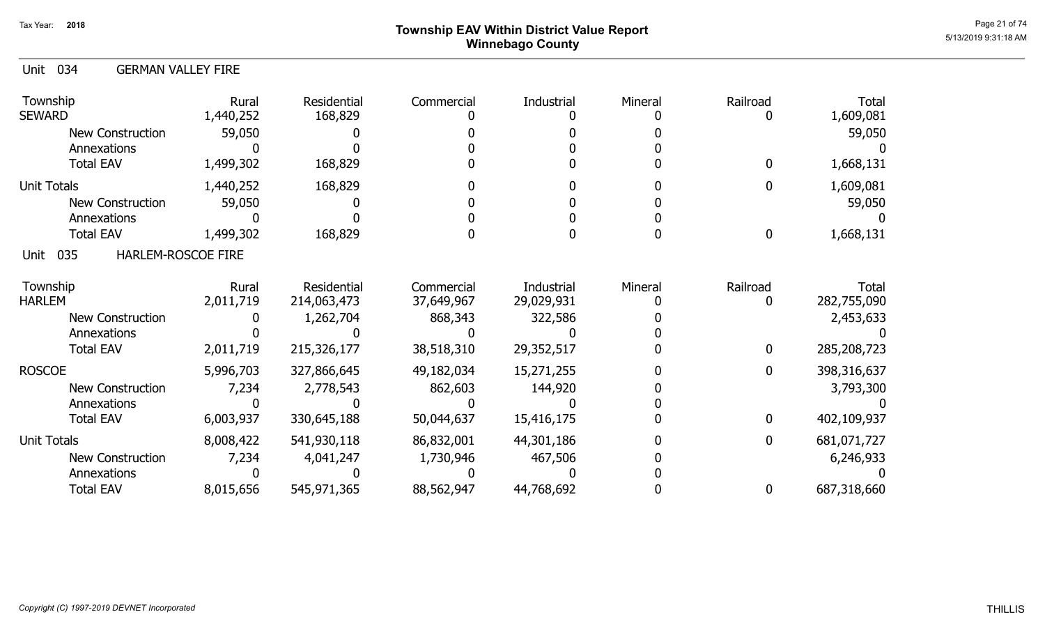Tax Year: 2018

# Township EAV Within District Value Report
## Winnebago County

5/13/2019 9:31:18 AM

### Unit 034 GERMAN VALLEY FIRE

| Township | Rural | Residential | Commercial | Industrial | Mineral | Railroad | Total |
|---|---|---|---|---|---|---|---|
| SEWARD | 1,440,252 | 168,829 | 0 | 0 | 0 | 0 | 1,609,081 |
| New Construction | 59,050 | 0 | 0 | 0 | 0 | | 59,050 |
| Annexations | 0 | 0 | 0 | 0 | 0 | | 0 |
| Total EAV | 1,499,302 | 168,829 | 0 | 0 | 0 | 0 | 1,668,131 |
| Unit Totals | 1,440,252 | 168,829 | 0 | 0 | 0 | 0 | 1,609,081 |
| New Construction | 59,050 | 0 | 0 | 0 | 0 | | 59,050 |
| Annexations | 0 | 0 | 0 | 0 | 0 | | 0 |
| Total EAV | 1,499,302 | 168,829 | 0 | 0 | 0 | 0 | 1,668,131 |

### Unit 035 HARLEM-ROSCOE FIRE

| Township | Rural | Residential | Commercial | Industrial | Mineral | Railroad | Total |
|---|---|---|---|---|---|---|---|
| HARLEM | 2,011,719 | 214,063,473 | 37,649,967 | 29,029,931 | 0 | 0 | 282,755,090 |
| New Construction | 0 | 1,262,704 | 868,343 | 322,586 | 0 | | 2,453,633 |
| Annexations | 0 | 0 | 0 | 0 | 0 | | 0 |
| Total EAV | 2,011,719 | 215,326,177 | 38,518,310 | 29,352,517 | 0 | 0 | 285,208,723 |
| ROSCOE | 5,996,703 | 327,866,645 | 49,182,034 | 15,271,255 | 0 | 0 | 398,316,637 |
| New Construction | 7,234 | 2,778,543 | 862,603 | 144,920 | 0 | | 3,793,300 |
| Annexations | 0 | 0 | 0 | 0 | 0 | | 0 |
| Total EAV | 6,003,937 | 330,645,188 | 50,044,637 | 15,416,175 | 0 | 0 | 402,109,937 |
| Unit Totals | 8,008,422 | 541,930,118 | 86,832,001 | 44,301,186 | 0 | 0 | 681,071,727 |
| New Construction | 7,234 | 4,041,247 | 1,730,946 | 467,506 | 0 | | 6,246,933 |
| Annexations | 0 | 0 | 0 | 0 | 0 | | 0 |
| Total EAV | 8,015,656 | 545,971,365 | 88,562,947 | 44,768,692 | 0 | 0 | 687,318,660 |

*Copyright (C) 1997-2019 DEVNET Incorporated*

THILLIS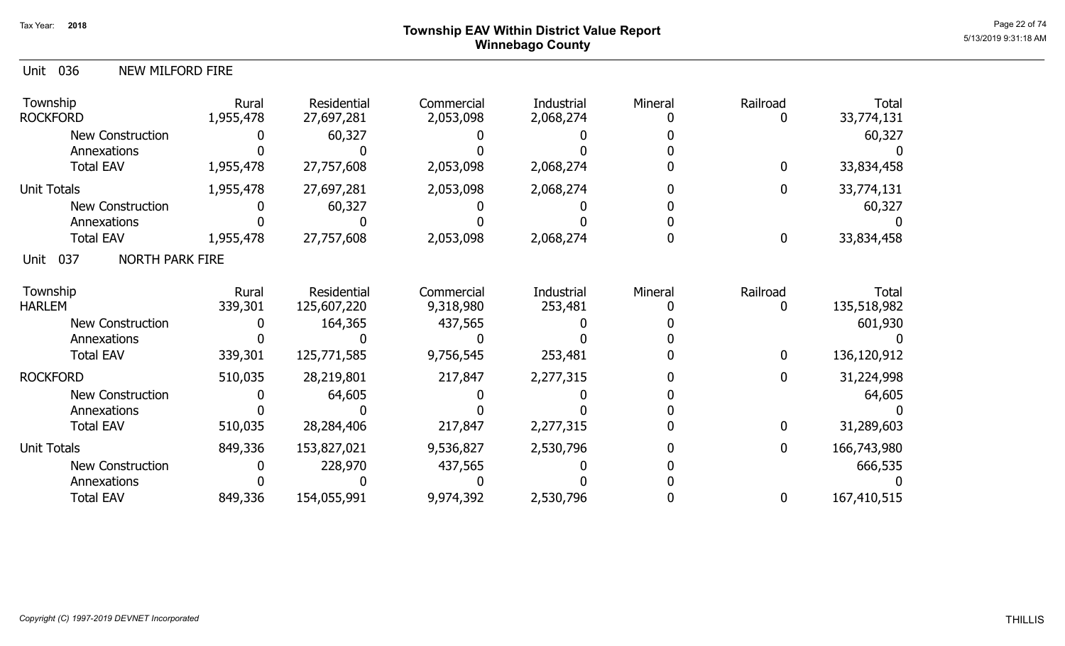# Township EAV Within District Value Report
## Winnebago County

Tax Year: 2018

### Unit 036 NEW MILFORD FIRE

| Township | Rural | Residential | Commercial | Industrial | Mineral | Railroad | Total |
|---|---|---|---|---|---|---|---|
| ROCKFORD | 1,955,478 | 27,697,281 | 2,053,098 | 2,068,274 | 0 | 0 | 33,774,131 |
| New Construction | 0 | 60,327 | 0 | 0 | 0 | | 60,327 |
| Annexations | 0 | 0 | 0 | 0 | 0 | | 0 |
| Total EAV | 1,955,478 | 27,757,608 | 2,053,098 | 2,068,274 | 0 | 0 | 33,834,458 |
| Unit Totals | 1,955,478 | 27,697,281 | 2,053,098 | 2,068,274 | 0 | 0 | 33,774,131 |
| New Construction | 0 | 60,327 | 0 | 0 | 0 | | 60,327 |
| Annexations | 0 | 0 | 0 | 0 | 0 | | 0 |
| Total EAV | 1,955,478 | 27,757,608 | 2,053,098 | 2,068,274 | 0 | 0 | 33,834,458 |

### Unit 037 NORTH PARK FIRE

| Township | Rural | Residential | Commercial | Industrial | Mineral | Railroad | Total |
|---|---|---|---|---|---|---|---|
| HARLEM | 339,301 | 125,607,220 | 9,318,980 | 253,481 | 0 | 0 | 135,518,982 |
| New Construction | 0 | 164,365 | 437,565 | 0 | 0 | | 601,930 |
| Annexations | 0 | 0 | 0 | 0 | 0 | | 0 |
| Total EAV | 339,301 | 125,771,585 | 9,756,545 | 253,481 | 0 | 0 | 136,120,912 |
| ROCKFORD | 510,035 | 28,219,801 | 217,847 | 2,277,315 | 0 | 0 | 31,224,998 |
| New Construction | 0 | 64,605 | 0 | 0 | 0 | | 64,605 |
| Annexations | 0 | 0 | 0 | 0 | 0 | | 0 |
| Total EAV | 510,035 | 28,284,406 | 217,847 | 2,277,315 | 0 | 0 | 31,289,603 |
| Unit Totals | 849,336 | 153,827,021 | 9,536,827 | 2,530,796 | 0 | 0 | 166,743,980 |
| New Construction | 0 | 228,970 | 437,565 | 0 | 0 | | 666,535 |
| Annexations | 0 | 0 | 0 | 0 | 0 | | 0 |
| Total EAV | 849,336 | 154,055,991 | 9,974,392 | 2,530,796 | 0 | 0 | 167,410,515 |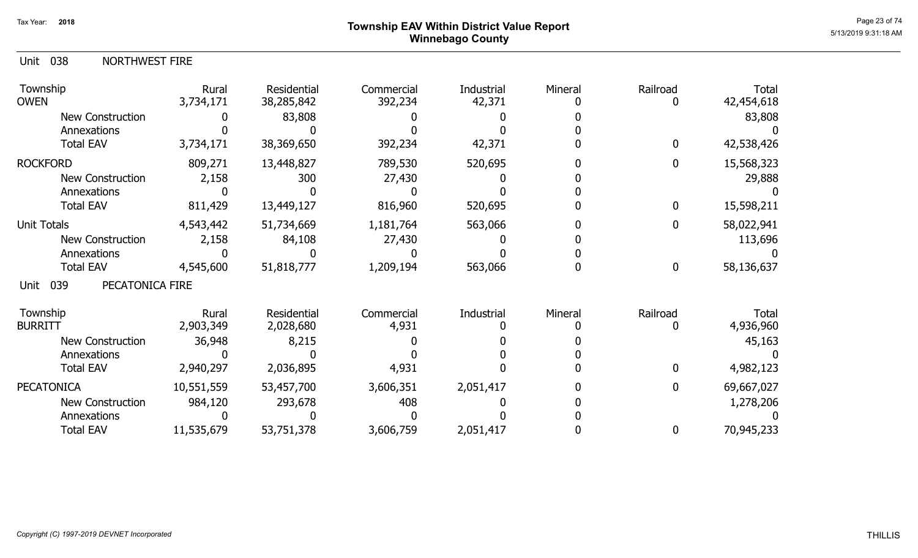Tax Year: **2018**

# Township EAV Within District Value Report
## Winnebago County

Unit 038 NORTHWEST FIRE

| Township | Rural | Residential | Commercial | Industrial | Mineral | Railroad | Total |
|---|---|---|---|---|---|---|---|
| OWEN | 3,734,171 | 38,285,842 | 392,234 | 42,371 | 0 | 0 | 42,454,618 |
| New Construction | 0 | 83,808 | 0 | 0 | 0 | | 83,808 |
| Annexations | 0 | 0 | 0 | 0 | 0 | | 0 |
| Total EAV | 3,734,171 | 38,369,650 | 392,234 | 42,371 | 0 | 0 | 42,538,426 |
| ROCKFORD | 809,271 | 13,448,827 | 789,530 | 520,695 | 0 | 0 | 15,568,323 |
| New Construction | 2,158 | 300 | 27,430 | 0 | 0 | | 29,888 |
| Annexations | 0 | 0 | 0 | 0 | 0 | | 0 |
| Total EAV | 811,429 | 13,449,127 | 816,960 | 520,695 | 0 | 0 | 15,598,211 |
| Unit Totals | 4,543,442 | 51,734,669 | 1,181,764 | 563,066 | 0 | 0 | 58,022,941 |
| New Construction | 2,158 | 84,108 | 27,430 | 0 | 0 | | 113,696 |
| Annexations | 0 | 0 | 0 | 0 | 0 | | 0 |
| Total EAV | 4,545,600 | 51,818,777 | 1,209,194 | 563,066 | 0 | 0 | 58,136,637 |

Unit 039 PECATONICA FIRE

| Township | Rural | Residential | Commercial | Industrial | Mineral | Railroad | Total |
|---|---|---|---|---|---|---|---|
| BURRITT | 2,903,349 | 2,028,680 | 4,931 | 0 | 0 | 0 | 4,936,960 |
| New Construction | 36,948 | 8,215 | 0 | 0 | 0 | | 45,163 |
| Annexations | 0 | 0 | 0 | 0 | 0 | | 0 |
| Total EAV | 2,940,297 | 2,036,895 | 4,931 | 0 | 0 | 0 | 4,982,123 |
| PECATONICA | 10,551,559 | 53,457,700 | 3,606,351 | 2,051,417 | 0 | 0 | 69,667,027 |
| New Construction | 984,120 | 293,678 | 408 | 0 | 0 | | 1,278,206 |
| Annexations | 0 | 0 | 0 | 0 | 0 | | 0 |
| Total EAV | 11,535,679 | 53,751,378 | 3,606,759 | 2,051,417 | 0 | 0 | 70,945,233 |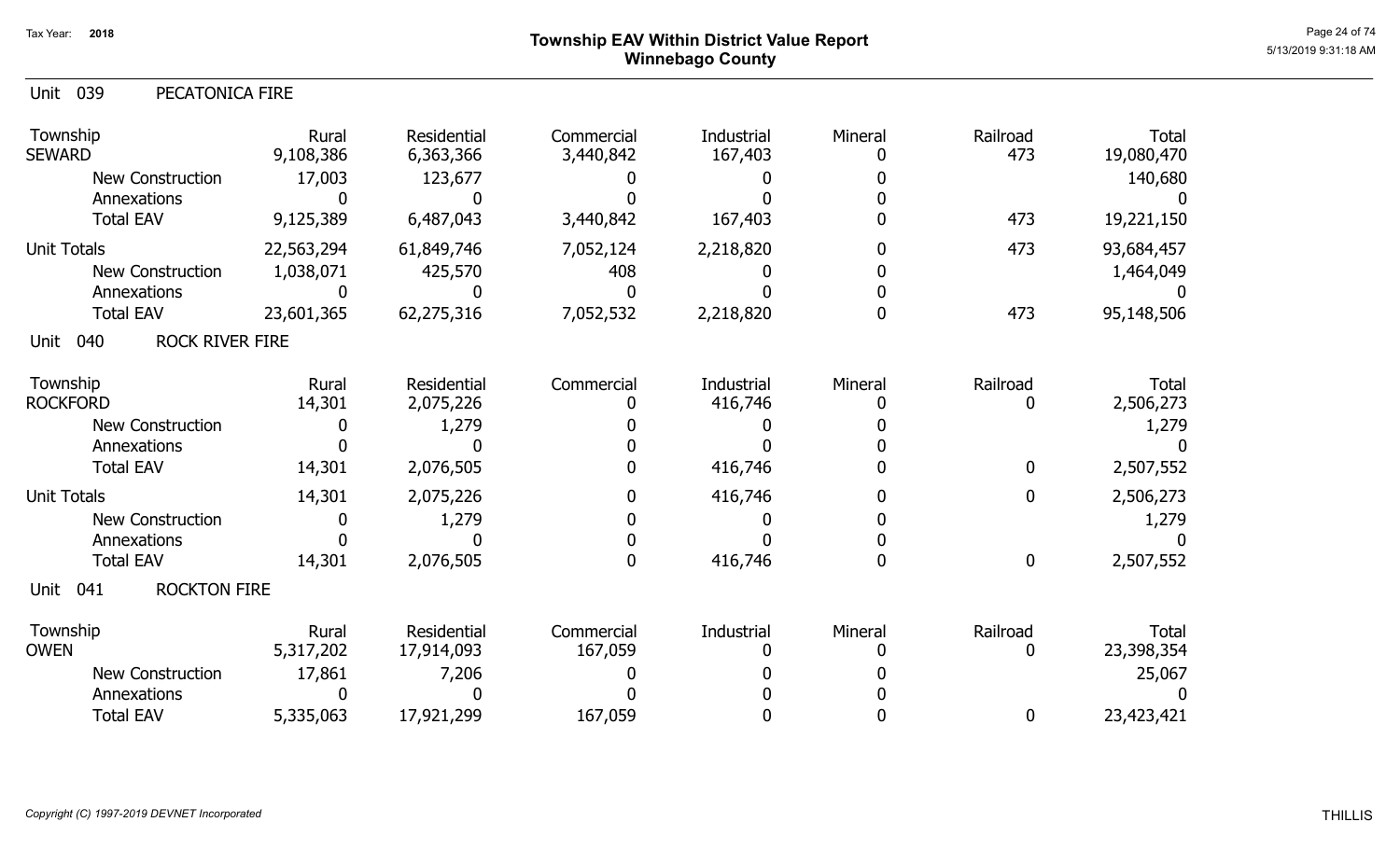Tax Year: 2018

# Township EAV Within District Value Report
## Winnebago County

5/13/2019 9:31:18 AM

### Unit 039 PECATONICA FIRE

| Township | Rural | Residential | Commercial | Industrial | Mineral | Railroad | Total |
|---|---|---|---|---|---|---|---|
| SEWARD | 9,108,386 | 6,363,366 | 3,440,842 | 167,403 | 0 | 473 | 19,080,470 |
| New Construction | 17,003 | 123,677 | 0 | 0 | 0 | | 140,680 |
| Annexations | 0 | 0 | 0 | 0 | 0 | | 0 |
| Total EAV | 9,125,389 | 6,487,043 | 3,440,842 | 167,403 | 0 | 473 | 19,221,150 |
| Unit Totals | 22,563,294 | 61,849,746 | 7,052,124 | 2,218,820 | 0 | 473 | 93,684,457 |
| New Construction | 1,038,071 | 425,570 | 408 | 0 | 0 | | 1,464,049 |
| Annexations | 0 | 0 | 0 | 0 | 0 | | 0 |
| Total EAV | 23,601,365 | 62,275,316 | 7,052,532 | 2,218,820 | 0 | 473 | 95,148,506 |

### Unit 040 ROCK RIVER FIRE

| Township | Rural | Residential | Commercial | Industrial | Mineral | Railroad | Total |
|---|---|---|---|---|---|---|---|
| ROCKFORD | 14,301 | 2,075,226 | 0 | 416,746 | 0 | 0 | 2,506,273 |
| New Construction | 0 | 1,279 | 0 | 0 | 0 | | 1,279 |
| Annexations | 0 | 0 | 0 | 0 | 0 | | 0 |
| Total EAV | 14,301 | 2,076,505 | 0 | 416,746 | 0 | 0 | 2,507,552 |
| Unit Totals | 14,301 | 2,075,226 | 0 | 416,746 | 0 | 0 | 2,506,273 |
| New Construction | 0 | 1,279 | 0 | 0 | 0 | | 1,279 |
| Annexations | 0 | 0 | 0 | 0 | 0 | | 0 |
| Total EAV | 14,301 | 2,076,505 | 0 | 416,746 | 0 | 0 | 2,507,552 |

### Unit 041 ROCKTON FIRE

| Township | Rural | Residential | Commercial | Industrial | Mineral | Railroad | Total |
|---|---|---|---|---|---|---|---|
| OWEN | 5,317,202 | 17,914,093 | 167,059 | 0 | 0 | 0 | 23,398,354 |
| New Construction | 17,861 | 7,206 | 0 | 0 | 0 | | 25,067 |
| Annexations | 0 | 0 | 0 | 0 | 0 | | 0 |
| Total EAV | 5,335,063 | 17,921,299 | 167,059 | 0 | 0 | 0 | 23,423,421 |

*Copyright (C) 1997-2019 DEVNET Incorporated*

THILLIS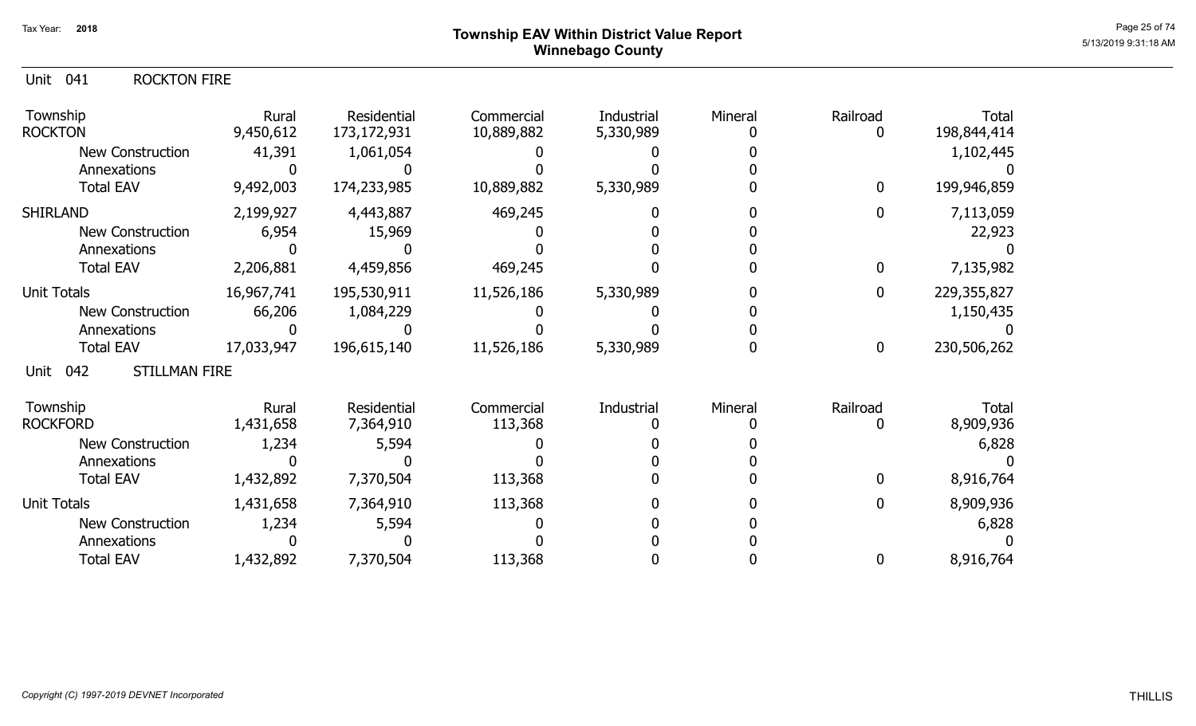# Township EAV Within District Value Report
## Winnebago County

Tax Year: 2018

Unit 041 ROCKTON FIRE

| Township | Rural | Residential | Commercial | Industrial | Mineral | Railroad | Total |
|---|---|---|---|---|---|---|---|
| ROCKTON | 9,450,612 | 173,172,931 | 10,889,882 | 5,330,989 | 0 | 0 | 198,844,414 |
| New Construction | 41,391 | 1,061,054 | 0 | 0 | 0 | | 1,102,445 |
| Annexations | 0 | 0 | 0 | 0 | 0 | | 0 |
| Total EAV | 9,492,003 | 174,233,985 | 10,889,882 | 5,330,989 | 0 | 0 | 199,946,859 |
| SHIRLAND | 2,199,927 | 4,443,887 | 469,245 | 0 | 0 | 0 | 7,113,059 |
| New Construction | 6,954 | 15,969 | 0 | 0 | 0 | | 22,923 |
| Annexations | 0 | 0 | 0 | 0 | 0 | | 0 |
| Total EAV | 2,206,881 | 4,459,856 | 469,245 | 0 | 0 | 0 | 7,135,982 |
| Unit Totals | 16,967,741 | 195,530,911 | 11,526,186 | 5,330,989 | 0 | 0 | 229,355,827 |
| New Construction | 66,206 | 1,084,229 | 0 | 0 | 0 | | 1,150,435 |
| Annexations | 0 | 0 | 0 | 0 | 0 | | 0 |
| Total EAV | 17,033,947 | 196,615,140 | 11,526,186 | 5,330,989 | 0 | 0 | 230,506,262 |

Unit 042 STILLMAN FIRE

| Township | Rural | Residential | Commercial | Industrial | Mineral | Railroad | Total |
|---|---|---|---|---|---|---|---|
| ROCKFORD | 1,431,658 | 7,364,910 | 113,368 | 0 | 0 | 0 | 8,909,936 |
| New Construction | 1,234 | 5,594 | 0 | 0 | 0 | | 6,828 |
| Annexations | 0 | 0 | 0 | 0 | 0 | | 0 |
| Total EAV | 1,432,892 | 7,370,504 | 113,368 | 0 | 0 | 0 | 8,916,764 |
| Unit Totals | 1,431,658 | 7,364,910 | 113,368 | 0 | 0 | 0 | 8,909,936 |
| New Construction | 1,234 | 5,594 | 0 | 0 | 0 | | 6,828 |
| Annexations | 0 | 0 | 0 | 0 | 0 | | 0 |
| Total EAV | 1,432,892 | 7,370,504 | 113,368 | 0 | 0 | 0 | 8,916,764 |

*Copyright (C) 1997-2019 DEVNET Incorporated*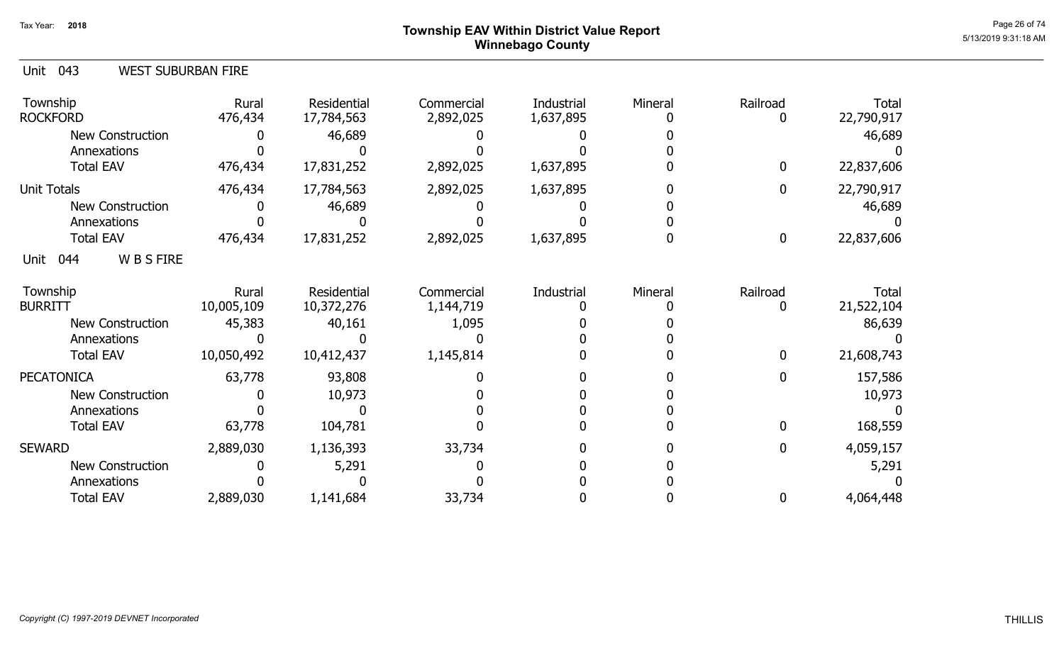Tax Year: 2018

# Township EAV Within District Value Report
## Winnebago County

Unit 043 WEST SUBURBAN FIRE

| Township | Rural | Residential | Commercial | Industrial | Mineral | Railroad | Total |
|---|---|---|---|---|---|---|---|
| ROCKFORD | 476,434 | 17,784,563 | 2,892,025 | 1,637,895 | 0 | 0 | 22,790,917 |
| New Construction | 0 | 46,689 | 0 | 0 | 0 | | 46,689 |
| Annexations | 0 | 0 | 0 | 0 | 0 | | 0 |
| Total EAV | 476,434 | 17,831,252 | 2,892,025 | 1,637,895 | 0 | 0 | 22,837,606 |
| Unit Totals | 476,434 | 17,784,563 | 2,892,025 | 1,637,895 | 0 | 0 | 22,790,917 |
| New Construction | 0 | 46,689 | 0 | 0 | 0 | | 46,689 |
| Annexations | 0 | 0 | 0 | 0 | 0 | | 0 |
| Total EAV | 476,434 | 17,831,252 | 2,892,025 | 1,637,895 | 0 | 0 | 22,837,606 |

Unit 044 W B S FIRE

| Township | Rural | Residential | Commercial | Industrial | Mineral | Railroad | Total |
|---|---|---|---|---|---|---|---|
| BURRITT | 10,005,109 | 10,372,276 | 1,144,719 | 0 | 0 | 0 | 21,522,104 |
| New Construction | 45,383 | 40,161 | 1,095 | 0 | 0 | | 86,639 |
| Annexations | 0 | 0 | 0 | 0 | 0 | | 0 |
| Total EAV | 10,050,492 | 10,412,437 | 1,145,814 | 0 | 0 | 0 | 21,608,743 |
| PECATONICA | 63,778 | 93,808 | 0 | 0 | 0 | 0 | 157,586 |
| New Construction | 0 | 10,973 | 0 | 0 | 0 | | 10,973 |
| Annexations | 0 | 0 | 0 | 0 | 0 | | 0 |
| Total EAV | 63,778 | 104,781 | 0 | 0 | 0 | 0 | 168,559 |
| SEWARD | 2,889,030 | 1,136,393 | 33,734 | 0 | 0 | 0 | 4,059,157 |
| New Construction | 0 | 5,291 | 0 | 0 | 0 | | 5,291 |
| Annexations | 0 | 0 | 0 | 0 | 0 | | 0 |
| Total EAV | 2,889,030 | 1,141,684 | 33,734 | 0 | 0 | 0 | 4,064,448 |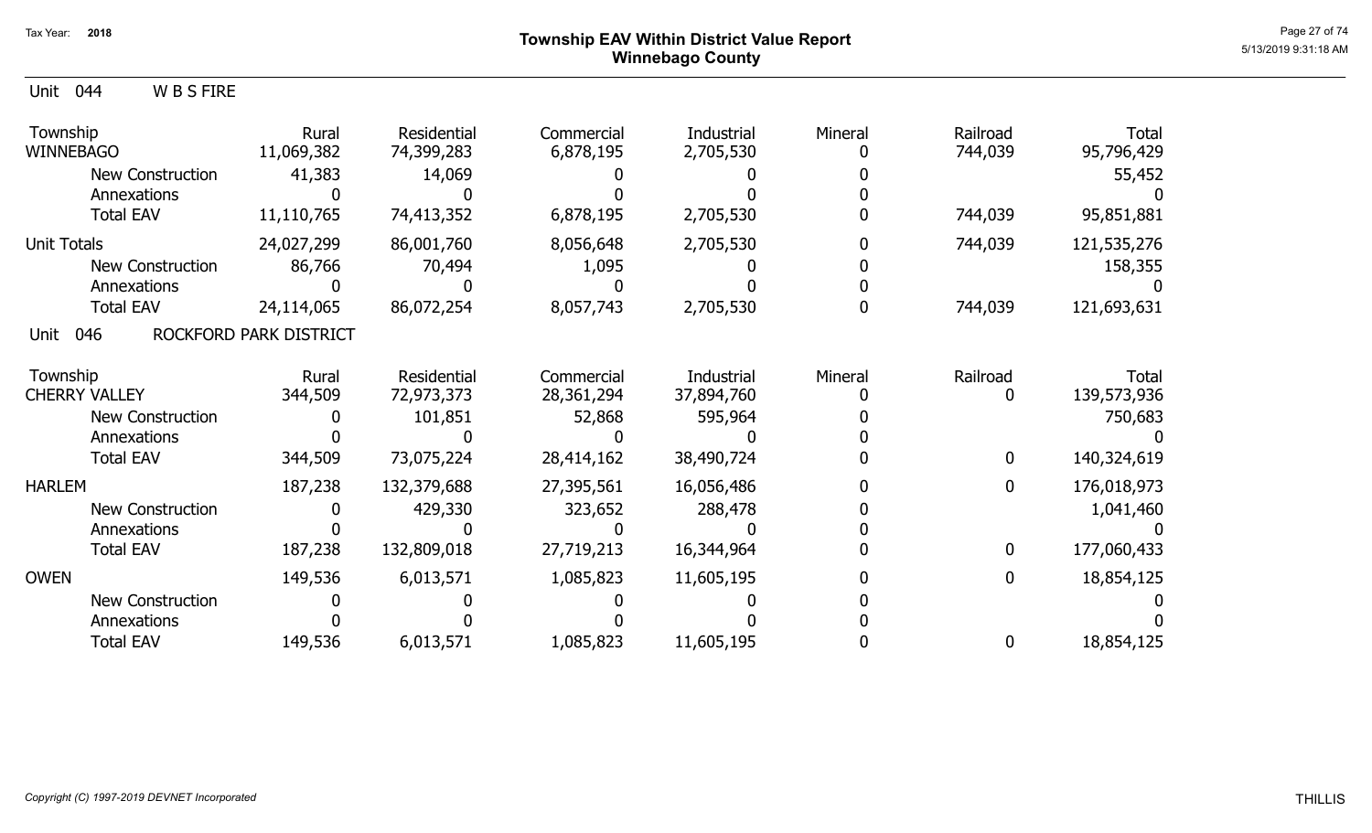# Township EAV Within District Value Report
## Winnebago County

Tax Year: 2018

Unit 044 W B S FIRE

| Township | Rural | Residential | Commercial | Industrial | Mineral | Railroad | Total |
|---|---|---|---|---|---|---|---|
| WINNEBAGO | 11,069,382 | 74,399,283 | 6,878,195 | 2,705,530 | 0 | 744,039 | 95,796,429 |
| New Construction | 41,383 | 14,069 | 0 | 0 | 0 | | 55,452 |
| Annexations | 0 | 0 | 0 | 0 | 0 | | 0 |
| Total EAV | 11,110,765 | 74,413,352 | 6,878,195 | 2,705,530 | 0 | 744,039 | 95,851,881 |
| Unit Totals | 24,027,299 | 86,001,760 | 8,056,648 | 2,705,530 | 0 | 744,039 | 121,535,276 |
| New Construction | 86,766 | 70,494 | 1,095 | 0 | 0 | | 158,355 |
| Annexations | 0 | 0 | 0 | 0 | 0 | | 0 |
| Total EAV | 24,114,065 | 86,072,254 | 8,057,743 | 2,705,530 | 0 | 744,039 | 121,693,631 |

Unit 046 ROCKFORD PARK DISTRICT

| Township | Rural | Residential | Commercial | Industrial | Mineral | Railroad | Total |
|---|---|---|---|---|---|---|---|
| CHERRY VALLEY | 344,509 | 72,973,373 | 28,361,294 | 37,894,760 | 0 | 0 | 139,573,936 |
| New Construction | 0 | 101,851 | 52,868 | 595,964 | 0 | | 750,683 |
| Annexations | 0 | 0 | 0 | 0 | 0 | | 0 |
| Total EAV | 344,509 | 73,075,224 | 28,414,162 | 38,490,724 | 0 | 0 | 140,324,619 |
| HARLEM | 187,238 | 132,379,688 | 27,395,561 | 16,056,486 | 0 | 0 | 176,018,973 |
| New Construction | 0 | 429,330 | 323,652 | 288,478 | 0 | | 1,041,460 |
| Annexations | 0 | 0 | 0 | 0 | 0 | | 0 |
| Total EAV | 187,238 | 132,809,018 | 27,719,213 | 16,344,964 | 0 | 0 | 177,060,433 |
| OWEN | 149,536 | 6,013,571 | 1,085,823 | 11,605,195 | 0 | 0 | 18,854,125 |
| New Construction | 0 | 0 | 0 | 0 | 0 | | 0 |
| Annexations | 0 | 0 | 0 | 0 | 0 | | 0 |
| Total EAV | 149,536 | 6,013,571 | 1,085,823 | 11,605,195 | 0 | 0 | 18,854,125 |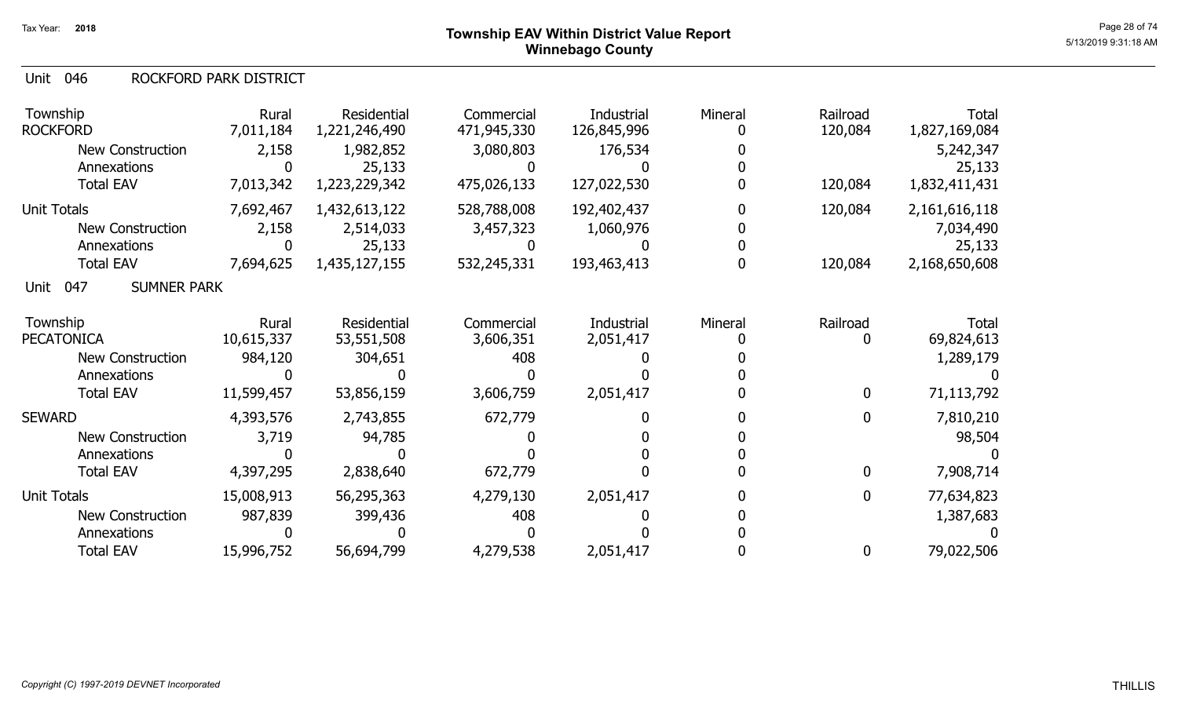# Township EAV Within District Value Report
## Winnebago County

Tax Year: 2018

### Unit 046 ROCKFORD PARK DISTRICT

| Township | Rural | Residential | Commercial | Industrial | Mineral | Railroad | Total |
|---|---|---|---|---|---|---|---|
| ROCKFORD | 7,011,184 | 1,221,246,490 | 471,945,330 | 126,845,996 | 0 | 120,084 | 1,827,169,084 |
| New Construction | 2,158 | 1,982,852 | 3,080,803 | 176,534 | 0 | | 5,242,347 |
| Annexations | 0 | 25,133 | 0 | 0 | 0 | | 25,133 |
| Total EAV | 7,013,342 | 1,223,229,342 | 475,026,133 | 127,022,530 | 0 | 120,084 | 1,832,411,431 |
| Unit Totals | 7,692,467 | 1,432,613,122 | 528,788,008 | 192,402,437 | 0 | 120,084 | 2,161,616,118 |
| New Construction | 2,158 | 2,514,033 | 3,457,323 | 1,060,976 | 0 | | 7,034,490 |
| Annexations | 0 | 25,133 | 0 | 0 | 0 | | 25,133 |
| Total EAV | 7,694,625 | 1,435,127,155 | 532,245,331 | 193,463,413 | 0 | 120,084 | 2,168,650,608 |

### Unit 047 SUMNER PARK

| Township | Rural | Residential | Commercial | Industrial | Mineral | Railroad | Total |
|---|---|---|---|---|---|---|---|
| PECATONICA | 10,615,337 | 53,551,508 | 3,606,351 | 2,051,417 | 0 | 0 | 69,824,613 |
| New Construction | 984,120 | 304,651 | 408 | 0 | 0 | | 1,289,179 |
| Annexations | 0 | 0 | 0 | 0 | 0 | | 0 |
| Total EAV | 11,599,457 | 53,856,159 | 3,606,759 | 2,051,417 | 0 | 0 | 71,113,792 |
| SEWARD | 4,393,576 | 2,743,855 | 672,779 | 0 | 0 | 0 | 7,810,210 |
| New Construction | 3,719 | 94,785 | 0 | 0 | 0 | | 98,504 |
| Annexations | 0 | 0 | 0 | 0 | 0 | | 0 |
| Total EAV | 4,397,295 | 2,838,640 | 672,779 | 0 | 0 | 0 | 7,908,714 |
| Unit Totals | 15,008,913 | 56,295,363 | 4,279,130 | 2,051,417 | 0 | 0 | 77,634,823 |
| New Construction | 987,839 | 399,436 | 408 | 0 | 0 | | 1,387,683 |
| Annexations | 0 | 0 | 0 | 0 | 0 | | 0 |
| Total EAV | 15,996,752 | 56,694,799 | 4,279,538 | 2,051,417 | 0 | 0 | 79,022,506 |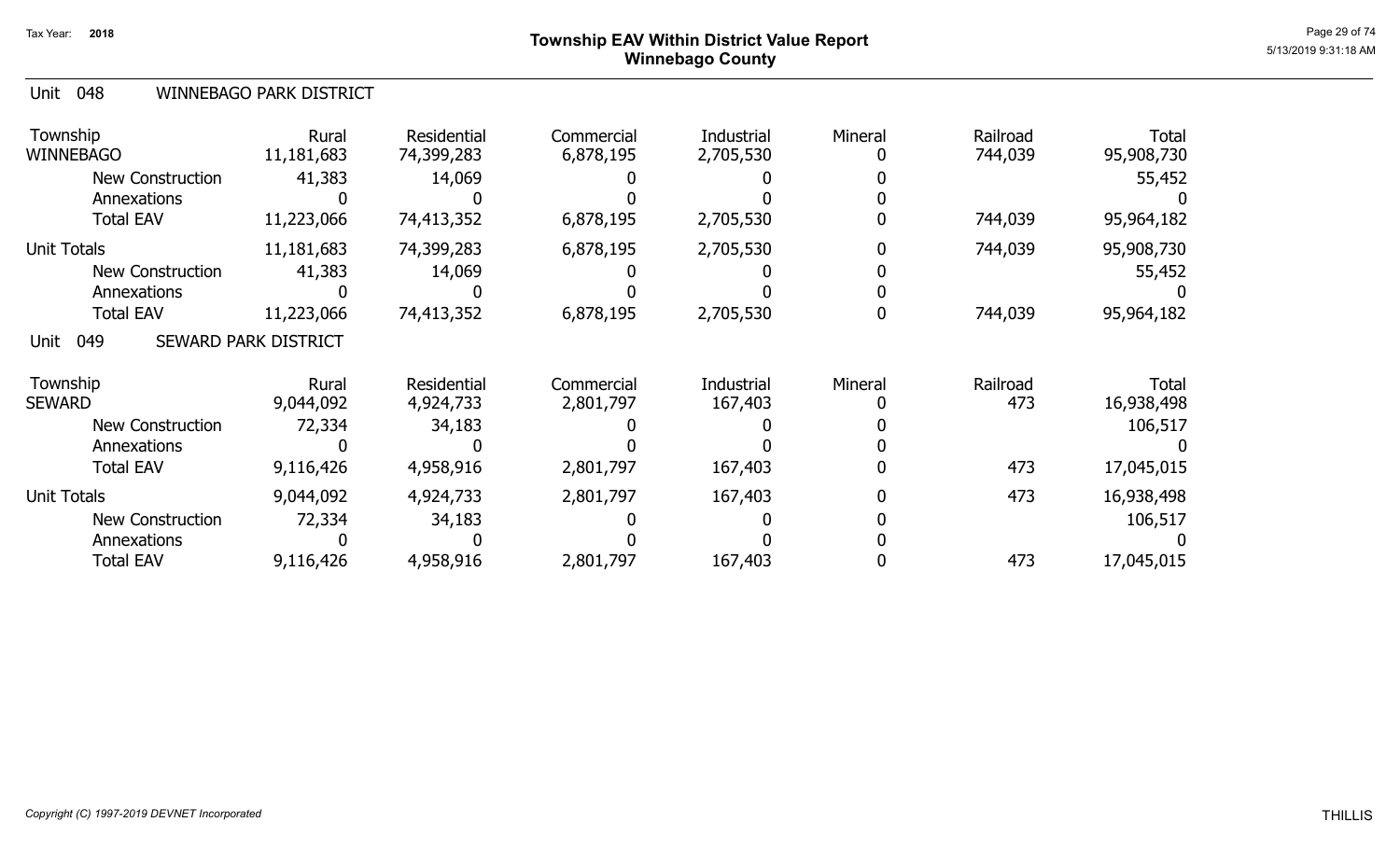# Township EAV Within District Value Report
## Winnebago County

Tax Year: 2018

### Unit 048 WINNEBAGO PARK DISTRICT

| Township | Rural | Residential | Commercial | Industrial | Mineral | Railroad | Total |
|---|---|---|---|---|---|---|---|
| WINNEBAGO | 11,181,683 | 74,399,283 | 6,878,195 | 2,705,530 | 0 | 744,039 | 95,908,730 |
| New Construction | 41,383 | 14,069 | 0 | 0 | 0 | | 55,452 |
| Annexations | 0 | 0 | 0 | 0 | 0 | | 0 |
| Total EAV | 11,223,066 | 74,413,352 | 6,878,195 | 2,705,530 | 0 | 744,039 | 95,964,182 |
| Unit Totals | 11,181,683 | 74,399,283 | 6,878,195 | 2,705,530 | 0 | 744,039 | 95,908,730 |
| New Construction | 41,383 | 14,069 | 0 | 0 | 0 | | 55,452 |
| Annexations | 0 | 0 | 0 | 0 | 0 | | 0 |
| Total EAV | 11,223,066 | 74,413,352 | 6,878,195 | 2,705,530 | 0 | 744,039 | 95,964,182 |

### Unit 049 SEWARD PARK DISTRICT

| Township | Rural | Residential | Commercial | Industrial | Mineral | Railroad | Total |
|---|---|---|---|---|---|---|---|
| SEWARD | 9,044,092 | 4,924,733 | 2,801,797 | 167,403 | 0 | 473 | 16,938,498 |
| New Construction | 72,334 | 34,183 | 0 | 0 | 0 | | 106,517 |
| Annexations | 0 | 0 | 0 | 0 | 0 | | 0 |
| Total EAV | 9,116,426 | 4,958,916 | 2,801,797 | 167,403 | 0 | 473 | 17,045,015 |
| Unit Totals | 9,044,092 | 4,924,733 | 2,801,797 | 167,403 | 0 | 473 | 16,938,498 |
| New Construction | 72,334 | 34,183 | 0 | 0 | 0 | | 106,517 |
| Annexations | 0 | 0 | 0 | 0 | 0 | | 0 |
| Total EAV | 9,116,426 | 4,958,916 | 2,801,797 | 167,403 | 0 | 473 | 17,045,015 |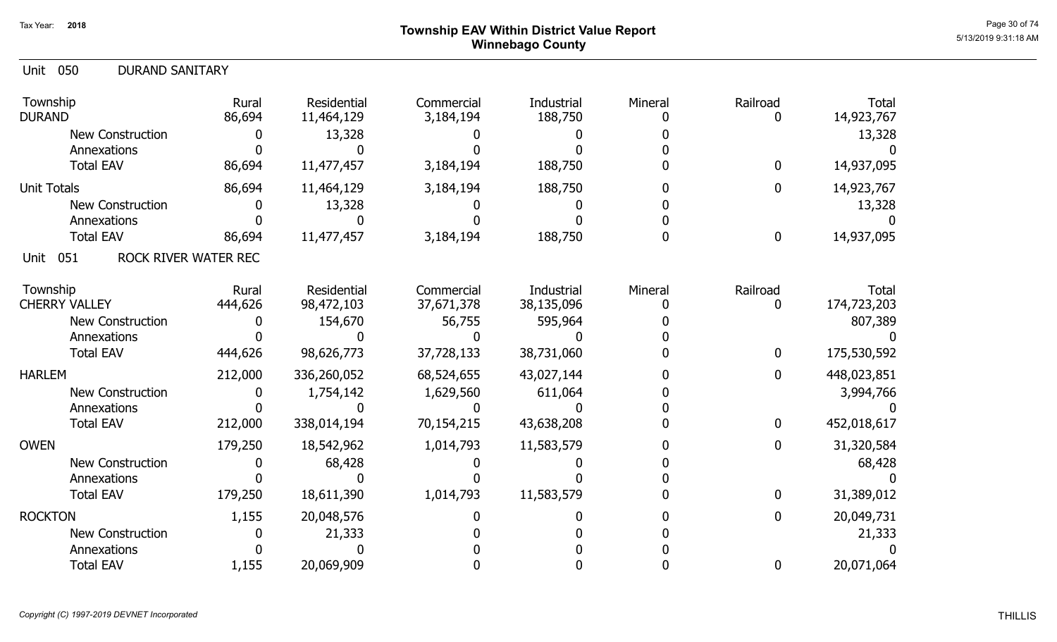# Township EAV Within District Value Report
## Winnebago County

Tax Year: 2018

Unit 050 DURAND SANITARY

| Township | Rural | Residential | Commercial | Industrial | Mineral | Railroad | Total |
|---|---|---|---|---|---|---|---|
| DURAND | 86,694 | 11,464,129 | 3,184,194 | 188,750 | 0 | 0 | 14,923,767 |
| New Construction | 0 | 13,328 | 0 | 0 | 0 | | 13,328 |
| Annexations | 0 | 0 | 0 | 0 | 0 | | 0 |
| Total EAV | 86,694 | 11,477,457 | 3,184,194 | 188,750 | 0 | 0 | 14,937,095 |
| Unit Totals | 86,694 | 11,464,129 | 3,184,194 | 188,750 | 0 | 0 | 14,923,767 |
| New Construction | 0 | 13,328 | 0 | 0 | 0 | | 13,328 |
| Annexations | 0 | 0 | 0 | 0 | 0 | | 0 |
| Total EAV | 86,694 | 11,477,457 | 3,184,194 | 188,750 | 0 | 0 | 14,937,095 |

Unit 051 ROCK RIVER WATER REC

| Township | Rural | Residential | Commercial | Industrial | Mineral | Railroad | Total |
|---|---|---|---|---|---|---|---|
| CHERRY VALLEY | 444,626 | 98,472,103 | 37,671,378 | 38,135,096 | 0 | 0 | 174,723,203 |
| New Construction | 0 | 154,670 | 56,755 | 595,964 | 0 | | 807,389 |
| Annexations | 0 | 0 | 0 | 0 | 0 | | 0 |
| Total EAV | 444,626 | 98,626,773 | 37,728,133 | 38,731,060 | 0 | 0 | 175,530,592 |
| HARLEM | 212,000 | 336,260,052 | 68,524,655 | 43,027,144 | 0 | 0 | 448,023,851 |
| New Construction | 0 | 1,754,142 | 1,629,560 | 611,064 | 0 | | 3,994,766 |
| Annexations | 0 | 0 | 0 | 0 | 0 | | 0 |
| Total EAV | 212,000 | 338,014,194 | 70,154,215 | 43,638,208 | 0 | 0 | 452,018,617 |
| OWEN | 179,250 | 18,542,962 | 1,014,793 | 11,583,579 | 0 | 0 | 31,320,584 |
| New Construction | 0 | 68,428 | 0 | 0 | 0 | | 68,428 |
| Annexations | 0 | 0 | 0 | 0 | 0 | | 0 |
| Total EAV | 179,250 | 18,611,390 | 1,014,793 | 11,583,579 | 0 | 0 | 31,389,012 |
| ROCKTON | 1,155 | 20,048,576 | 0 | 0 | 0 | 0 | 20,049,731 |
| New Construction | 0 | 21,333 | 0 | 0 | 0 | | 21,333 |
| Annexations | 0 | 0 | 0 | 0 | 0 | | 0 |
| Total EAV | 1,155 | 20,069,909 | 0 | 0 | 0 | 0 | 20,071,064 |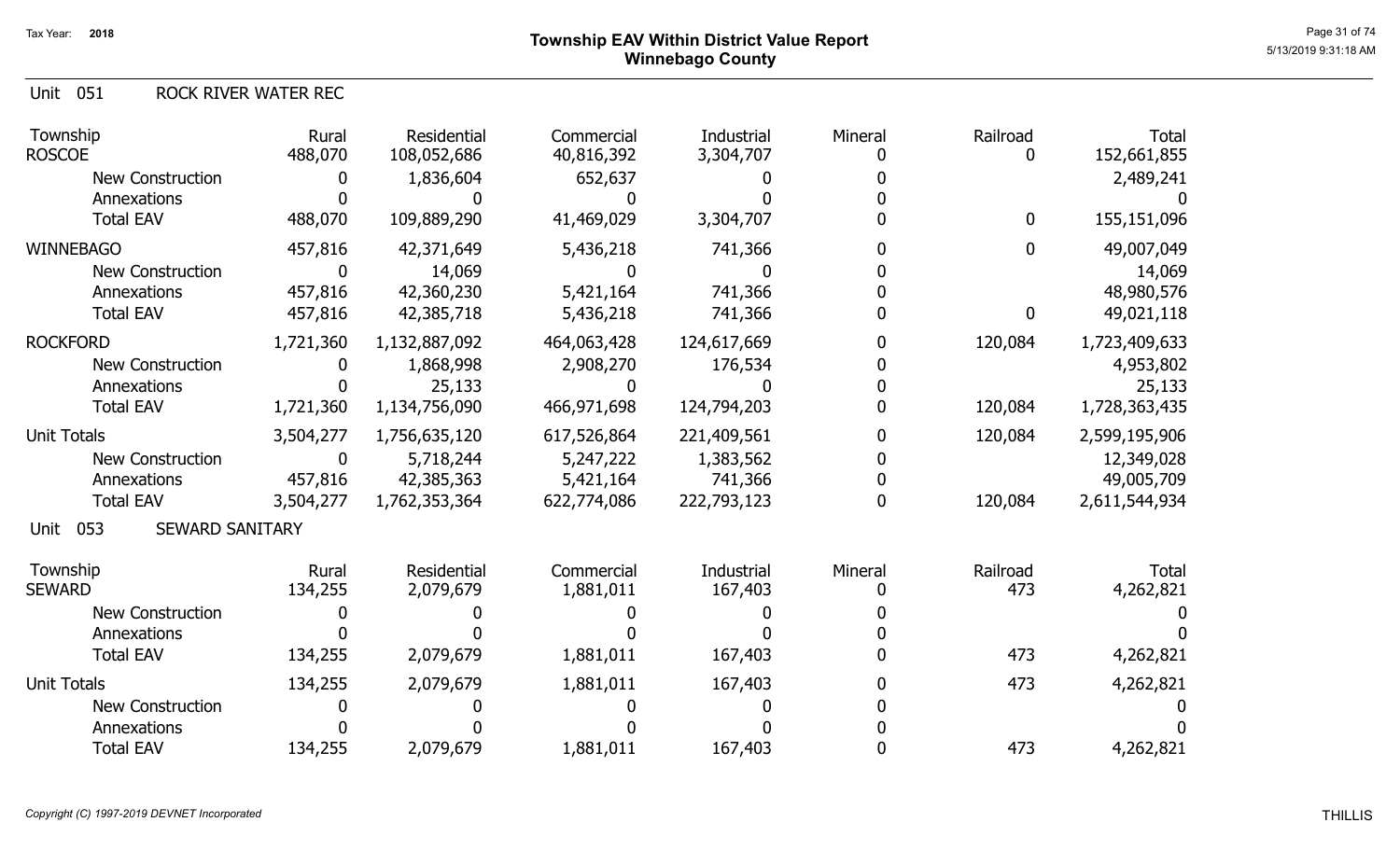Tax Year: 2018

# Township EAV Within District Value Report
## Winnebago County

Unit 051 ROCK RIVER WATER REC

| Township | Rural | Residential | Commercial | Industrial | Mineral | Railroad | Total |
|---|---|---|---|---|---|---|---|
| ROSCOE | 488,070 | 108,052,686 | 40,816,392 | 3,304,707 | 0 | 0 | 152,661,855 |
| New Construction | 0 | 1,836,604 | 652,637 | 0 | 0 | | 2,489,241 |
| Annexations | 0 | 0 | 0 | 0 | 0 | | 0 |
| Total EAV | 488,070 | 109,889,290 | 41,469,029 | 3,304,707 | 0 | 0 | 155,151,096 |
| WINNEBAGO | 457,816 | 42,371,649 | 5,436,218 | 741,366 | 0 | 0 | 49,007,049 |
| New Construction | 0 | 14,069 | 0 | 0 | 0 | | 14,069 |
| Annexations | 457,816 | 42,360,230 | 5,421,164 | 741,366 | 0 | | 48,980,576 |
| Total EAV | 457,816 | 42,385,718 | 5,436,218 | 741,366 | 0 | 0 | 49,021,118 |
| ROCKFORD | 1,721,360 | 1,132,887,092 | 464,063,428 | 124,617,669 | 0 | 120,084 | 1,723,409,633 |
| New Construction | 0 | 1,868,998 | 2,908,270 | 176,534 | 0 | | 4,953,802 |
| Annexations | 0 | 25,133 | 0 | 0 | 0 | | 25,133 |
| Total EAV | 1,721,360 | 1,134,756,090 | 466,971,698 | 124,794,203 | 0 | 120,084 | 1,728,363,435 |
| Unit Totals | 3,504,277 | 1,756,635,120 | 617,526,864 | 221,409,561 | 0 | 120,084 | 2,599,195,906 |
| New Construction | 0 | 5,718,244 | 5,247,222 | 1,383,562 | 0 | | 12,349,028 |
| Annexations | 457,816 | 42,385,363 | 5,421,164 | 741,366 | 0 | | 49,005,709 |
| Total EAV | 3,504,277 | 1,762,353,364 | 622,774,086 | 222,793,123 | 0 | 120,084 | 2,611,544,934 |

Unit 053 SEWARD SANITARY

| Township | Rural | Residential | Commercial | Industrial | Mineral | Railroad | Total |
|---|---|---|---|---|---|---|---|
| SEWARD | 134,255 | 2,079,679 | 1,881,011 | 167,403 | 0 | 473 | 4,262,821 |
| New Construction | 0 | 0 | 0 | 0 | 0 | | 0 |
| Annexations | 0 | 0 | 0 | 0 | 0 | | 0 |
| Total EAV | 134,255 | 2,079,679 | 1,881,011 | 167,403 | 0 | 473 | 4,262,821 |
| Unit Totals | 134,255 | 2,079,679 | 1,881,011 | 167,403 | 0 | 473 | 4,262,821 |
| New Construction | 0 | 0 | 0 | 0 | 0 | | 0 |
| Annexations | 0 | 0 | 0 | 0 | 0 | | 0 |
| Total EAV | 134,255 | 2,079,679 | 1,881,011 | 167,403 | 0 | 473 | 4,262,821 |

*Copyright (C) 1997-2019 DEVNET Incorporated*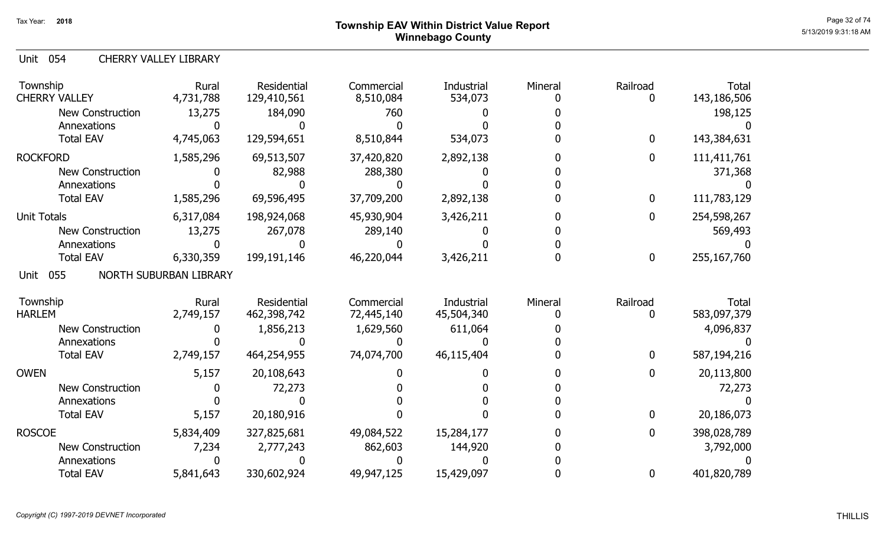Tax Year: 2018

# Township EAV Within District Value Report
## Winnebago County

Unit 054 CHERRY VALLEY LIBRARY

| Township | Rural | Residential | Commercial | Industrial | Mineral | Railroad | Total |
|---|---|---|---|---|---|---|---|
| CHERRY VALLEY | 4,731,788 | 129,410,561 | 8,510,084 | 534,073 | 0 | 0 | 143,186,506 |
| New Construction | 13,275 | 184,090 | 760 | 0 | 0 | | 198,125 |
| Annexations | 0 | 0 | 0 | 0 | 0 | | 0 |
| Total EAV | 4,745,063 | 129,594,651 | 8,510,844 | 534,073 | 0 | 0 | 143,384,631 |
| ROCKFORD | 1,585,296 | 69,513,507 | 37,420,820 | 2,892,138 | 0 | 0 | 111,411,761 |
| New Construction | 0 | 82,988 | 288,380 | 0 | 0 | | 371,368 |
| Annexations | 0 | 0 | 0 | 0 | 0 | | 0 |
| Total EAV | 1,585,296 | 69,596,495 | 37,709,200 | 2,892,138 | 0 | 0 | 111,783,129 |
| Unit Totals | 6,317,084 | 198,924,068 | 45,930,904 | 3,426,211 | 0 | 0 | 254,598,267 |
| New Construction | 13,275 | 267,078 | 289,140 | 0 | 0 | | 569,493 |
| Annexations | 0 | 0 | 0 | 0 | 0 | | 0 |
| Total EAV | 6,330,359 | 199,191,146 | 46,220,044 | 3,426,211 | 0 | 0 | 255,167,760 |

Unit 055 NORTH SUBURBAN LIBRARY

| Township | Rural | Residential | Commercial | Industrial | Mineral | Railroad | Total |
|---|---|---|---|---|---|---|---|
| HARLEM | 2,749,157 | 462,398,742 | 72,445,140 | 45,504,340 | 0 | 0 | 583,097,379 |
| New Construction | 0 | 1,856,213 | 1,629,560 | 611,064 | 0 | | 4,096,837 |
| Annexations | 0 | 0 | 0 | 0 | 0 | | 0 |
| Total EAV | 2,749,157 | 464,254,955 | 74,074,700 | 46,115,404 | 0 | 0 | 587,194,216 |
| OWEN | 5,157 | 20,108,643 | 0 | 0 | 0 | 0 | 20,113,800 |
| New Construction | 0 | 72,273 | 0 | 0 | 0 | | 72,273 |
| Annexations | 0 | 0 | 0 | 0 | 0 | | 0 |
| Total EAV | 5,157 | 20,180,916 | 0 | 0 | 0 | 0 | 20,186,073 |
| ROSCOE | 5,834,409 | 327,825,681 | 49,084,522 | 15,284,177 | 0 | 0 | 398,028,789 |
| New Construction | 7,234 | 2,777,243 | 862,603 | 144,920 | 0 | | 3,792,000 |
| Annexations | 0 | 0 | 0 | 0 | 0 | | 0 |
| Total EAV | 5,841,643 | 330,602,924 | 49,947,125 | 15,429,097 | 0 | 0 | 401,820,789 |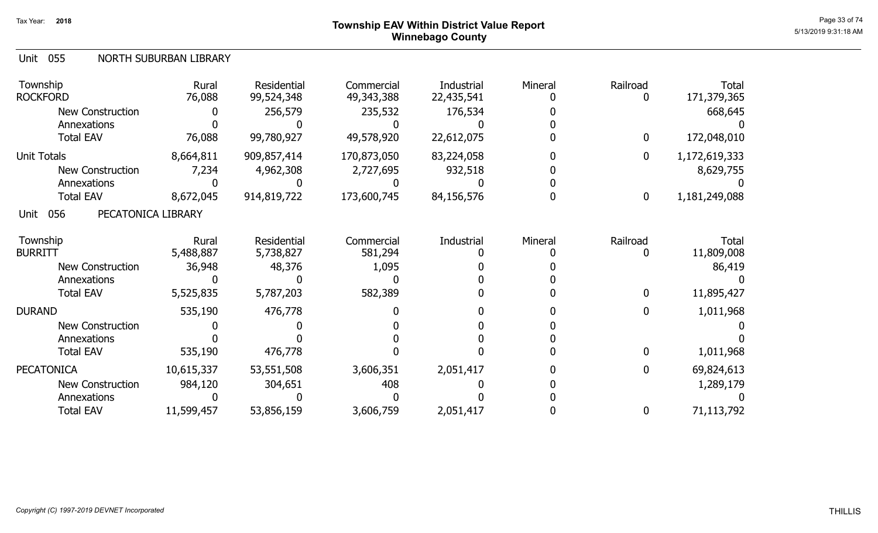# Township EAV Within District Value Report
## Winnebago County

Tax Year: 2018

### Unit 055 NORTH SUBURBAN LIBRARY

| Township | Rural | Residential | Commercial | Industrial | Mineral | Railroad | Total |
|---|---|---|---|---|---|---|---|
| ROCKFORD | 76,088 | 99,524,348 | 49,343,388 | 22,435,541 | 0 | 0 | 171,379,365 |
| New Construction | 0 | 256,579 | 235,532 | 176,534 | 0 | | 668,645 |
| Annexations | 0 | 0 | 0 | 0 | 0 | | 0 |
| Total EAV | 76,088 | 99,780,927 | 49,578,920 | 22,612,075 | 0 | 0 | 172,048,010 |
| Unit Totals | 8,664,811 | 909,857,414 | 170,873,050 | 83,224,058 | 0 | 0 | 1,172,619,333 |
| New Construction | 7,234 | 4,962,308 | 2,727,695 | 932,518 | 0 | | 8,629,755 |
| Annexations | 0 | 0 | 0 | 0 | 0 | | 0 |
| Total EAV | 8,672,045 | 914,819,722 | 173,600,745 | 84,156,576 | 0 | 0 | 1,181,249,088 |

### Unit 056 PECATONICA LIBRARY

| Township | Rural | Residential | Commercial | Industrial | Mineral | Railroad | Total |
|---|---|---|---|---|---|---|---|
| BURRITT | 5,488,887 | 5,738,827 | 581,294 | 0 | 0 | 0 | 11,809,008 |
| New Construction | 36,948 | 48,376 | 1,095 | 0 | 0 | | 86,419 |
| Annexations | 0 | 0 | 0 | 0 | 0 | | 0 |
| Total EAV | 5,525,835 | 5,787,203 | 582,389 | 0 | 0 | 0 | 11,895,427 |
| DURAND | 535,190 | 476,778 | 0 | 0 | 0 | 0 | 1,011,968 |
| New Construction | 0 | 0 | 0 | 0 | 0 | | 0 |
| Annexations | 0 | 0 | 0 | 0 | 0 | | 0 |
| Total EAV | 535,190 | 476,778 | 0 | 0 | 0 | 0 | 1,011,968 |
| PECATONICA | 10,615,337 | 53,551,508 | 3,606,351 | 2,051,417 | 0 | 0 | 69,824,613 |
| New Construction | 984,120 | 304,651 | 408 | 0 | 0 | | 1,289,179 |
| Annexations | 0 | 0 | 0 | 0 | 0 | | 0 |
| Total EAV | 11,599,457 | 53,856,159 | 3,606,759 | 2,051,417 | 0 | 0 | 71,113,792 |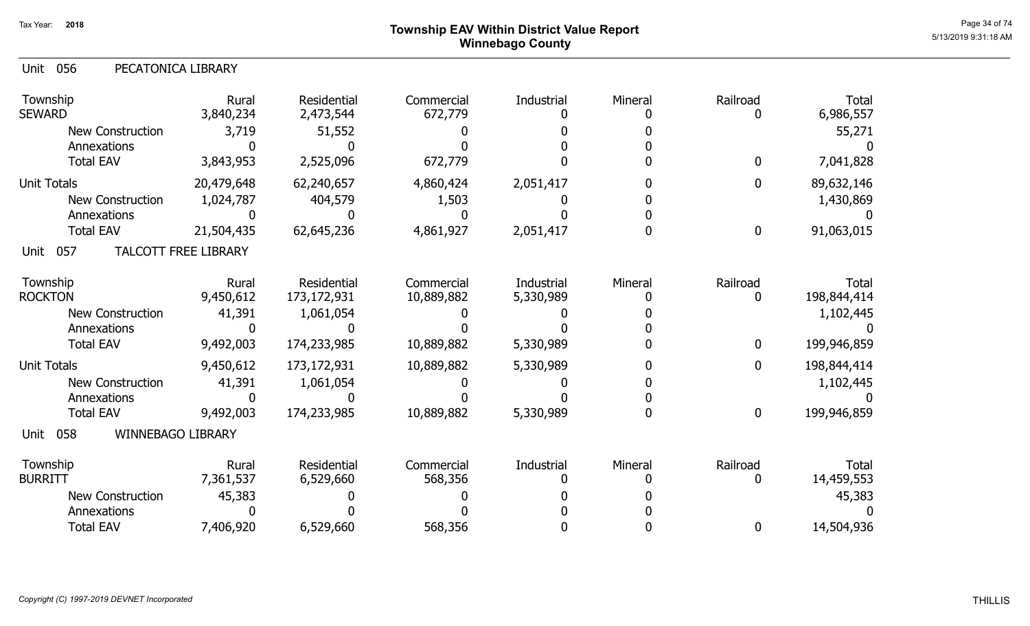Tax Year: 2018

# Township EAV Within District Value Report
## Winnebago County

### Unit 056 PECATONICA LIBRARY

| Township | Rural | Residential | Commercial | Industrial | Mineral | Railroad | Total |
|---|---|---|---|---|---|---|---|
| SEWARD | 3,840,234 | 2,473,544 | 672,779 | 0 | 0 | 0 | 6,986,557 |
| New Construction | 3,719 | 51,552 | 0 | 0 | 0 | | 55,271 |
| Annexations | 0 | 0 | 0 | 0 | 0 | | 0 |
| Total EAV | 3,843,953 | 2,525,096 | 672,779 | 0 | 0 | 0 | 7,041,828 |
| Unit Totals | 20,479,648 | 62,240,657 | 4,860,424 | 2,051,417 | 0 | 0 | 89,632,146 |
| New Construction | 1,024,787 | 404,579 | 1,503 | 0 | 0 | | 1,430,869 |
| Annexations | 0 | 0 | 0 | 0 | 0 | | 0 |
| Total EAV | 21,504,435 | 62,645,236 | 4,861,927 | 2,051,417 | 0 | 0 | 91,063,015 |

### Unit 057 TALCOTT FREE LIBRARY

| Township | Rural | Residential | Commercial | Industrial | Mineral | Railroad | Total |
|---|---|---|---|---|---|---|---|
| ROCKTON | 9,450,612 | 173,172,931 | 10,889,882 | 5,330,989 | 0 | 0 | 198,844,414 |
| New Construction | 41,391 | 1,061,054 | 0 | 0 | 0 | | 1,102,445 |
| Annexations | 0 | 0 | 0 | 0 | 0 | | 0 |
| Total EAV | 9,492,003 | 174,233,985 | 10,889,882 | 5,330,989 | 0 | 0 | 199,946,859 |
| Unit Totals | 9,450,612 | 173,172,931 | 10,889,882 | 5,330,989 | 0 | 0 | 198,844,414 |
| New Construction | 41,391 | 1,061,054 | 0 | 0 | 0 | | 1,102,445 |
| Annexations | 0 | 0 | 0 | 0 | 0 | | 0 |
| Total EAV | 9,492,003 | 174,233,985 | 10,889,882 | 5,330,989 | 0 | 0 | 199,946,859 |

### Unit 058 WINNEBAGO LIBRARY

| Township | Rural | Residential | Commercial | Industrial | Mineral | Railroad | Total |
|---|---|---|---|---|---|---|---|
| BURRITT | 7,361,537 | 6,529,660 | 568,356 | 0 | 0 | 0 | 14,459,553 |
| New Construction | 45,383 | 0 | 0 | 0 | 0 | | 45,383 |
| Annexations | 0 | 0 | 0 | 0 | 0 | | 0 |
| Total EAV | 7,406,920 | 6,529,660 | 568,356 | 0 | 0 | 0 | 14,504,936 |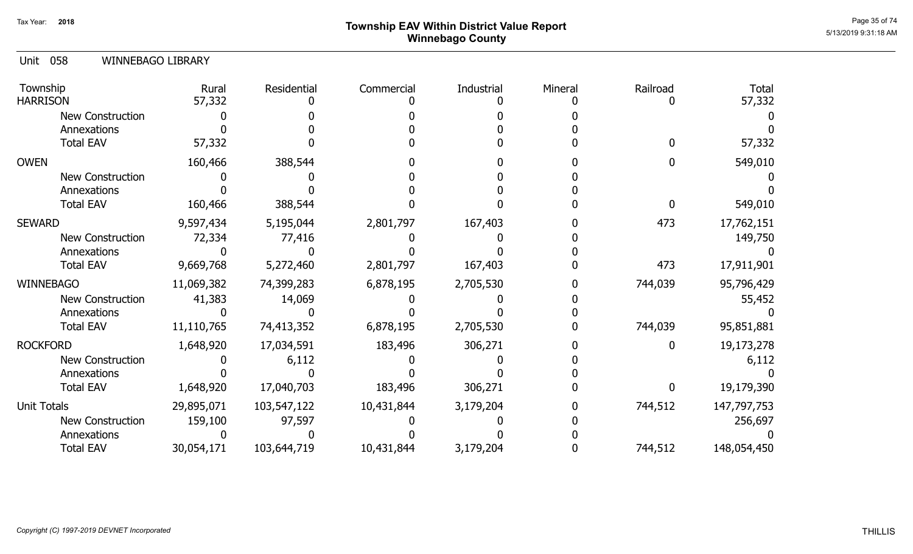# Township EAV Within District Value Report
## Winnebago County

Tax Year: 2018

Unit 058 WINNEBAGO LIBRARY

| Township | Rural | Residential | Commercial | Industrial | Mineral | Railroad | Total |
|---|---|---|---|---|---|---|---|
| HARRISON | 57,332 | 0 | 0 | 0 | 0 | 0 | 57,332 |
| New Construction | 0 | 0 | 0 | 0 | 0 | | 0 |
| Annexations | 0 | 0 | 0 | 0 | 0 | | 0 |
| Total EAV | 57,332 | 0 | 0 | 0 | 0 | 0 | 57,332 |
| OWEN | 160,466 | 388,544 | 0 | 0 | 0 | 0 | 549,010 |
| New Construction | 0 | 0 | 0 | 0 | 0 | | 0 |
| Annexations | 0 | 0 | 0 | 0 | 0 | | 0 |
| Total EAV | 160,466 | 388,544 | 0 | 0 | 0 | 0 | 549,010 |
| SEWARD | 9,597,434 | 5,195,044 | 2,801,797 | 167,403 | 0 | 473 | 17,762,151 |
| New Construction | 72,334 | 77,416 | 0 | 0 | 0 | | 149,750 |
| Annexations | 0 | 0 | 0 | 0 | 0 | | 0 |
| Total EAV | 9,669,768 | 5,272,460 | 2,801,797 | 167,403 | 0 | 473 | 17,911,901 |
| WINNEBAGO | 11,069,382 | 74,399,283 | 6,878,195 | 2,705,530 | 0 | 744,039 | 95,796,429 |
| New Construction | 41,383 | 14,069 | 0 | 0 | 0 | | 55,452 |
| Annexations | 0 | 0 | 0 | 0 | 0 | | 0 |
| Total EAV | 11,110,765 | 74,413,352 | 6,878,195 | 2,705,530 | 0 | 744,039 | 95,851,881 |
| ROCKFORD | 1,648,920 | 17,034,591 | 183,496 | 306,271 | 0 | 0 | 19,173,278 |
| New Construction | 0 | 6,112 | 0 | 0 | 0 | | 6,112 |
| Annexations | 0 | 0 | 0 | 0 | 0 | | 0 |
| Total EAV | 1,648,920 | 17,040,703 | 183,496 | 306,271 | 0 | 0 | 19,179,390 |
| Unit Totals | 29,895,071 | 103,547,122 | 10,431,844 | 3,179,204 | 0 | 744,512 | 147,797,753 |
| New Construction | 159,100 | 97,597 | 0 | 0 | 0 | | 256,697 |
| Annexations | 0 | 0 | 0 | 0 | 0 | | 0 |
| Total EAV | 30,054,171 | 103,644,719 | 10,431,844 | 3,179,204 | 0 | 744,512 | 148,054,450 |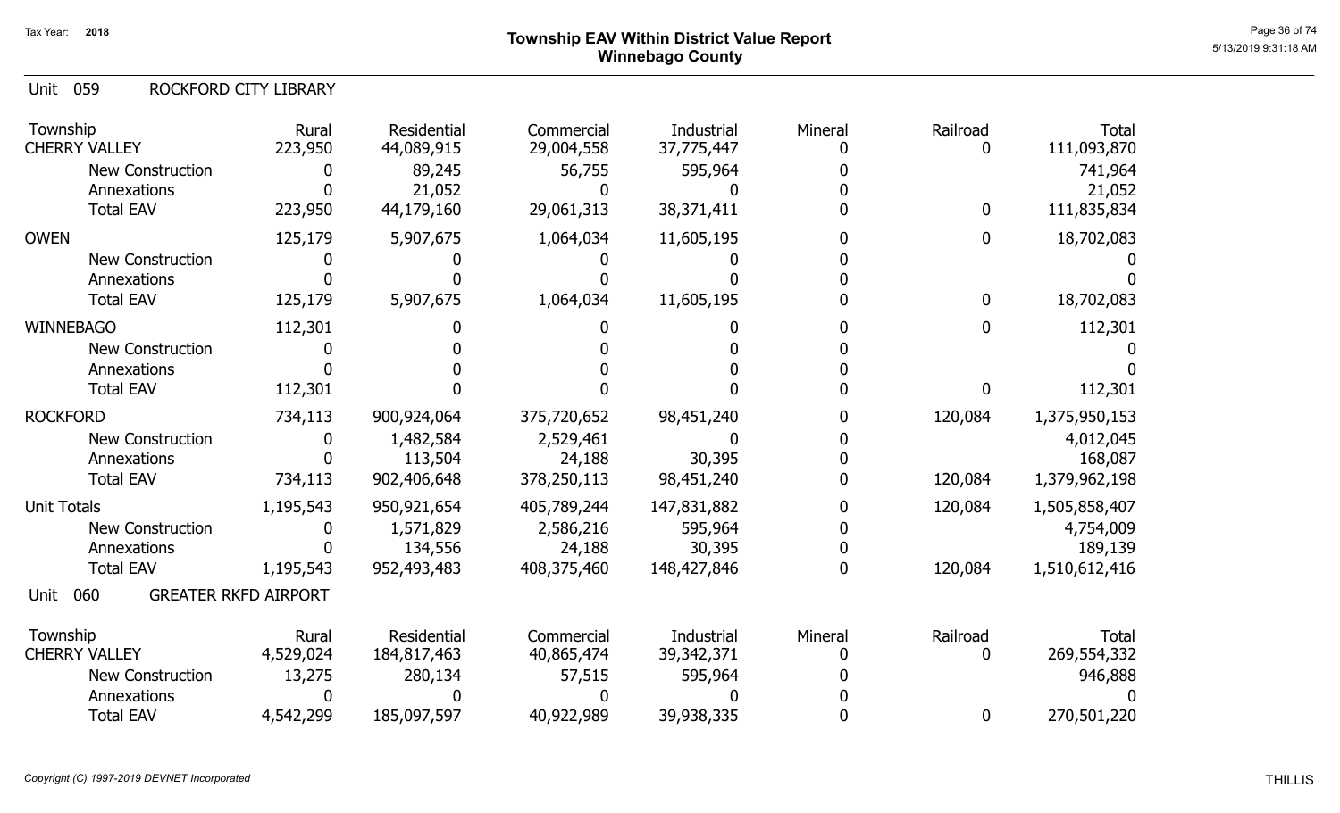Tax Year: 2018

# Township EAV Within District Value Report
## Winnebago County

Unit 059 ROCKFORD CITY LIBRARY

| Township | Rural | Residential | Commercial | Industrial | Mineral | Railroad | Total |
|---|---|---|---|---|---|---|---|
| CHERRY VALLEY | 223,950 | 44,089,915 | 29,004,558 | 37,775,447 | 0 | 0 | 111,093,870 |
| New Construction | 0 | 89,245 | 56,755 | 595,964 | 0 | | 741,964 |
| Annexations | 0 | 21,052 | 0 | 0 | 0 | | 21,052 |
| Total EAV | 223,950 | 44,179,160 | 29,061,313 | 38,371,411 | 0 | 0 | 111,835,834 |
| OWEN | 125,179 | 5,907,675 | 1,064,034 | 11,605,195 | 0 | 0 | 18,702,083 |
| New Construction | 0 | 0 | 0 | 0 | 0 | | 0 |
| Annexations | 0 | 0 | 0 | 0 | 0 | | 0 |
| Total EAV | 125,179 | 5,907,675 | 1,064,034 | 11,605,195 | 0 | 0 | 18,702,083 |
| WINNEBAGO | 112,301 | 0 | 0 | 0 | 0 | 0 | 112,301 |
| New Construction | 0 | 0 | 0 | 0 | 0 | | 0 |
| Annexations | 0 | 0 | 0 | 0 | 0 | | 0 |
| Total EAV | 112,301 | 0 | 0 | 0 | 0 | 0 | 112,301 |
| ROCKFORD | 734,113 | 900,924,064 | 375,720,652 | 98,451,240 | 0 | 120,084 | 1,375,950,153 |
| New Construction | 0 | 1,482,584 | 2,529,461 | 0 | 0 | | 4,012,045 |
| Annexations | 0 | 113,504 | 24,188 | 30,395 | 0 | | 168,087 |
| Total EAV | 734,113 | 902,406,648 | 378,250,113 | 98,451,240 | 0 | 120,084 | 1,379,962,198 |
| Unit Totals | 1,195,543 | 950,921,654 | 405,789,244 | 147,831,882 | 0 | 120,084 | 1,505,858,407 |
| New Construction | 0 | 1,571,829 | 2,586,216 | 595,964 | 0 | | 4,754,009 |
| Annexations | 0 | 134,556 | 24,188 | 30,395 | 0 | | 189,139 |
| Total EAV | 1,195,543 | 952,493,483 | 408,375,460 | 148,427,846 | 0 | 120,084 | 1,510,612,416 |

Unit 060 GREATER RKFD AIRPORT

| Township | Rural | Residential | Commercial | Industrial | Mineral | Railroad | Total |
|---|---|---|---|---|---|---|---|
| CHERRY VALLEY | 4,529,024 | 184,817,463 | 40,865,474 | 39,342,371 | 0 | 0 | 269,554,332 |
| New Construction | 13,275 | 280,134 | 57,515 | 595,964 | 0 | | 946,888 |
| Annexations | 0 | 0 | 0 | 0 | 0 | | 0 |
| Total EAV | 4,542,299 | 185,097,597 | 40,922,989 | 39,938,335 | 0 | 0 | 270,501,220 |

Copyright (C) 1997-2019 DEVNET Incorporated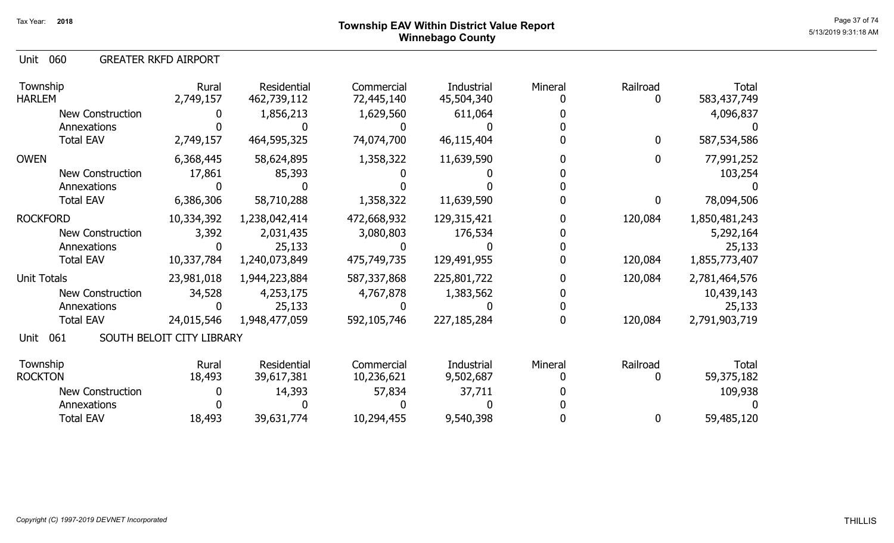# Township EAV Within District Value Report
## Winnebago County

Tax Year: 2018

5/13/2019 9:31:18 AM

### Unit 060 GREATER RKFD AIRPORT

| Township | Rural | Residential | Commercial | Industrial | Mineral | Railroad | Total |
|---|---|---|---|---|---|---|---|
| HARLEM | 2,749,157 | 462,739,112 | 72,445,140 | 45,504,340 | 0 | 0 | 583,437,749 |
| New Construction | 0 | 1,856,213 | 1,629,560 | 611,064 | 0 | | 4,096,837 |
| Annexations | 0 | 0 | 0 | 0 | 0 | | 0 |
| Total EAV | 2,749,157 | 464,595,325 | 74,074,700 | 46,115,404 | 0 | 0 | 587,534,586 |
| OWEN | 6,368,445 | 58,624,895 | 1,358,322 | 11,639,590 | 0 | 0 | 77,991,252 |
| New Construction | 17,861 | 85,393 | 0 | 0 | 0 | | 103,254 |
| Annexations | 0 | 0 | 0 | 0 | 0 | | 0 |
| Total EAV | 6,386,306 | 58,710,288 | 1,358,322 | 11,639,590 | 0 | 0 | 78,094,506 |
| ROCKFORD | 10,334,392 | 1,238,042,414 | 472,668,932 | 129,315,421 | 0 | 120,084 | 1,850,481,243 |
| New Construction | 3,392 | 2,031,435 | 3,080,803 | 176,534 | 0 | | 5,292,164 |
| Annexations | 0 | 25,133 | 0 | 0 | 0 | | 25,133 |
| Total EAV | 10,337,784 | 1,240,073,849 | 475,749,735 | 129,491,955 | 0 | 120,084 | 1,855,773,407 |
| Unit Totals | 23,981,018 | 1,944,223,884 | 587,337,868 | 225,801,722 | 0 | 120,084 | 2,781,464,576 |
| New Construction | 34,528 | 4,253,175 | 4,767,878 | 1,383,562 | 0 | | 10,439,143 |
| Annexations | 0 | 25,133 | 0 | 0 | 0 | | 25,133 |
| Total EAV | 24,015,546 | 1,948,477,059 | 592,105,746 | 227,185,284 | 0 | 120,084 | 2,791,903,719 |

### Unit 061 SOUTH BELOIT CITY LIBRARY

| Township | Rural | Residential | Commercial | Industrial | Mineral | Railroad | Total |
|---|---|---|---|---|---|---|---|
| ROCKTON | 18,493 | 39,617,381 | 10,236,621 | 9,502,687 | 0 | 0 | 59,375,182 |
| New Construction | 0 | 14,393 | 57,834 | 37,711 | 0 | | 109,938 |
| Annexations | 0 | 0 | 0 | 0 | 0 | | 0 |
| Total EAV | 18,493 | 39,631,774 | 10,294,455 | 9,540,398 | 0 | 0 | 59,485,120 |

*Copyright (C) 1997-2019 DEVNET Incorporated*

THILLIS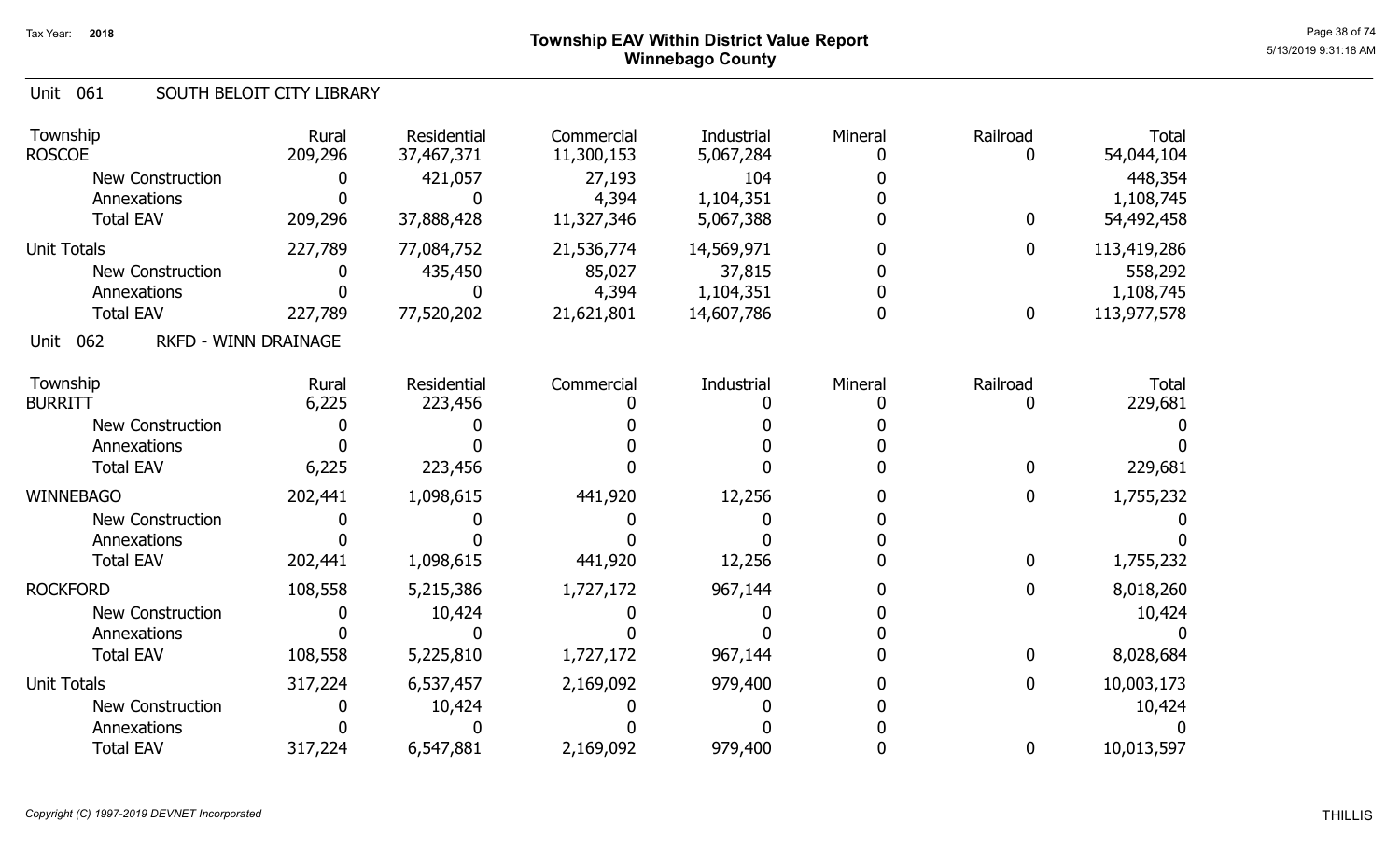# Township EAV Within District Value Report
## Winnebago County

Tax Year: 2018

### Unit 061 SOUTH BELOIT CITY LIBRARY

| Township | Rural | Residential | Commercial | Industrial | Mineral | Railroad | Total |
|---|---|---|---|---|---|---|---|
| ROSCOE | 209,296 | 37,467,371 | 11,300,153 | 5,067,284 | 0 | 0 | 54,044,104 |
| New Construction | 0 | 421,057 | 27,193 | 104 | 0 | | 448,354 |
| Annexations | 0 | 0 | 4,394 | 1,104,351 | 0 | | 1,108,745 |
| Total EAV | 209,296 | 37,888,428 | 11,327,346 | 5,067,388 | 0 | 0 | 54,492,458 |
| Unit Totals | 227,789 | 77,084,752 | 21,536,774 | 14,569,971 | 0 | 0 | 113,419,286 |
| New Construction | 0 | 435,450 | 85,027 | 37,815 | 0 | | 558,292 |
| Annexations | 0 | 0 | 4,394 | 1,104,351 | 0 | | 1,108,745 |
| Total EAV | 227,789 | 77,520,202 | 21,621,801 | 14,607,786 | 0 | 0 | 113,977,578 |

### Unit 062 RKFD - WINN DRAINAGE

| Township | Rural | Residential | Commercial | Industrial | Mineral | Railroad | Total |
|---|---|---|---|---|---|---|---|
| BURRITT | 6,225 | 223,456 | 0 | 0 | 0 | 0 | 229,681 |
| New Construction | 0 | 0 | 0 | 0 | 0 | | 0 |
| Annexations | 0 | 0 | 0 | 0 | 0 | | 0 |
| Total EAV | 6,225 | 223,456 | 0 | 0 | 0 | 0 | 229,681 |
| WINNEBAGO | 202,441 | 1,098,615 | 441,920 | 12,256 | 0 | 0 | 1,755,232 |
| New Construction | 0 | 0 | 0 | 0 | 0 | | 0 |
| Annexations | 0 | 0 | 0 | 0 | 0 | | 0 |
| Total EAV | 202,441 | 1,098,615 | 441,920 | 12,256 | 0 | 0 | 1,755,232 |
| ROCKFORD | 108,558 | 5,215,386 | 1,727,172 | 967,144 | 0 | 0 | 8,018,260 |
| New Construction | 0 | 10,424 | 0 | 0 | 0 | | 10,424 |
| Annexations | 0 | 0 | 0 | 0 | 0 | | 0 |
| Total EAV | 108,558 | 5,225,810 | 1,727,172 | 967,144 | 0 | 0 | 8,028,684 |
| Unit Totals | 317,224 | 6,537,457 | 2,169,092 | 979,400 | 0 | 0 | 10,003,173 |
| New Construction | 0 | 10,424 | 0 | 0 | 0 | | 10,424 |
| Annexations | 0 | 0 | 0 | 0 | 0 | | 0 |
| Total EAV | 317,224 | 6,547,881 | 2,169,092 | 979,400 | 0 | 0 | 10,013,597 |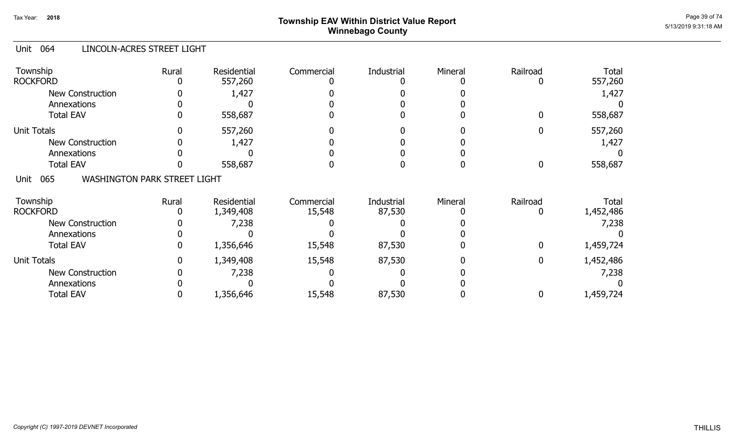# Township EAV Within District Value Report
## Winnebago County

Tax Year: 2018

## Unit 064 LINCOLN-ACRES STREET LIGHT

| Township | Rural | Residential | Commercial | Industrial | Mineral | Railroad | Total |
|---|---|---|---|---|---|---|---|
| ROCKFORD | 0 | 557,260 | 0 | 0 | 0 | 0 | 557,260 |
| New Construction | 0 | 1,427 | 0 | 0 | 0 | | 1,427 |
| Annexations | 0 | 0 | 0 | 0 | 0 | | 0 |
| Total EAV | 0 | 558,687 | 0 | 0 | 0 | 0 | 558,687 |
| Unit Totals | 0 | 557,260 | 0 | 0 | 0 | 0 | 557,260 |
| New Construction | 0 | 1,427 | 0 | 0 | 0 | | 1,427 |
| Annexations | 0 | 0 | 0 | 0 | 0 | | 0 |
| Total EAV | 0 | 558,687 | 0 | 0 | 0 | 0 | 558,687 |

## Unit 065 WASHINGTON PARK STREET LIGHT

| Township | Rural | Residential | Commercial | Industrial | Mineral | Railroad | Total |
|---|---|---|---|---|---|---|---|
| ROCKFORD | 0 | 1,349,408 | 15,548 | 87,530 | 0 | 0 | 1,452,486 |
| New Construction | 0 | 7,238 | 0 | 0 | 0 | | 7,238 |
| Annexations | 0 | 0 | 0 | 0 | 0 | | 0 |
| Total EAV | 0 | 1,356,646 | 15,548 | 87,530 | 0 | 0 | 1,459,724 |
| Unit Totals | 0 | 1,349,408 | 15,548 | 87,530 | 0 | 0 | 1,452,486 |
| New Construction | 0 | 7,238 | 0 | 0 | 0 | | 7,238 |
| Annexations | 0 | 0 | 0 | 0 | 0 | | 0 |
| Total EAV | 0 | 1,356,646 | 15,548 | 87,530 | 0 | 0 | 1,459,724 |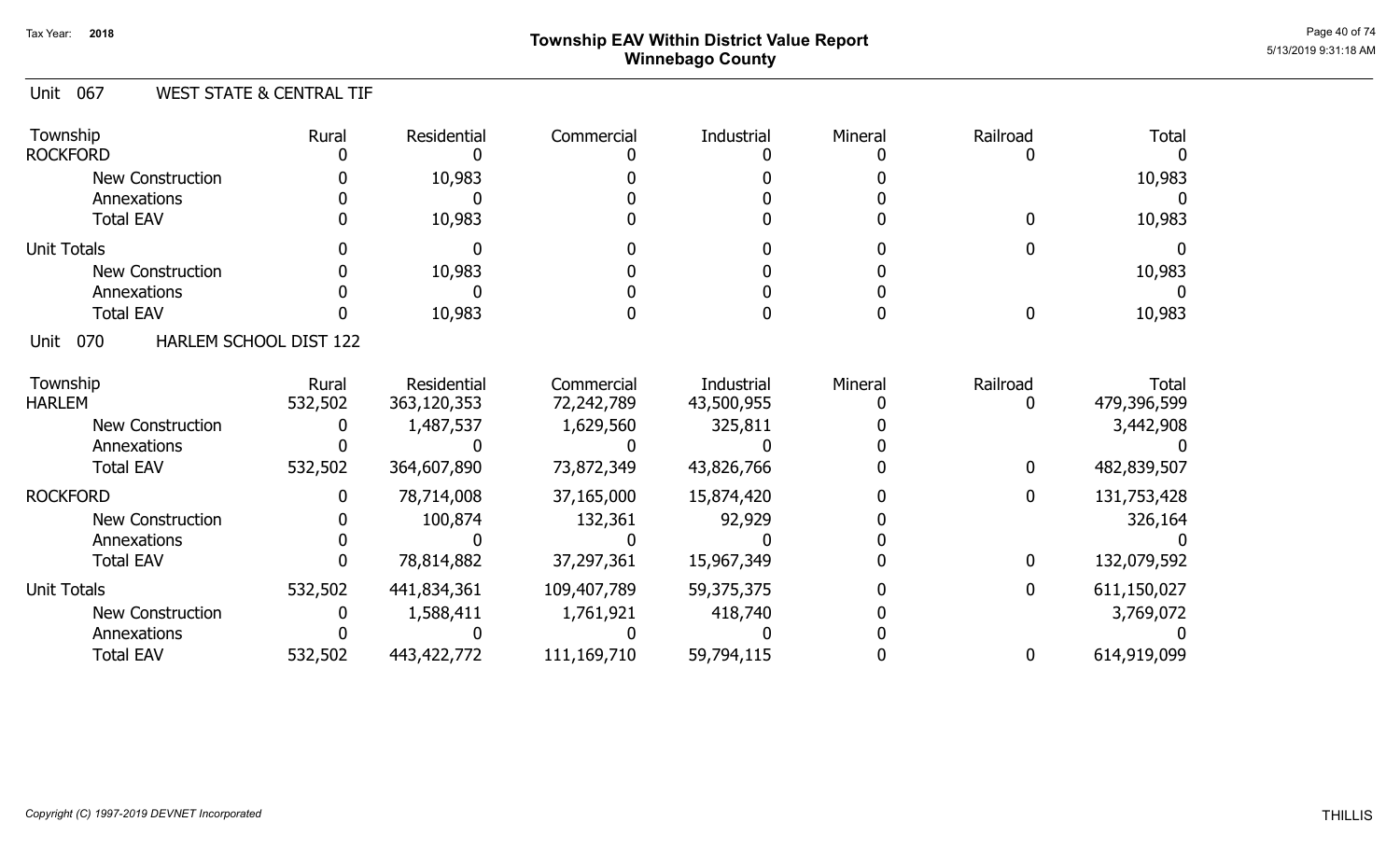# Township EAV Within District Value Report
## Winnebago County

Tax Year: 2018

### Unit 067 WEST STATE & CENTRAL TIF

| Township | Rural | Residential | Commercial | Industrial | Mineral | Railroad | Total |
|---|---|---|---|---|---|---|---|
| ROCKFORD | 0 | 0 | 0 | 0 | 0 | 0 | 0 |
| New Construction | 0 | 10,983 | 0 | 0 | 0 | | 10,983 |
| Annexations | 0 | 0 | 0 | 0 | 0 | | 0 |
| Total EAV | 0 | 10,983 | 0 | 0 | 0 | 0 | 10,983 |
| Unit Totals | 0 | 0 | 0 | 0 | 0 | 0 | 0 |
| New Construction | 0 | 10,983 | 0 | 0 | 0 | | 10,983 |
| Annexations | 0 | 0 | 0 | 0 | 0 | | 0 |
| Total EAV | 0 | 10,983 | 0 | 0 | 0 | 0 | 10,983 |

### Unit 070 HARLEM SCHOOL DIST 122

| Township | Rural | Residential | Commercial | Industrial | Mineral | Railroad | Total |
|---|---|---|---|---|---|---|---|
| HARLEM | 532,502 | 363,120,353 | 72,242,789 | 43,500,955 | 0 | 0 | 479,396,599 |
| New Construction | 0 | 1,487,537 | 1,629,560 | 325,811 | 0 | | 3,442,908 |
| Annexations | 0 | 0 | 0 | 0 | 0 | | 0 |
| Total EAV | 532,502 | 364,607,890 | 73,872,349 | 43,826,766 | 0 | 0 | 482,839,507 |
| ROCKFORD | 0 | 78,714,008 | 37,165,000 | 15,874,420 | 0 | 0 | 131,753,428 |
| New Construction | 0 | 100,874 | 132,361 | 92,929 | 0 | | 326,164 |
| Annexations | 0 | 0 | 0 | 0 | 0 | | 0 |
| Total EAV | 0 | 78,814,882 | 37,297,361 | 15,967,349 | 0 | 0 | 132,079,592 |
| Unit Totals | 532,502 | 441,834,361 | 109,407,789 | 59,375,375 | 0 | 0 | 611,150,027 |
| New Construction | 0 | 1,588,411 | 1,761,921 | 418,740 | 0 | | 3,769,072 |
| Annexations | 0 | 0 | 0 | 0 | 0 | | 0 |
| Total EAV | 532,502 | 443,422,772 | 111,169,710 | 59,794,115 | 0 | 0 | 614,919,099 |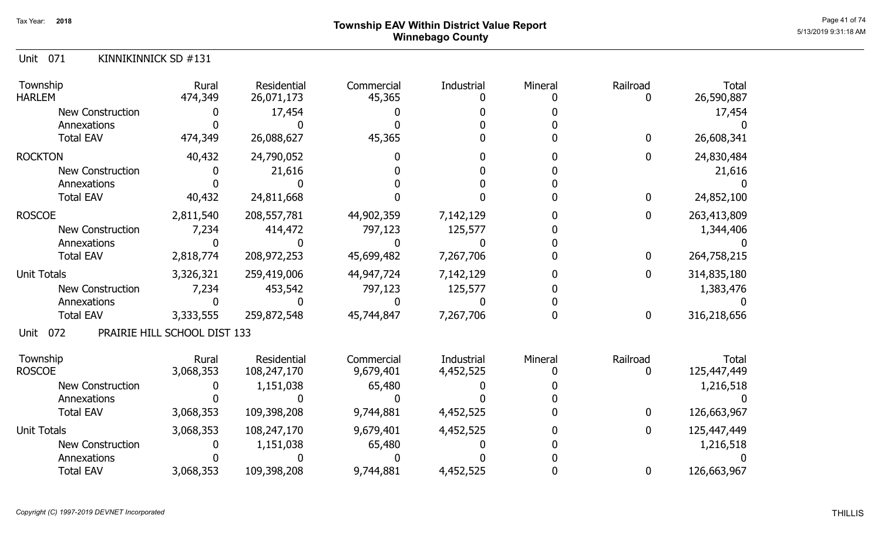# Township EAV Within District Value Report
## Winnebago County

Tax Year: 2018

### Unit 071 KINNIKINNICK SD #131

| Township | Rural | Residential | Commercial | Industrial | Mineral | Railroad | Total |
|---|---|---|---|---|---|---|---|
| **HARLEM** | 474,349 | 26,071,173 | 45,365 | 0 | 0 | 0 | 26,590,887 |
| New Construction | 0 | 17,454 | 0 | 0 | 0 | | 17,454 |
| Annexations | 0 | 0 | 0 | 0 | 0 | | 0 |
| Total EAV | 474,349 | 26,088,627 | 45,365 | 0 | 0 | 0 | 26,608,341 |
| **ROCKTON** | 40,432 | 24,790,052 | 0 | 0 | 0 | 0 | 24,830,484 |
| New Construction | 0 | 21,616 | 0 | 0 | 0 | | 21,616 |
| Annexations | 0 | 0 | 0 | 0 | 0 | | 0 |
| Total EAV | 40,432 | 24,811,668 | 0 | 0 | 0 | 0 | 24,852,100 |
| **ROSCOE** | 2,811,540 | 208,557,781 | 44,902,359 | 7,142,129 | 0 | 0 | 263,413,809 |
| New Construction | 7,234 | 414,472 | 797,123 | 125,577 | 0 | | 1,344,406 |
| Annexations | 0 | 0 | 0 | 0 | 0 | | 0 |
| Total EAV | 2,818,774 | 208,972,253 | 45,699,482 | 7,267,706 | 0 | 0 | 264,758,215 |
| **Unit Totals** | 3,326,321 | 259,419,006 | 44,947,724 | 7,142,129 | 0 | 0 | 314,835,180 |
| New Construction | 7,234 | 453,542 | 797,123 | 125,577 | 0 | | 1,383,476 |
| Annexations | 0 | 0 | 0 | 0 | 0 | | 0 |
| Total EAV | 3,333,555 | 259,872,548 | 45,744,847 | 7,267,706 | 0 | 0 | 316,218,656 |

### Unit 072 PRAIRIE HILL SCHOOL DIST 133

| Township | Rural | Residential | Commercial | Industrial | Mineral | Railroad | Total |
|---|---|---|---|---|---|---|---|
| **ROSCOE** | 3,068,353 | 108,247,170 | 9,679,401 | 4,452,525 | 0 | 0 | 125,447,449 |
| New Construction | 0 | 1,151,038 | 65,480 | 0 | 0 | | 1,216,518 |
| Annexations | 0 | 0 | 0 | 0 | 0 | | 0 |
| Total EAV | 3,068,353 | 109,398,208 | 9,744,881 | 4,452,525 | 0 | 0 | 126,663,967 |
| **Unit Totals** | 3,068,353 | 108,247,170 | 9,679,401 | 4,452,525 | 0 | 0 | 125,447,449 |
| New Construction | 0 | 1,151,038 | 65,480 | 0 | 0 | | 1,216,518 |
| Annexations | 0 | 0 | 0 | 0 | 0 | | 0 |
| Total EAV | 3,068,353 | 109,398,208 | 9,744,881 | 4,452,525 | 0 | 0 | 126,663,967 |

*Copyright (C) 1997-2019 DEVNET Incorporated*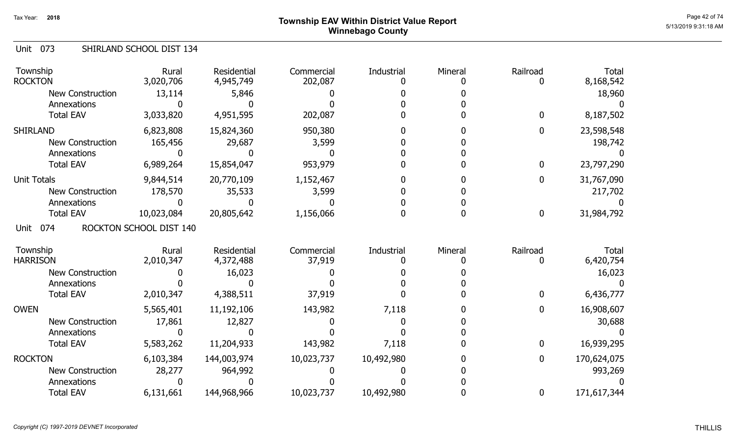Tax Year: 2018

# Township EAV Within District Value Report
## Winnebago County

### Unit 073 SHIRLAND SCHOOL DIST 134

| Township | Rural | Residential | Commercial | Industrial | Mineral | Railroad | Total |
|---|---|---|---|---|---|---|---|
| ROCKTON | 3,020,706 | 4,945,749 | 202,087 | 0 | 0 | 0 | 8,168,542 |
| New Construction | 13,114 | 5,846 | 0 | 0 | 0 | | 18,960 |
| Annexations | 0 | 0 | 0 | 0 | 0 | | 0 |
| Total EAV | 3,033,820 | 4,951,595 | 202,087 | 0 | 0 | 0 | 8,187,502 |
| SHIRLAND | 6,823,808 | 15,824,360 | 950,380 | 0 | 0 | 0 | 23,598,548 |
| New Construction | 165,456 | 29,687 | 3,599 | 0 | 0 | | 198,742 |
| Annexations | 0 | 0 | 0 | 0 | 0 | | 0 |
| Total EAV | 6,989,264 | 15,854,047 | 953,979 | 0 | 0 | 0 | 23,797,290 |
| Unit Totals | 9,844,514 | 20,770,109 | 1,152,467 | 0 | 0 | 0 | 31,767,090 |
| New Construction | 178,570 | 35,533 | 3,599 | 0 | 0 | | 217,702 |
| Annexations | 0 | 0 | 0 | 0 | 0 | | 0 |
| Total EAV | 10,023,084 | 20,805,642 | 1,156,066 | 0 | 0 | 0 | 31,984,792 |

### Unit 074 ROCKTON SCHOOL DIST 140

| Township | Rural | Residential | Commercial | Industrial | Mineral | Railroad | Total |
|---|---|---|---|---|---|---|---|
| HARRISON | 2,010,347 | 4,372,488 | 37,919 | 0 | 0 | 0 | 6,420,754 |
| New Construction | 0 | 16,023 | 0 | 0 | 0 | | 16,023 |
| Annexations | 0 | 0 | 0 | 0 | 0 | | 0 |
| Total EAV | 2,010,347 | 4,388,511 | 37,919 | 0 | 0 | 0 | 6,436,777 |
| OWEN | 5,565,401 | 11,192,106 | 143,982 | 7,118 | 0 | 0 | 16,908,607 |
| New Construction | 17,861 | 12,827 | 0 | 0 | 0 | | 30,688 |
| Annexations | 0 | 0 | 0 | 0 | 0 | | 0 |
| Total EAV | 5,583,262 | 11,204,933 | 143,982 | 7,118 | 0 | 0 | 16,939,295 |
| ROCKTON | 6,103,384 | 144,003,974 | 10,023,737 | 10,492,980 | 0 | 0 | 170,624,075 |
| New Construction | 28,277 | 964,992 | 0 | 0 | 0 | | 993,269 |
| Annexations | 0 | 0 | 0 | 0 | 0 | | 0 |
| Total EAV | 6,131,661 | 144,968,966 | 10,023,737 | 10,492,980 | 0 | 0 | 171,617,344 |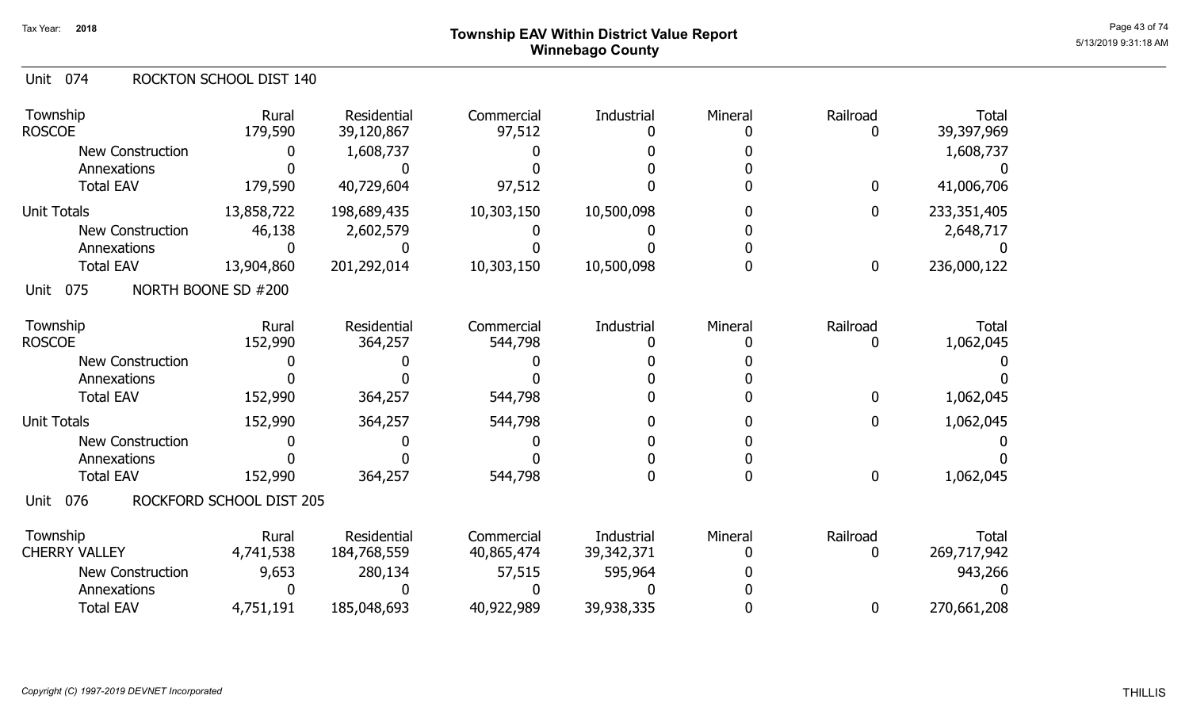# Township EAV Within District Value Report
## Winnebago County

Tax Year: 2018

### Unit 074 ROCKTON SCHOOL DIST 140

| Township | Rural | Residential | Commercial | Industrial | Mineral | Railroad | Total |
|---|---|---|---|---|---|---|---|
| ROSCOE | 179,590 | 39,120,867 | 97,512 | 0 | 0 | 0 | 39,397,969 |
| New Construction | 0 | 1,608,737 | 0 | 0 | 0 | | 1,608,737 |
| Annexations | 0 | 0 | 0 | 0 | 0 | | 0 |
| Total EAV | 179,590 | 40,729,604 | 97,512 | 0 | 0 | 0 | 41,006,706 |
| Unit Totals | 13,858,722 | 198,689,435 | 10,303,150 | 10,500,098 | 0 | 0 | 233,351,405 |
| New Construction | 46,138 | 2,602,579 | 0 | 0 | 0 | | 2,648,717 |
| Annexations | 0 | 0 | 0 | 0 | 0 | | 0 |
| Total EAV | 13,904,860 | 201,292,014 | 10,303,150 | 10,500,098 | 0 | 0 | 236,000,122 |

### Unit 075 NORTH BOONE SD #200

| Township | Rural | Residential | Commercial | Industrial | Mineral | Railroad | Total |
|---|---|---|---|---|---|---|---|
| ROSCOE | 152,990 | 364,257 | 544,798 | 0 | 0 | 0 | 1,062,045 |
| New Construction | 0 | 0 | 0 | 0 | 0 | | 0 |
| Annexations | 0 | 0 | 0 | 0 | 0 | | 0 |
| Total EAV | 152,990 | 364,257 | 544,798 | 0 | 0 | 0 | 1,062,045 |
| Unit Totals | 152,990 | 364,257 | 544,798 | 0 | 0 | 0 | 1,062,045 |
| New Construction | 0 | 0 | 0 | 0 | 0 | | 0 |
| Annexations | 0 | 0 | 0 | 0 | 0 | | 0 |
| Total EAV | 152,990 | 364,257 | 544,798 | 0 | 0 | 0 | 1,062,045 |

### Unit 076 ROCKFORD SCHOOL DIST 205

| Township | Rural | Residential | Commercial | Industrial | Mineral | Railroad | Total |
|---|---|---|---|---|---|---|---|
| CHERRY VALLEY | 4,741,538 | 184,768,559 | 40,865,474 | 39,342,371 | 0 | 0 | 269,717,942 |
| New Construction | 9,653 | 280,134 | 57,515 | 595,964 | 0 | | 943,266 |
| Annexations | 0 | 0 | 0 | 0 | 0 | | 0 |
| Total EAV | 4,751,191 | 185,048,693 | 40,922,989 | 39,938,335 | 0 | 0 | 270,661,208 |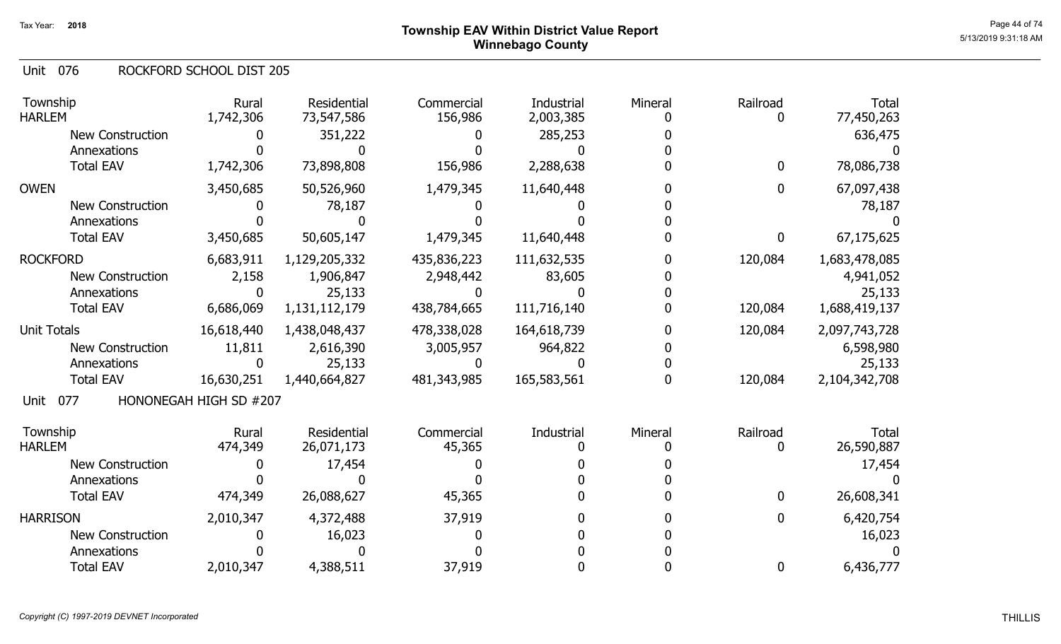# Township EAV Within District Value Report
## Winnebago County

Tax Year: 2018

### Unit 076 ROCKFORD SCHOOL DIST 205

| Township | Rural | Residential | Commercial | Industrial | Mineral | Railroad | Total |
|---|---|---|---|---|---|---|---|
| HARLEM | 1,742,306 | 73,547,586 | 156,986 | 2,003,385 | 0 | 0 | 77,450,263 |
| New Construction | 0 | 351,222 | 0 | 285,253 | 0 | | 636,475 |
| Annexations | 0 | 0 | 0 | 0 | 0 | | 0 |
| Total EAV | 1,742,306 | 73,898,808 | 156,986 | 2,288,638 | 0 | 0 | 78,086,738 |
| OWEN | 3,450,685 | 50,526,960 | 1,479,345 | 11,640,448 | 0 | 0 | 67,097,438 |
| New Construction | 0 | 78,187 | 0 | 0 | 0 | | 78,187 |
| Annexations | 0 | 0 | 0 | 0 | 0 | | 0 |
| Total EAV | 3,450,685 | 50,605,147 | 1,479,345 | 11,640,448 | 0 | 0 | 67,175,625 |
| ROCKFORD | 6,683,911 | 1,129,205,332 | 435,836,223 | 111,632,535 | 0 | 120,084 | 1,683,478,085 |
| New Construction | 2,158 | 1,906,847 | 2,948,442 | 83,605 | 0 | | 4,941,052 |
| Annexations | 0 | 25,133 | 0 | 0 | 0 | | 25,133 |
| Total EAV | 6,686,069 | 1,131,112,179 | 438,784,665 | 111,716,140 | 0 | 120,084 | 1,688,419,137 |
| Unit Totals | 16,618,440 | 1,438,048,437 | 478,338,028 | 164,618,739 | 0 | 120,084 | 2,097,743,728 |
| New Construction | 11,811 | 2,616,390 | 3,005,957 | 964,822 | 0 | | 6,598,980 |
| Annexations | 0 | 25,133 | 0 | 0 | 0 | | 25,133 |
| Total EAV | 16,630,251 | 1,440,664,827 | 481,343,985 | 165,583,561 | 0 | 120,084 | 2,104,342,708 |

### Unit 077 HONONEGAH HIGH SD #207

| Township | Rural | Residential | Commercial | Industrial | Mineral | Railroad | Total |
|---|---|---|---|---|---|---|---|
| HARLEM | 474,349 | 26,071,173 | 45,365 | 0 | 0 | 0 | 26,590,887 |
| New Construction | 0 | 17,454 | 0 | 0 | 0 | | 17,454 |
| Annexations | 0 | 0 | 0 | 0 | 0 | | 0 |
| Total EAV | 474,349 | 26,088,627 | 45,365 | 0 | 0 | 0 | 26,608,341 |
| HARRISON | 2,010,347 | 4,372,488 | 37,919 | 0 | 0 | 0 | 6,420,754 |
| New Construction | 0 | 16,023 | 0 | 0 | 0 | | 16,023 |
| Annexations | 0 | 0 | 0 | 0 | 0 | | 0 |
| Total EAV | 2,010,347 | 4,388,511 | 37,919 | 0 | 0 | 0 | 6,436,777 |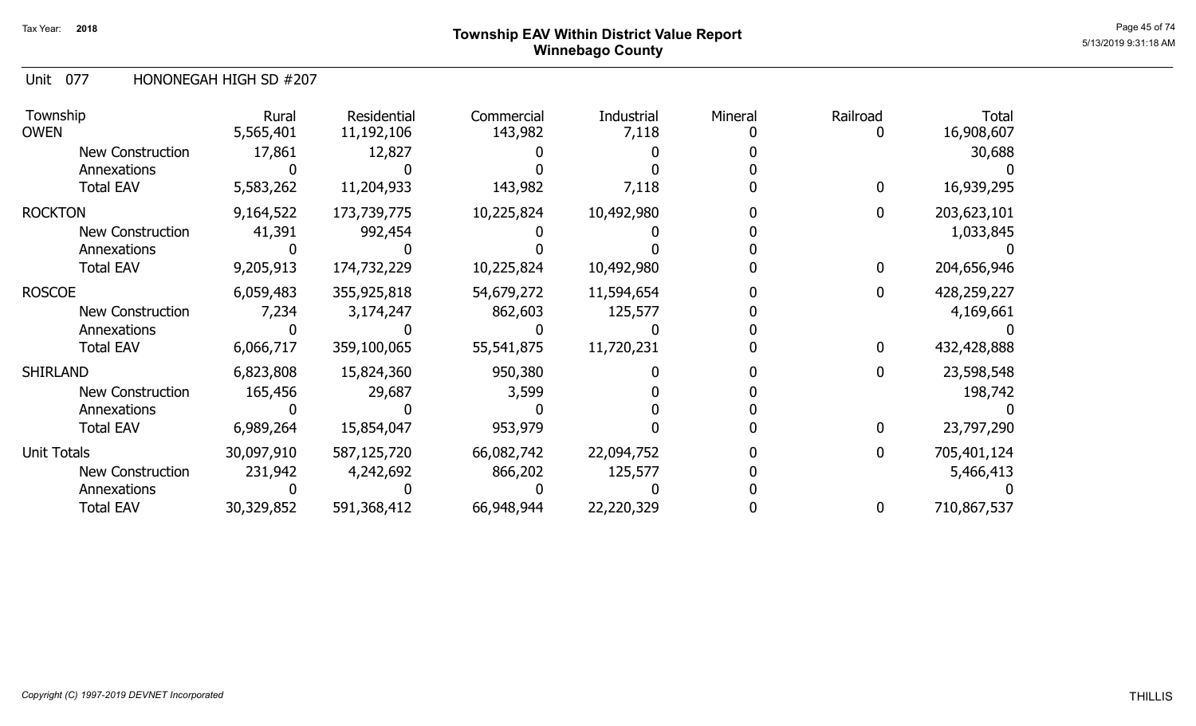# Township EAV Within District Value Report
## Winnebago County

Tax Year: 2018

Unit 077 HONONEGAH HIGH SD #207

| Township | Rural | Residential | Commercial | Industrial | Mineral | Railroad | Total |
|---|---|---|---|---|---|---|---|
| OWEN | 5,565,401 | 11,192,106 | 143,982 | 7,118 | 0 | 0 | 16,908,607 |
| New Construction | 17,861 | 12,827 | 0 | 0 | 0 | | 30,688 |
| Annexations | 0 | 0 | 0 | 0 | 0 | | 0 |
| Total EAV | 5,583,262 | 11,204,933 | 143,982 | 7,118 | 0 | 0 | 16,939,295 |
| ROCKTON | 9,164,522 | 173,739,775 | 10,225,824 | 10,492,980 | 0 | 0 | 203,623,101 |
| New Construction | 41,391 | 992,454 | 0 | 0 | 0 | | 1,033,845 |
| Annexations | 0 | 0 | 0 | 0 | 0 | | 0 |
| Total EAV | 9,205,913 | 174,732,229 | 10,225,824 | 10,492,980 | 0 | 0 | 204,656,946 |
| ROSCOE | 6,059,483 | 355,925,818 | 54,679,272 | 11,594,654 | 0 | 0 | 428,259,227 |
| New Construction | 7,234 | 3,174,247 | 862,603 | 125,577 | 0 | | 4,169,661 |
| Annexations | 0 | 0 | 0 | 0 | 0 | | 0 |
| Total EAV | 6,066,717 | 359,100,065 | 55,541,875 | 11,720,231 | 0 | 0 | 432,428,888 |
| SHIRLAND | 6,823,808 | 15,824,360 | 950,380 | 0 | 0 | 0 | 23,598,548 |
| New Construction | 165,456 | 29,687 | 3,599 | 0 | 0 | | 198,742 |
| Annexations | 0 | 0 | 0 | 0 | 0 | | 0 |
| Total EAV | 6,989,264 | 15,854,047 | 953,979 | 0 | 0 | 0 | 23,797,290 |
| Unit Totals | 30,097,910 | 587,125,720 | 66,082,742 | 22,094,752 | 0 | 0 | 705,401,124 |
| New Construction | 231,942 | 4,242,692 | 866,202 | 125,577 | 0 | | 5,466,413 |
| Annexations | 0 | 0 | 0 | 0 | 0 | | 0 |
| Total EAV | 30,329,852 | 591,368,412 | 66,948,944 | 22,220,329 | 0 | 0 | 710,867,537 |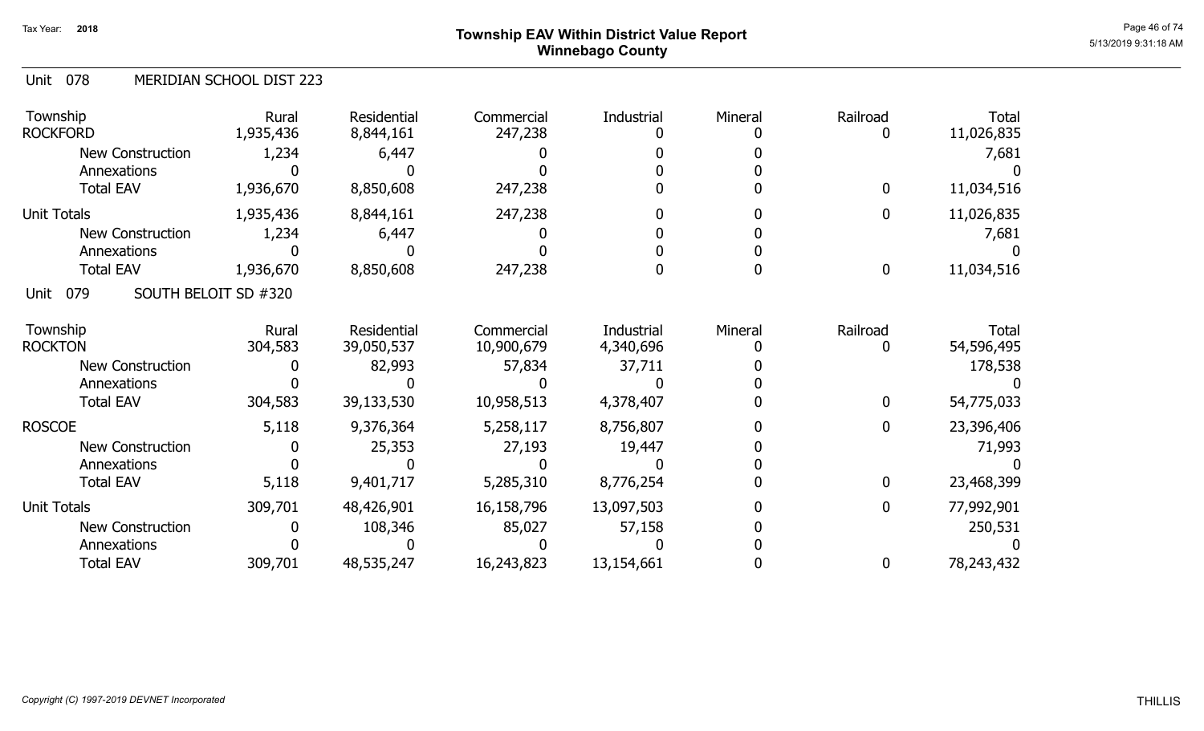Tax Year: 2018

# Township EAV Within District Value Report
## Winnebago County

5/13/2019 9:31:18 AM

### Unit 078 MERIDIAN SCHOOL DIST 223

| Township | Rural | Residential | Commercial | Industrial | Mineral | Railroad | Total |
|---|---|---|---|---|---|---|---|
| ROCKFORD | 1,935,436 | 8,844,161 | 247,238 | 0 | 0 | 0 | 11,026,835 |
| New Construction | 1,234 | 6,447 | 0 | 0 | 0 | | 7,681 |
| Annexations | 0 | 0 | 0 | 0 | 0 | | 0 |
| Total EAV | 1,936,670 | 8,850,608 | 247,238 | 0 | 0 | 0 | 11,034,516 |
| Unit Totals | 1,935,436 | 8,844,161 | 247,238 | 0 | 0 | 0 | 11,026,835 |
| New Construction | 1,234 | 6,447 | 0 | 0 | 0 | | 7,681 |
| Annexations | 0 | 0 | 0 | 0 | 0 | | 0 |
| Total EAV | 1,936,670 | 8,850,608 | 247,238 | 0 | 0 | 0 | 11,034,516 |

### Unit 079 SOUTH BELOIT SD #320

| Township | Rural | Residential | Commercial | Industrial | Mineral | Railroad | Total |
|---|---|---|---|---|---|---|---|
| ROCKTON | 304,583 | 39,050,537 | 10,900,679 | 4,340,696 | 0 | 0 | 54,596,495 |
| New Construction | 0 | 82,993 | 57,834 | 37,711 | 0 | | 178,538 |
| Annexations | 0 | 0 | 0 | 0 | 0 | | 0 |
| Total EAV | 304,583 | 39,133,530 | 10,958,513 | 4,378,407 | 0 | 0 | 54,775,033 |
| ROSCOE | 5,118 | 9,376,364 | 5,258,117 | 8,756,807 | 0 | 0 | 23,396,406 |
| New Construction | 0 | 25,353 | 27,193 | 19,447 | 0 | | 71,993 |
| Annexations | 0 | 0 | 0 | 0 | 0 | | 0 |
| Total EAV | 5,118 | 9,401,717 | 5,285,310 | 8,776,254 | 0 | 0 | 23,468,399 |
| Unit Totals | 309,701 | 48,426,901 | 16,158,796 | 13,097,503 | 0 | 0 | 77,992,901 |
| New Construction | 0 | 108,346 | 85,027 | 57,158 | 0 | | 250,531 |
| Annexations | 0 | 0 | 0 | 0 | 0 | | 0 |
| Total EAV | 309,701 | 48,535,247 | 16,243,823 | 13,154,661 | 0 | 0 | 78,243,432 |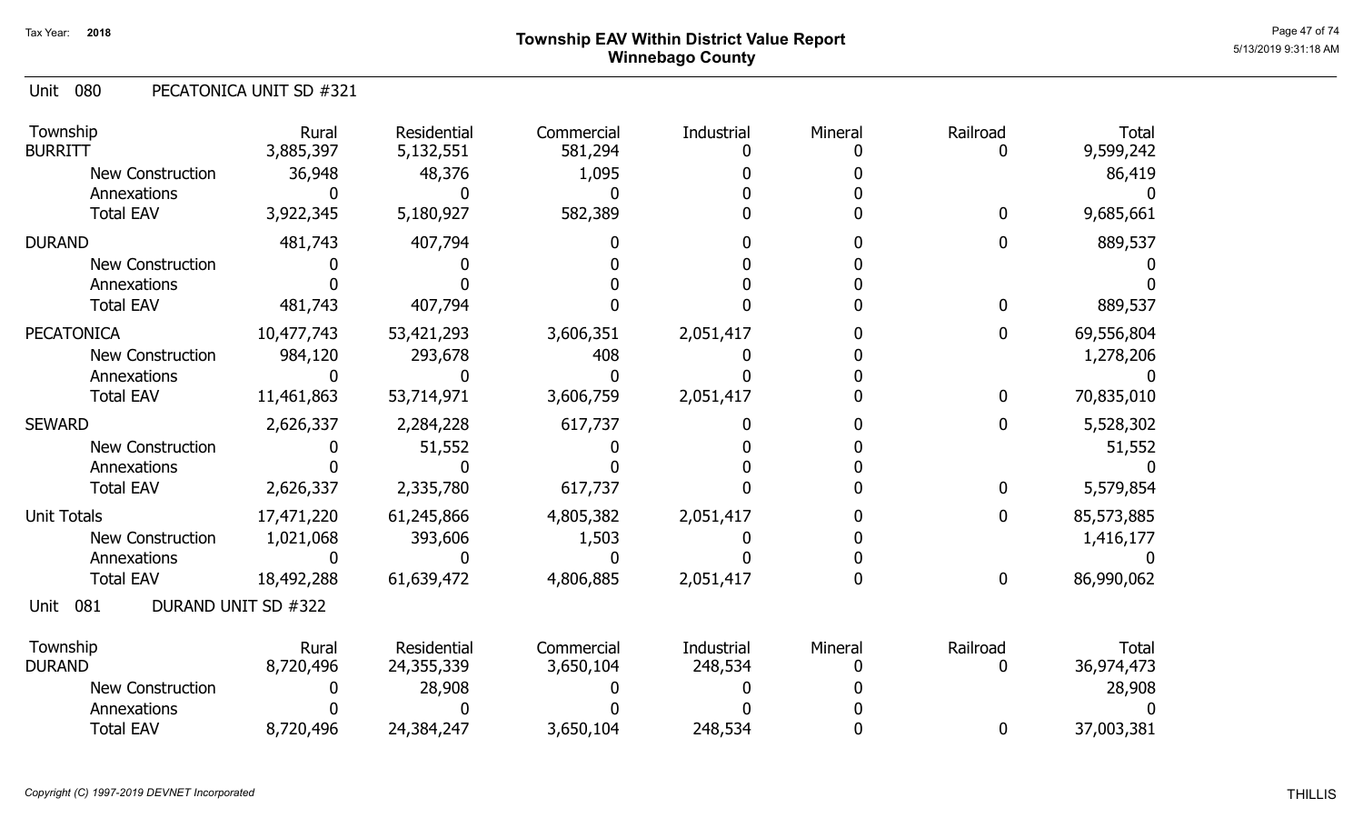# Township EAV Within District Value Report
## Winnebago County

Tax Year: 2018

### Unit 080 PECATONICA UNIT SD #321

| Township | Rural | Residential | Commercial | Industrial | Mineral | Railroad | Total |
|---|---|---|---|---|---|---|---|
| BURRITT | 3,885,397 | 5,132,551 | 581,294 | 0 | 0 | 0 | 9,599,242 |
| New Construction | 36,948 | 48,376 | 1,095 | 0 | 0 | | 86,419 |
| Annexations | 0 | 0 | 0 | 0 | 0 | | 0 |
| Total EAV | 3,922,345 | 5,180,927 | 582,389 | 0 | 0 | 0 | 9,685,661 |
| DURAND | 481,743 | 407,794 | 0 | 0 | 0 | 0 | 889,537 |
| New Construction | 0 | 0 | 0 | 0 | 0 | | 0 |
| Annexations | 0 | 0 | 0 | 0 | 0 | | 0 |
| Total EAV | 481,743 | 407,794 | 0 | 0 | 0 | 0 | 889,537 |
| PECATONICA | 10,477,743 | 53,421,293 | 3,606,351 | 2,051,417 | 0 | 0 | 69,556,804 |
| New Construction | 984,120 | 293,678 | 408 | 0 | 0 | | 1,278,206 |
| Annexations | 0 | 0 | 0 | 0 | 0 | | 0 |
| Total EAV | 11,461,863 | 53,714,971 | 3,606,759 | 2,051,417 | 0 | 0 | 70,835,010 |
| SEWARD | 2,626,337 | 2,284,228 | 617,737 | 0 | 0 | 0 | 5,528,302 |
| New Construction | 0 | 51,552 | 0 | 0 | 0 | | 51,552 |
| Annexations | 0 | 0 | 0 | 0 | 0 | | 0 |
| Total EAV | 2,626,337 | 2,335,780 | 617,737 | 0 | 0 | 0 | 5,579,854 |
| Unit Totals | 17,471,220 | 61,245,866 | 4,805,382 | 2,051,417 | 0 | 0 | 85,573,885 |
| New Construction | 1,021,068 | 393,606 | 1,503 | 0 | 0 | | 1,416,177 |
| Annexations | 0 | 0 | 0 | 0 | 0 | | 0 |
| Total EAV | 18,492,288 | 61,639,472 | 4,806,885 | 2,051,417 | 0 | 0 | 86,990,062 |

### Unit 081 DURAND UNIT SD #322

| Township | Rural | Residential | Commercial | Industrial | Mineral | Railroad | Total |
|---|---|---|---|---|---|---|---|
| DURAND | 8,720,496 | 24,355,339 | 3,650,104 | 248,534 | 0 | 0 | 36,974,473 |
| New Construction | 0 | 28,908 | 0 | 0 | 0 | | 28,908 |
| Annexations | 0 | 0 | 0 | 0 | 0 | | 0 |
| Total EAV | 8,720,496 | 24,384,247 | 3,650,104 | 248,534 | 0 | 0 | 37,003,381 |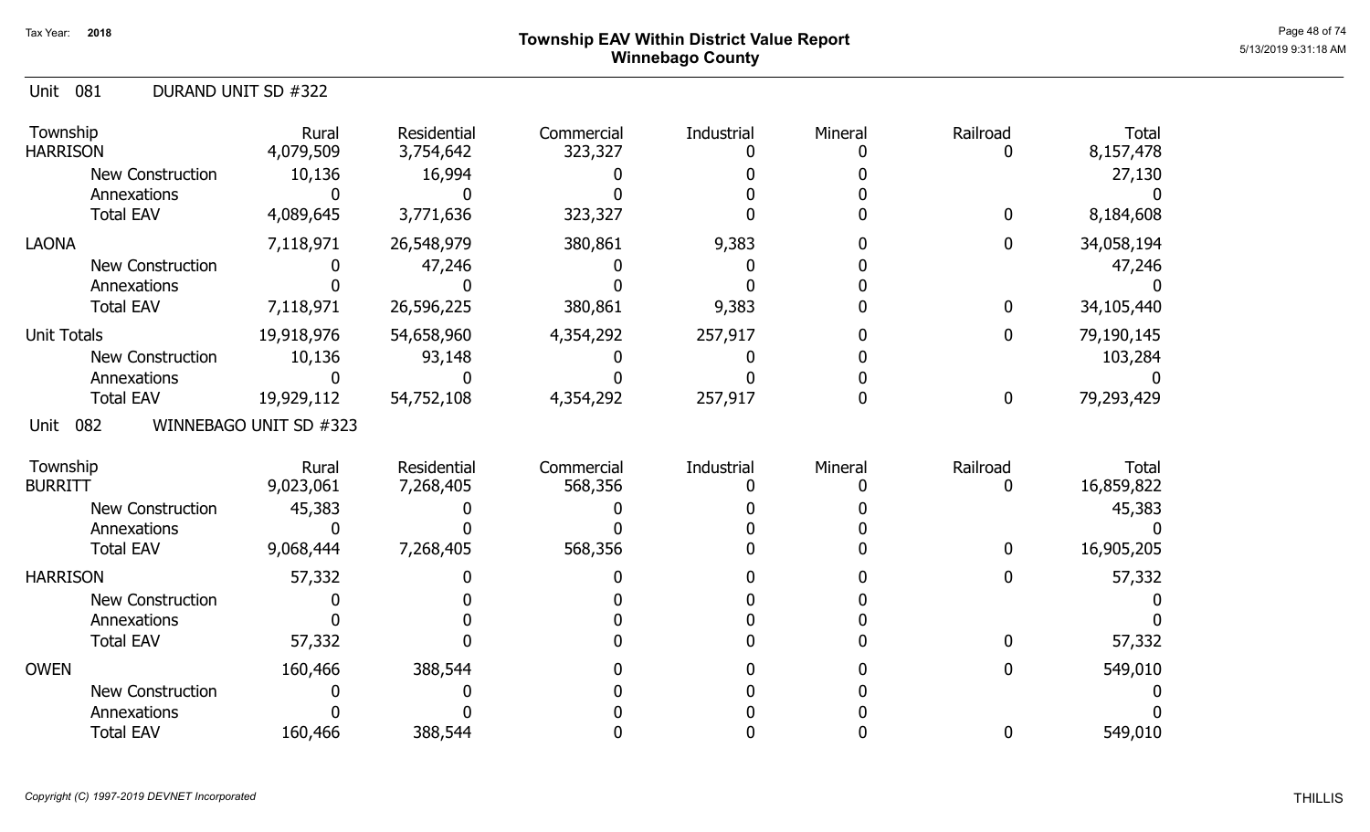# Township EAV Within District Value Report
## Winnebago County

Tax Year: 2018

5/13/2019 9:31:18 AM

### Unit 081 DURAND UNIT SD #322

| Township | Rural | Residential | Commercial | Industrial | Mineral | Railroad | Total |
|---|---|---|---|---|---|---|---|
| HARRISON | 4,079,509 | 3,754,642 | 323,327 | 0 | 0 | 0 | 8,157,478 |
| New Construction | 10,136 | 16,994 | 0 | 0 | 0 | | 27,130 |
| Annexations | 0 | 0 | 0 | 0 | 0 | | 0 |
| Total EAV | 4,089,645 | 3,771,636 | 323,327 | 0 | 0 | 0 | 8,184,608 |
| LAONA | 7,118,971 | 26,548,979 | 380,861 | 9,383 | 0 | 0 | 34,058,194 |
| New Construction | 0 | 47,246 | 0 | 0 | 0 | | 47,246 |
| Annexations | 0 | 0 | 0 | 0 | 0 | | 0 |
| Total EAV | 7,118,971 | 26,596,225 | 380,861 | 9,383 | 0 | 0 | 34,105,440 |
| Unit Totals | 19,918,976 | 54,658,960 | 4,354,292 | 257,917 | 0 | 0 | 79,190,145 |
| New Construction | 10,136 | 93,148 | 0 | 0 | 0 | | 103,284 |
| Annexations | 0 | 0 | 0 | 0 | 0 | | 0 |
| Total EAV | 19,929,112 | 54,752,108 | 4,354,292 | 257,917 | 0 | 0 | 79,293,429 |

### Unit 082 WINNEBAGO UNIT SD #323

| Township | Rural | Residential | Commercial | Industrial | Mineral | Railroad | Total |
|---|---|---|---|---|---|---|---|
| BURRITT | 9,023,061 | 7,268,405 | 568,356 | 0 | 0 | 0 | 16,859,822 |
| New Construction | 45,383 | 0 | 0 | 0 | 0 | | 45,383 |
| Annexations | 0 | 0 | 0 | 0 | 0 | | 0 |
| Total EAV | 9,068,444 | 7,268,405 | 568,356 | 0 | 0 | 0 | 16,905,205 |
| HARRISON | 57,332 | 0 | 0 | 0 | 0 | 0 | 57,332 |
| New Construction | 0 | 0 | 0 | 0 | 0 | | 0 |
| Annexations | 0 | 0 | 0 | 0 | 0 | | 0 |
| Total EAV | 57,332 | 0 | 0 | 0 | 0 | 0 | 57,332 |
| OWEN | 160,466 | 388,544 | 0 | 0 | 0 | 0 | 549,010 |
| New Construction | 0 | 0 | 0 | 0 | 0 | | 0 |
| Annexations | 0 | 0 | 0 | 0 | 0 | | 0 |
| Total EAV | 160,466 | 388,544 | 0 | 0 | 0 | 0 | 549,010 |

*Copyright (C) 1997-2019 DEVNET Incorporated*

THILLIS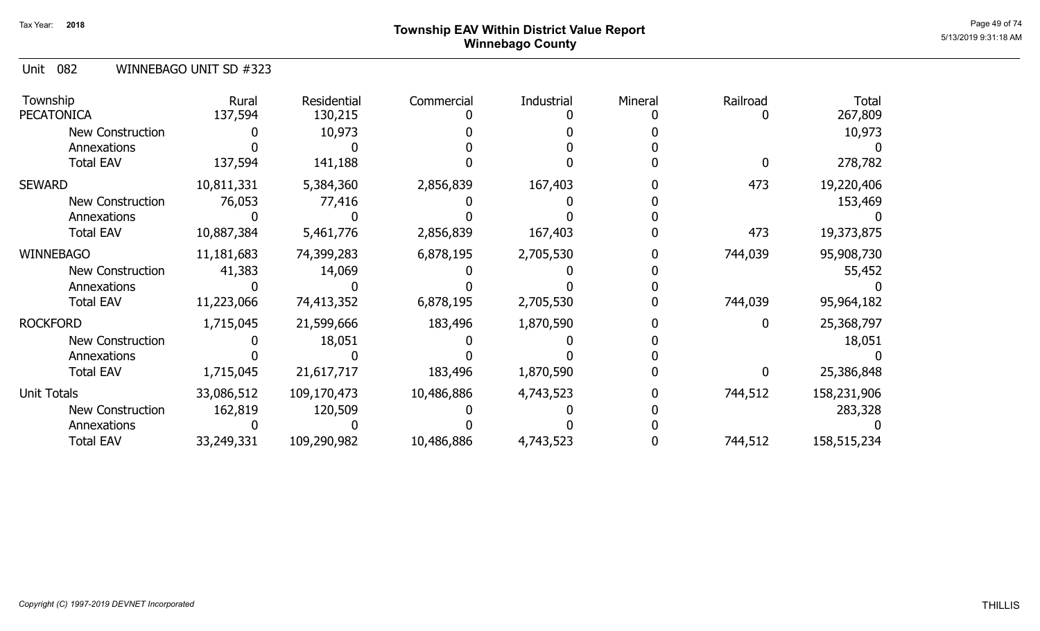# Township EAV Within District Value Report
## Winnebago County

Tax Year: 2018

Unit 082 WINNEBAGO UNIT SD #323

| Township | Rural | Residential | Commercial | Industrial | Mineral | Railroad | Total |
|---|---|---|---|---|---|---|---|
| PECATONICA | 137,594 | 130,215 | 0 | 0 | 0 | 0 | 267,809 |
| New Construction | 0 | 10,973 | 0 | 0 | 0 | | 10,973 |
| Annexations | 0 | 0 | 0 | 0 | 0 | | 0 |
| Total EAV | 137,594 | 141,188 | 0 | 0 | 0 | 0 | 278,782 |
| SEWARD | 10,811,331 | 5,384,360 | 2,856,839 | 167,403 | 0 | 473 | 19,220,406 |
| New Construction | 76,053 | 77,416 | 0 | 0 | 0 | | 153,469 |
| Annexations | 0 | 0 | 0 | 0 | 0 | | 0 |
| Total EAV | 10,887,384 | 5,461,776 | 2,856,839 | 167,403 | 0 | 473 | 19,373,875 |
| WINNEBAGO | 11,181,683 | 74,399,283 | 6,878,195 | 2,705,530 | 0 | 744,039 | 95,908,730 |
| New Construction | 41,383 | 14,069 | 0 | 0 | 0 | | 55,452 |
| Annexations | 0 | 0 | 0 | 0 | 0 | | 0 |
| Total EAV | 11,223,066 | 74,413,352 | 6,878,195 | 2,705,530 | 0 | 744,039 | 95,964,182 |
| ROCKFORD | 1,715,045 | 21,599,666 | 183,496 | 1,870,590 | 0 | 0 | 25,368,797 |
| New Construction | 0 | 18,051 | 0 | 0 | 0 | | 18,051 |
| Annexations | 0 | 0 | 0 | 0 | 0 | | 0 |
| Total EAV | 1,715,045 | 21,617,717 | 183,496 | 1,870,590 | 0 | 0 | 25,386,848 |
| Unit Totals | 33,086,512 | 109,170,473 | 10,486,886 | 4,743,523 | 0 | 744,512 | 158,231,906 |
| New Construction | 162,819 | 120,509 | 0 | 0 | 0 | | 283,328 |
| Annexations | 0 | 0 | 0 | 0 | 0 | | 0 |
| Total EAV | 33,249,331 | 109,290,982 | 10,486,886 | 4,743,523 | 0 | 744,512 | 158,515,234 |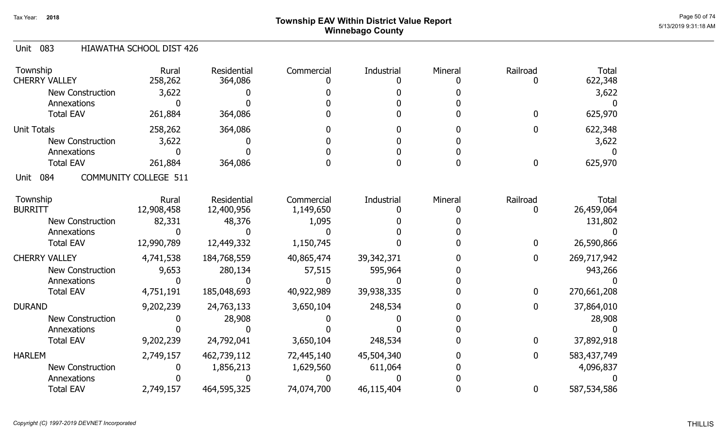Tax Year: **2018**

# Township EAV Within District Value Report
## Winnebago County

5/13/2019 9:31:18 AM

### Unit 083 HIAWATHA SCHOOL DIST 426

| Township | Rural | Residential | Commercial | Industrial | Mineral | Railroad | Total |
|---|---|---|---|---|---|---|---|
| CHERRY VALLEY | 258,262 | 364,086 | 0 | 0 | 0 | 0 | 622,348 |
| New Construction | 3,622 | 0 | 0 | 0 | 0 | | 3,622 |
| Annexations | 0 | 0 | 0 | 0 | 0 | | 0 |
| Total EAV | 261,884 | 364,086 | 0 | 0 | 0 | 0 | 625,970 |
| Unit Totals | 258,262 | 364,086 | 0 | 0 | 0 | 0 | 622,348 |
| New Construction | 3,622 | 0 | 0 | 0 | 0 | | 3,622 |
| Annexations | 0 | 0 | 0 | 0 | 0 | | 0 |
| Total EAV | 261,884 | 364,086 | 0 | 0 | 0 | 0 | 625,970 |

### Unit 084 COMMUNITY COLLEGE 511

| Township | Rural | Residential | Commercial | Industrial | Mineral | Railroad | Total |
|---|---|---|---|---|---|---|---|
| BURRITT | 12,908,458 | 12,400,956 | 1,149,650 | 0 | 0 | 0 | 26,459,064 |
| New Construction | 82,331 | 48,376 | 1,095 | 0 | 0 | | 131,802 |
| Annexations | 0 | 0 | 0 | 0 | 0 | | 0 |
| Total EAV | 12,990,789 | 12,449,332 | 1,150,745 | 0 | 0 | 0 | 26,590,866 |
| CHERRY VALLEY | 4,741,538 | 184,768,559 | 40,865,474 | 39,342,371 | 0 | 0 | 269,717,942 |
| New Construction | 9,653 | 280,134 | 57,515 | 595,964 | 0 | | 943,266 |
| Annexations | 0 | 0 | 0 | 0 | 0 | | 0 |
| Total EAV | 4,751,191 | 185,048,693 | 40,922,989 | 39,938,335 | 0 | 0 | 270,661,208 |
| DURAND | 9,202,239 | 24,763,133 | 3,650,104 | 248,534 | 0 | 0 | 37,864,010 |
| New Construction | 0 | 28,908 | 0 | 0 | 0 | | 28,908 |
| Annexations | 0 | 0 | 0 | 0 | 0 | | 0 |
| Total EAV | 9,202,239 | 24,792,041 | 3,650,104 | 248,534 | 0 | 0 | 37,892,918 |
| HARLEM | 2,749,157 | 462,739,112 | 72,445,140 | 45,504,340 | 0 | 0 | 583,437,749 |
| New Construction | 0 | 1,856,213 | 1,629,560 | 611,064 | 0 | | 4,096,837 |
| Annexations | 0 | 0 | 0 | 0 | 0 | | 0 |
| Total EAV | 2,749,157 | 464,595,325 | 74,074,700 | 46,115,404 | 0 | 0 | 587,534,586 |

*Copyright (C) 1997-2019 DEVNET Incorporated*

THILLIS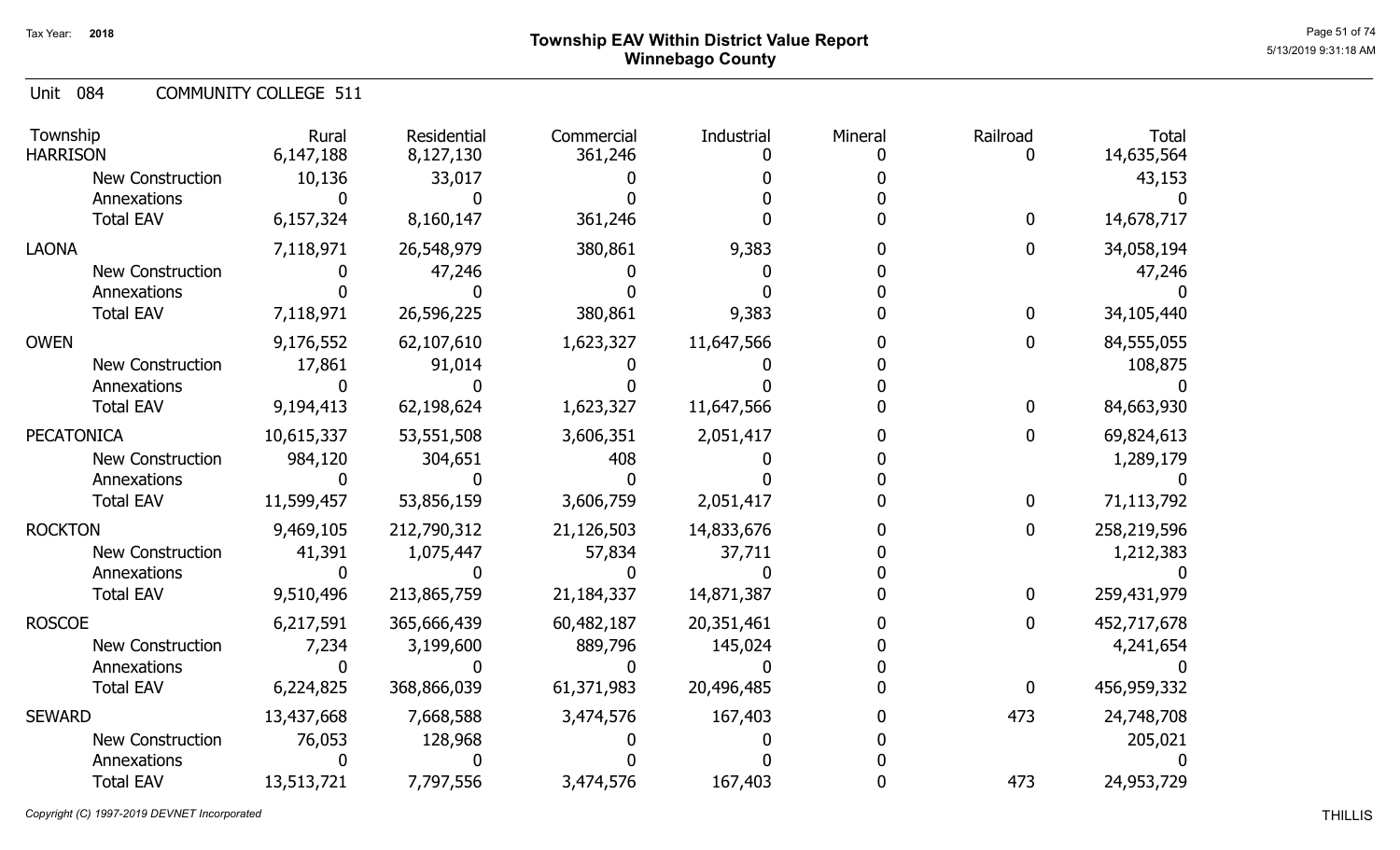Tax Year: **2018**

# Township EAV Within District Value Report
## Winnebago County

Unit 084 COMMUNITY COLLEGE 511

| Township | Rural | Residential | Commercial | Industrial | Mineral | Railroad | Total |
|---|---|---|---|---|---|---|---|
| HARRISON | 6,147,188 | 8,127,130 | 361,246 | 0 | 0 | 0 | 14,635,564 |
| New Construction | 10,136 | 33,017 | 0 | 0 | 0 | | 43,153 |
| Annexations | 0 | 0 | 0 | 0 | 0 | | 0 |
| Total EAV | 6,157,324 | 8,160,147 | 361,246 | 0 | 0 | 0 | 14,678,717 |
| LAONA | 7,118,971 | 26,548,979 | 380,861 | 9,383 | 0 | 0 | 34,058,194 |
| New Construction | 0 | 47,246 | 0 | 0 | 0 | | 47,246 |
| Annexations | 0 | 0 | 0 | 0 | 0 | | 0 |
| Total EAV | 7,118,971 | 26,596,225 | 380,861 | 9,383 | 0 | 0 | 34,105,440 |
| OWEN | 9,176,552 | 62,107,610 | 1,623,327 | 11,647,566 | 0 | 0 | 84,555,055 |
| New Construction | 17,861 | 91,014 | 0 | 0 | 0 | | 108,875 |
| Annexations | 0 | 0 | 0 | 0 | 0 | | 0 |
| Total EAV | 9,194,413 | 62,198,624 | 1,623,327 | 11,647,566 | 0 | 0 | 84,663,930 |
| PECATONICA | 10,615,337 | 53,551,508 | 3,606,351 | 2,051,417 | 0 | 0 | 69,824,613 |
| New Construction | 984,120 | 304,651 | 408 | 0 | 0 | | 1,289,179 |
| Annexations | 0 | 0 | 0 | 0 | 0 | | 0 |
| Total EAV | 11,599,457 | 53,856,159 | 3,606,759 | 2,051,417 | 0 | 0 | 71,113,792 |
| ROCKTON | 9,469,105 | 212,790,312 | 21,126,503 | 14,833,676 | 0 | 0 | 258,219,596 |
| New Construction | 41,391 | 1,075,447 | 57,834 | 37,711 | 0 | | 1,212,383 |
| Annexations | 0 | 0 | 0 | 0 | 0 | | 0 |
| Total EAV | 9,510,496 | 213,865,759 | 21,184,337 | 14,871,387 | 0 | 0 | 259,431,979 |
| ROSCOE | 6,217,591 | 365,666,439 | 60,482,187 | 20,351,461 | 0 | 0 | 452,717,678 |
| New Construction | 7,234 | 3,199,600 | 889,796 | 145,024 | 0 | | 4,241,654 |
| Annexations | 0 | 0 | 0 | 0 | 0 | | 0 |
| Total EAV | 6,224,825 | 368,866,039 | 61,371,983 | 20,496,485 | 0 | 0 | 456,959,332 |
| SEWARD | 13,437,668 | 7,668,588 | 3,474,576 | 167,403 | 0 | 473 | 24,748,708 |
| New Construction | 76,053 | 128,968 | 0 | 0 | 0 | | 205,021 |
| Annexations | 0 | 0 | 0 | 0 | 0 | | 0 |
| Total EAV | 13,513,721 | 7,797,556 | 3,474,576 | 167,403 | 0 | 473 | 24,953,729 |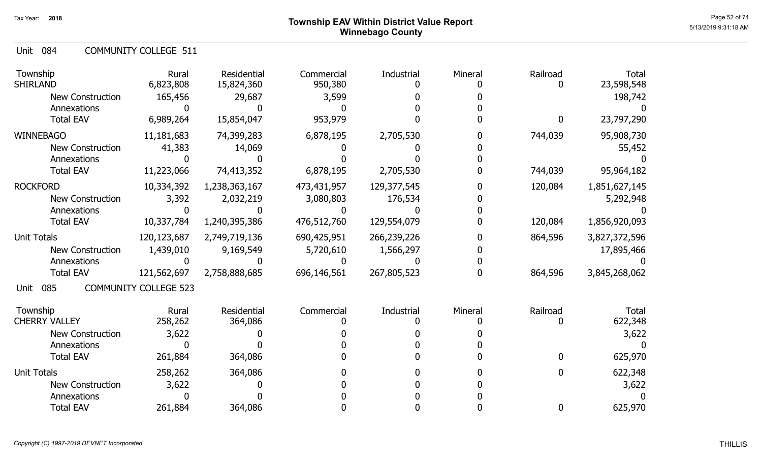# Township EAV Within District Value Report
## Winnebago County

Tax Year: 2018

5/13/2019 9:31:18 AM

### Unit 084 COMMUNITY COLLEGE 511

| Township | Rural | Residential | Commercial | Industrial | Mineral | Railroad | Total |
|---|---|---|---|---|---|---|---|
| SHIRLAND | 6,823,808 | 15,824,360 | 950,380 | 0 | 0 | 0 | 23,598,548 |
| New Construction | 165,456 | 29,687 | 3,599 | 0 | 0 | | 198,742 |
| Annexations | 0 | 0 | 0 | 0 | 0 | | 0 |
| Total EAV | 6,989,264 | 15,854,047 | 953,979 | 0 | 0 | 0 | 23,797,290 |
| WINNEBAGO | 11,181,683 | 74,399,283 | 6,878,195 | 2,705,530 | 0 | 744,039 | 95,908,730 |
| New Construction | 41,383 | 14,069 | 0 | 0 | 0 | | 55,452 |
| Annexations | 0 | 0 | 0 | 0 | 0 | | 0 |
| Total EAV | 11,223,066 | 74,413,352 | 6,878,195 | 2,705,530 | 0 | 744,039 | 95,964,182 |
| ROCKFORD | 10,334,392 | 1,238,363,167 | 473,431,957 | 129,377,545 | 0 | 120,084 | 1,851,627,145 |
| New Construction | 3,392 | 2,032,219 | 3,080,803 | 176,534 | 0 | | 5,292,948 |
| Annexations | 0 | 0 | 0 | 0 | 0 | | 0 |
| Total EAV | 10,337,784 | 1,240,395,386 | 476,512,760 | 129,554,079 | 0 | 120,084 | 1,856,920,093 |
| Unit Totals | 120,123,687 | 2,749,719,136 | 690,425,951 | 266,239,226 | 0 | 864,596 | 3,827,372,596 |
| New Construction | 1,439,010 | 9,169,549 | 5,720,610 | 1,566,297 | 0 | | 17,895,466 |
| Annexations | 0 | 0 | 0 | 0 | 0 | | 0 |
| Total EAV | 121,562,697 | 2,758,888,685 | 696,146,561 | 267,805,523 | 0 | 864,596 | 3,845,268,062 |

### Unit 085 COMMUNITY COLLEGE 523

| Township | Rural | Residential | Commercial | Industrial | Mineral | Railroad | Total |
|---|---|---|---|---|---|---|---|
| CHERRY VALLEY | 258,262 | 364,086 | 0 | 0 | 0 | 0 | 622,348 |
| New Construction | 3,622 | 0 | 0 | 0 | 0 | | 3,622 |
| Annexations | 0 | 0 | 0 | 0 | 0 | | 0 |
| Total EAV | 261,884 | 364,086 | 0 | 0 | 0 | 0 | 625,970 |
| Unit Totals | 258,262 | 364,086 | 0 | 0 | 0 | 0 | 622,348 |
| New Construction | 3,622 | 0 | 0 | 0 | 0 | | 3,622 |
| Annexations | 0 | 0 | 0 | 0 | 0 | | 0 |
| Total EAV | 261,884 | 364,086 | 0 | 0 | 0 | 0 | 625,970 |

*Copyright (C) 1997-2019 DEVNET Incorporated*

THILLIS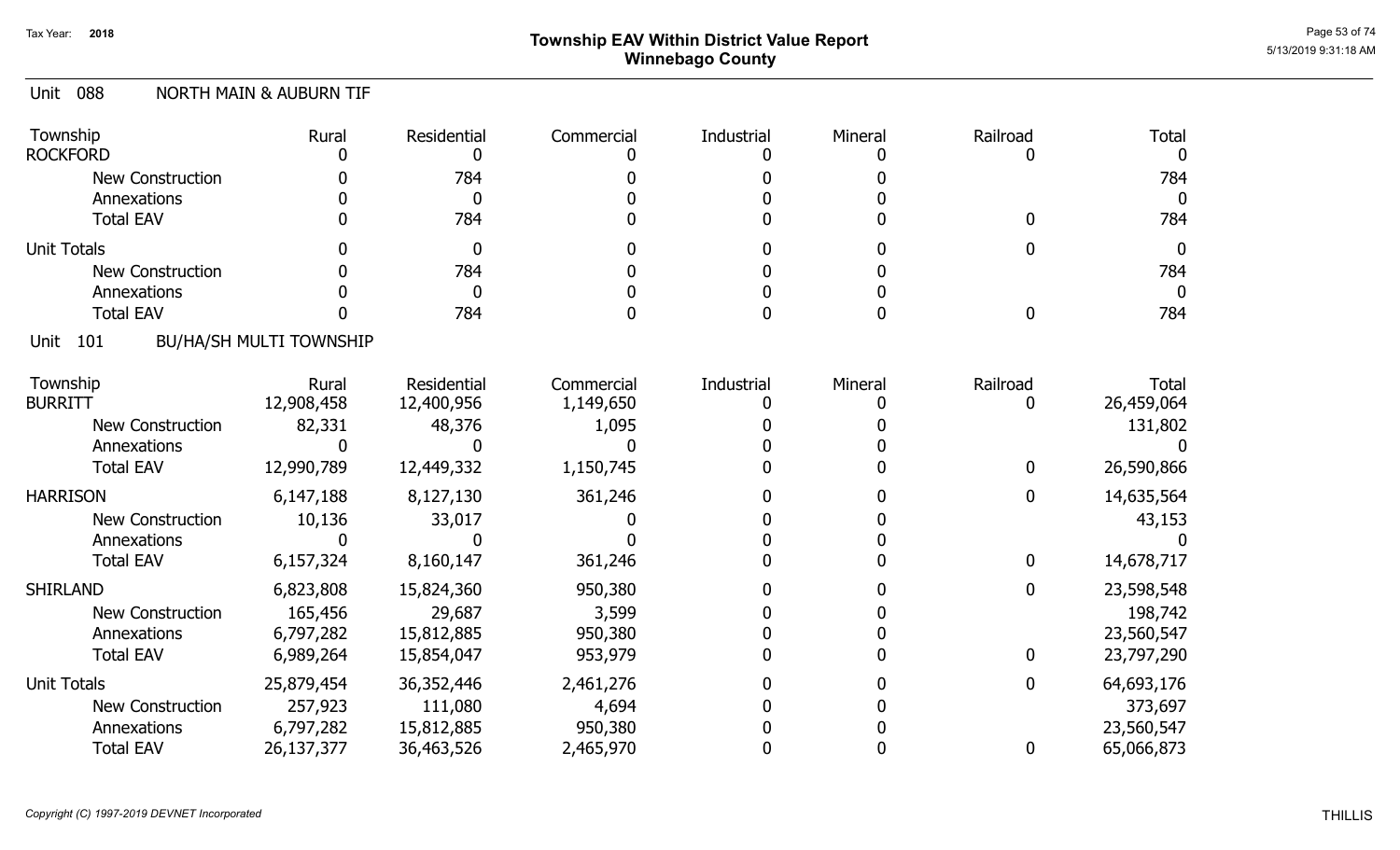# Township EAV Within District Value Report
## Winnebago County

Tax Year: 2018

5/13/2019 9:31:18 AM

### Unit 088 NORTH MAIN & AUBURN TIF

| Township | Rural | Residential | Commercial | Industrial | Mineral | Railroad | Total |
|---|---|---|---|---|---|---|---|
| ROCKFORD | 0 | 0 | 0 | 0 | 0 | 0 | 0 |
| New Construction | 0 | 784 | 0 | 0 | 0 | | 784 |
| Annexations | 0 | 0 | 0 | 0 | 0 | | 0 |
| Total EAV | 0 | 784 | 0 | 0 | 0 | 0 | 784 |
| Unit Totals | 0 | 0 | 0 | 0 | 0 | 0 | 0 |
| New Construction | 0 | 784 | 0 | 0 | 0 | | 784 |
| Annexations | 0 | 0 | 0 | 0 | 0 | | 0 |
| Total EAV | 0 | 784 | 0 | 0 | 0 | 0 | 784 |

### Unit 101 BU/HA/SH MULTI TOWNSHIP

| Township | Rural | Residential | Commercial | Industrial | Mineral | Railroad | Total |
|---|---|---|---|---|---|---|---|
| BURRITT | 12,908,458 | 12,400,956 | 1,149,650 | 0 | 0 | 0 | 26,459,064 |
| New Construction | 82,331 | 48,376 | 1,095 | 0 | 0 | | 131,802 |
| Annexations | 0 | 0 | 0 | 0 | 0 | | 0 |
| Total EAV | 12,990,789 | 12,449,332 | 1,150,745 | 0 | 0 | 0 | 26,590,866 |
| HARRISON | 6,147,188 | 8,127,130 | 361,246 | 0 | 0 | 0 | 14,635,564 |
| New Construction | 10,136 | 33,017 | 0 | 0 | 0 | | 43,153 |
| Annexations | 0 | 0 | 0 | 0 | 0 | | 0 |
| Total EAV | 6,157,324 | 8,160,147 | 361,246 | 0 | 0 | 0 | 14,678,717 |
| SHIRLAND | 6,823,808 | 15,824,360 | 950,380 | 0 | 0 | 0 | 23,598,548 |
| New Construction | 165,456 | 29,687 | 3,599 | 0 | 0 | | 198,742 |
| Annexations | 6,797,282 | 15,812,885 | 950,380 | 0 | 0 | | 23,560,547 |
| Total EAV | 6,989,264 | 15,854,047 | 953,979 | 0 | 0 | 0 | 23,797,290 |
| Unit Totals | 25,879,454 | 36,352,446 | 2,461,276 | 0 | 0 | 0 | 64,693,176 |
| New Construction | 257,923 | 111,080 | 4,694 | 0 | 0 | | 373,697 |
| Annexations | 6,797,282 | 15,812,885 | 950,380 | 0 | 0 | | 23,560,547 |
| Total EAV | 26,137,377 | 36,463,526 | 2,465,970 | 0 | 0 | 0 | 65,066,873 |

*Copyright (C) 1997-2019 DEVNET Incorporated*

THILLIS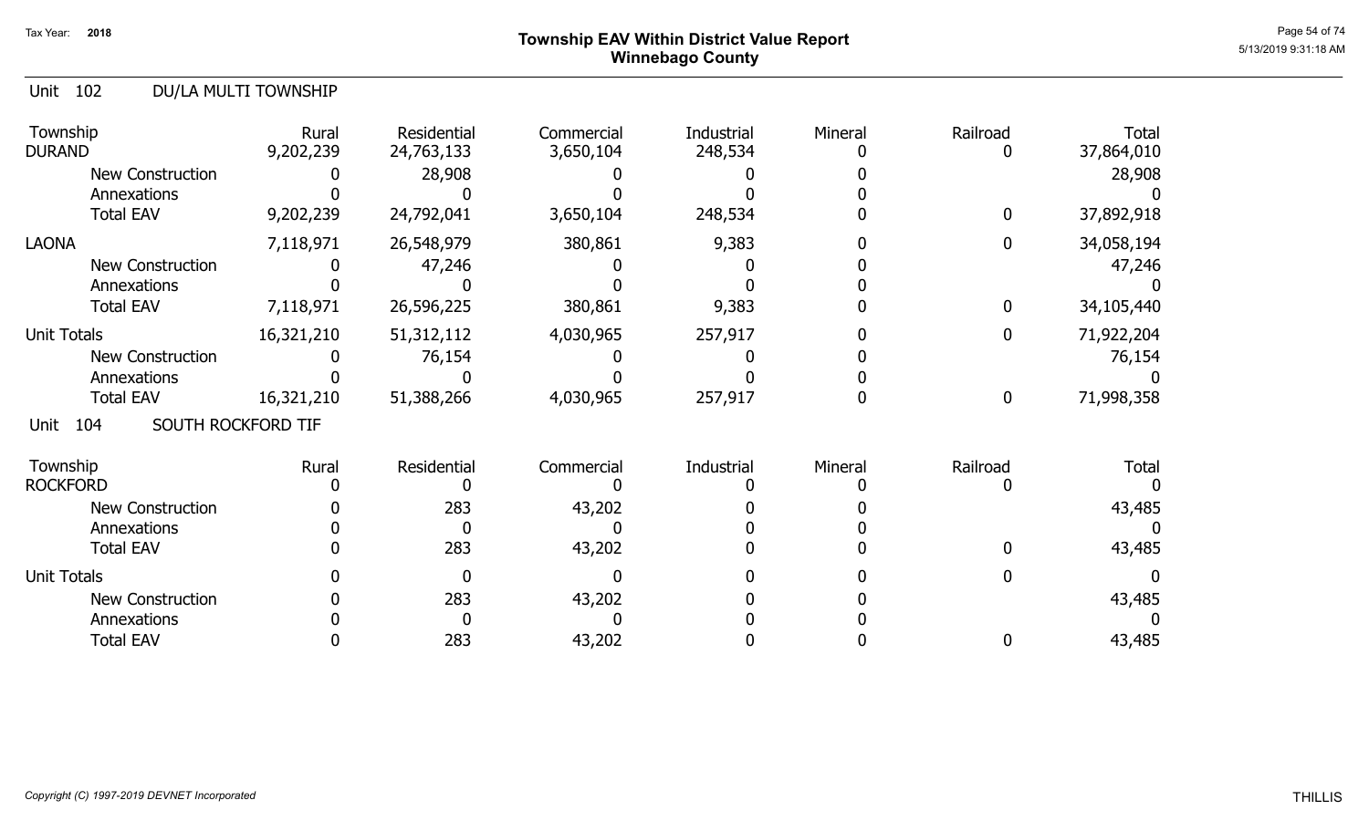# Township EAV Within District Value Report
## Winnebago County

Tax Year: 2018

### Unit 102 DU/LA MULTI TOWNSHIP

| Township | Rural | Residential | Commercial | Industrial | Mineral | Railroad | Total |
|---|---|---|---|---|---|---|---|
| DURAND | 9,202,239 | 24,763,133 | 3,650,104 | 248,534 | 0 | 0 | 37,864,010 |
| New Construction | 0 | 28,908 | 0 | 0 | 0 | | 28,908 |
| Annexations | 0 | 0 | 0 | 0 | 0 | | 0 |
| Total EAV | 9,202,239 | 24,792,041 | 3,650,104 | 248,534 | 0 | 0 | 37,892,918 |
| LAONA | 7,118,971 | 26,548,979 | 380,861 | 9,383 | 0 | 0 | 34,058,194 |
| New Construction | 0 | 47,246 | 0 | 0 | 0 | | 47,246 |
| Annexations | 0 | 0 | 0 | 0 | 0 | | 0 |
| Total EAV | 7,118,971 | 26,596,225 | 380,861 | 9,383 | 0 | 0 | 34,105,440 |
| Unit Totals | 16,321,210 | 51,312,112 | 4,030,965 | 257,917 | 0 | 0 | 71,922,204 |
| New Construction | 0 | 76,154 | 0 | 0 | 0 | | 76,154 |
| Annexations | 0 | 0 | 0 | 0 | 0 | | 0 |
| Total EAV | 16,321,210 | 51,388,266 | 4,030,965 | 257,917 | 0 | 0 | 71,998,358 |

### Unit 104 SOUTH ROCKFORD TIF

| Township | Rural | Residential | Commercial | Industrial | Mineral | Railroad | Total |
|---|---|---|---|---|---|---|---|
| ROCKFORD | 0 | 0 | 0 | 0 | 0 | 0 | 0 |
| New Construction | 0 | 283 | 43,202 | 0 | 0 | | 43,485 |
| Annexations | 0 | 0 | 0 | 0 | 0 | | 0 |
| Total EAV | 0 | 283 | 43,202 | 0 | 0 | 0 | 43,485 |
| Unit Totals | 0 | 0 | 0 | 0 | 0 | 0 | 0 |
| New Construction | 0 | 283 | 43,202 | 0 | 0 | | 43,485 |
| Annexations | 0 | 0 | 0 | 0 | 0 | | 0 |
| Total EAV | 0 | 283 | 43,202 | 0 | 0 | 0 | 43,485 |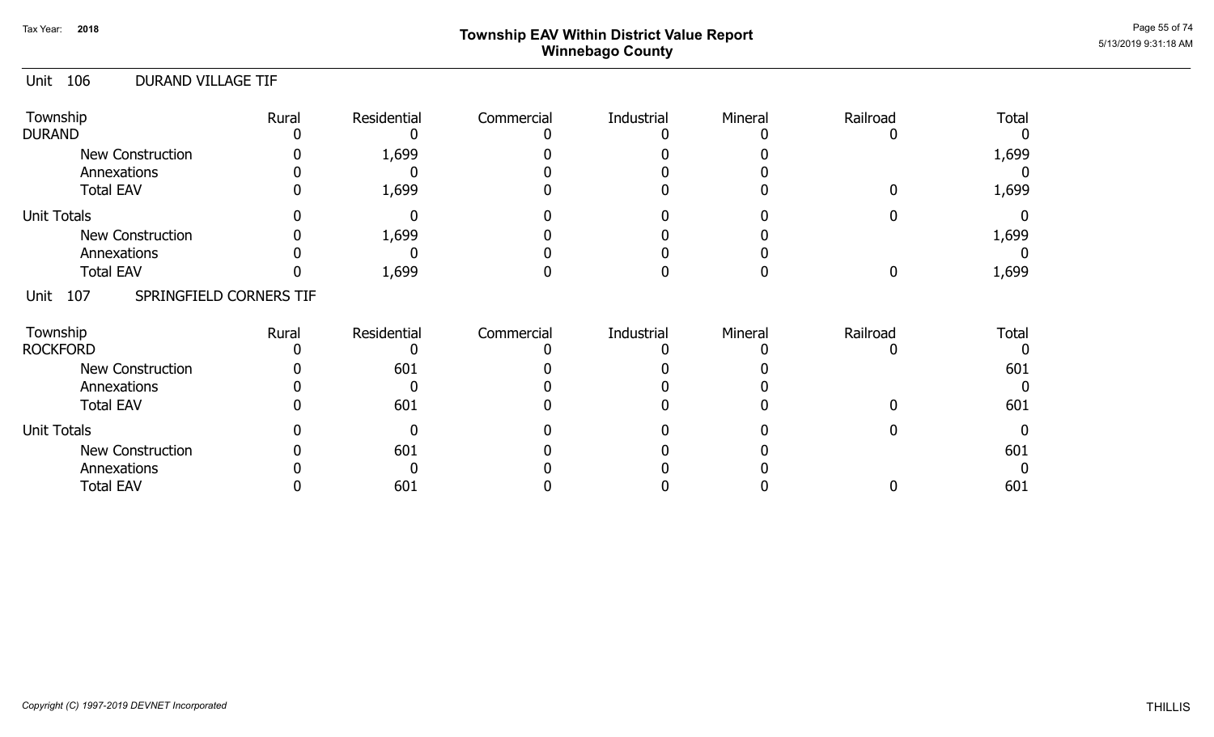# Township EAV Within District Value Report
## Winnebago County

## Unit 106 DURAND VILLAGE TIF

| Township | Rural | Residential | Commercial | Industrial | Mineral | Railroad | Total |
|---|---|---|---|---|---|---|---|
| DURAND | 0 | 0 | 0 | 0 | 0 | 0 | 0 |
| New Construction | 0 | 1,699 | 0 | 0 | 0 | | 1,699 |
| Annexations | 0 | 0 | 0 | 0 | 0 | | 0 |
| Total EAV | 0 | 1,699 | 0 | 0 | 0 | 0 | 1,699 |
| Unit Totals | 0 | 0 | 0 | 0 | 0 | 0 | 0 |
| New Construction | 0 | 1,699 | 0 | 0 | 0 | | 1,699 |
| Annexations | 0 | 0 | 0 | 0 | 0 | | 0 |
| Total EAV | 0 | 1,699 | 0 | 0 | 0 | 0 | 1,699 |

## Unit 107 SPRINGFIELD CORNERS TIF

| Township | Rural | Residential | Commercial | Industrial | Mineral | Railroad | Total |
|---|---|---|---|---|---|---|---|
| ROCKFORD | 0 | 0 | 0 | 0 | 0 | 0 | 0 |
| New Construction | 0 | 601 | 0 | 0 | 0 | | 601 |
| Annexations | 0 | 0 | 0 | 0 | 0 | | 0 |
| Total EAV | 0 | 601 | 0 | 0 | 0 | 0 | 601 |
| Unit Totals | 0 | 0 | 0 | 0 | 0 | 0 | 0 |
| New Construction | 0 | 601 | 0 | 0 | 0 | | 601 |
| Annexations | 0 | 0 | 0 | 0 | 0 | | 0 |
| Total EAV | 0 | 601 | 0 | 0 | 0 | 0 | 601 |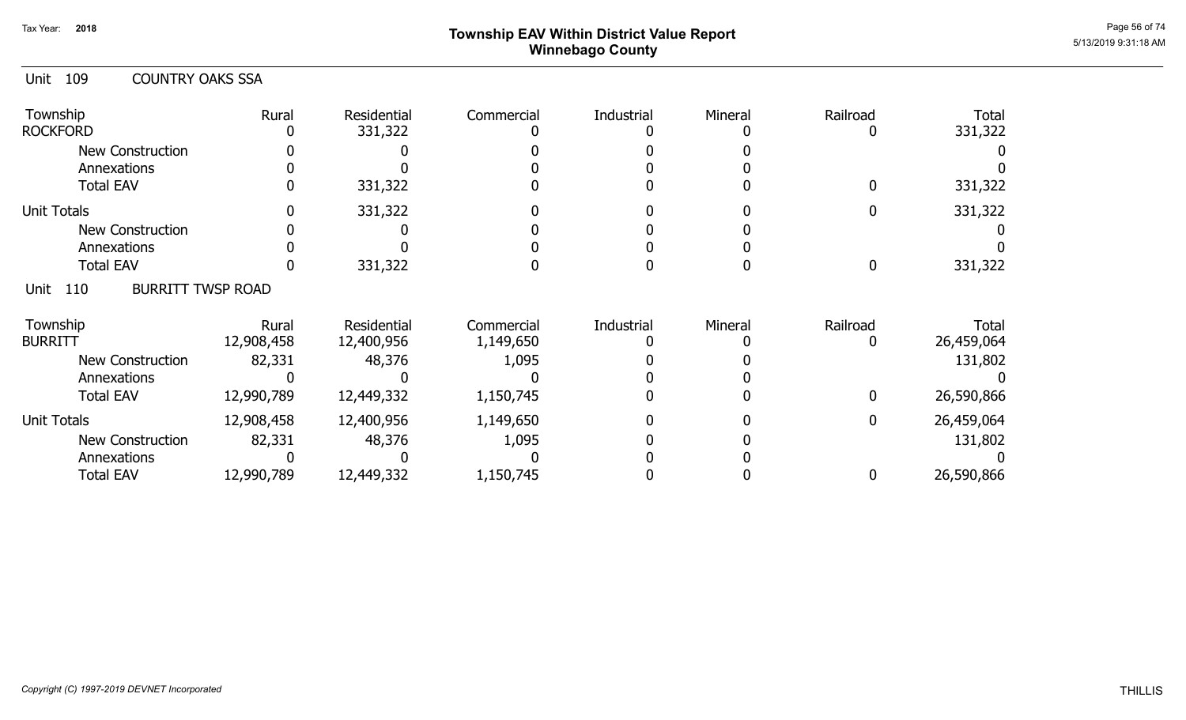# Township EAV Within District Value Report
## Winnebago County

Tax Year: 2018

### Unit 109 COUNTRY OAKS SSA

| Township | Rural | Residential | Commercial | Industrial | Mineral | Railroad | Total |
|---|---|---|---|---|---|---|---|
| ROCKFORD | 0 | 331,322 | 0 | 0 | 0 | 0 | 331,322 |
| New Construction | 0 | 0 | 0 | 0 | 0 | | 0 |
| Annexations | 0 | 0 | 0 | 0 | 0 | | 0 |
| Total EAV | 0 | 331,322 | 0 | 0 | 0 | 0 | 331,322 |
| Unit Totals | 0 | 331,322 | 0 | 0 | 0 | 0 | 331,322 |
| New Construction | 0 | 0 | 0 | 0 | 0 | | 0 |
| Annexations | 0 | 0 | 0 | 0 | 0 | | 0 |
| Total EAV | 0 | 331,322 | 0 | 0 | 0 | 0 | 331,322 |

### Unit 110 BURRITT TWSP ROAD

| Township | Rural | Residential | Commercial | Industrial | Mineral | Railroad | Total |
|---|---|---|---|---|---|---|---|
| BURRITT | 12,908,458 | 12,400,956 | 1,149,650 | 0 | 0 | 0 | 26,459,064 |
| New Construction | 82,331 | 48,376 | 1,095 | 0 | 0 | | 131,802 |
| Annexations | 0 | 0 | 0 | 0 | 0 | | 0 |
| Total EAV | 12,990,789 | 12,449,332 | 1,150,745 | 0 | 0 | 0 | 26,590,866 |
| Unit Totals | 12,908,458 | 12,400,956 | 1,149,650 | 0 | 0 | 0 | 26,459,064 |
| New Construction | 82,331 | 48,376 | 1,095 | 0 | 0 | | 131,802 |
| Annexations | 0 | 0 | 0 | 0 | 0 | | 0 |
| Total EAV | 12,990,789 | 12,449,332 | 1,150,745 | 0 | 0 | 0 | 26,590,866 |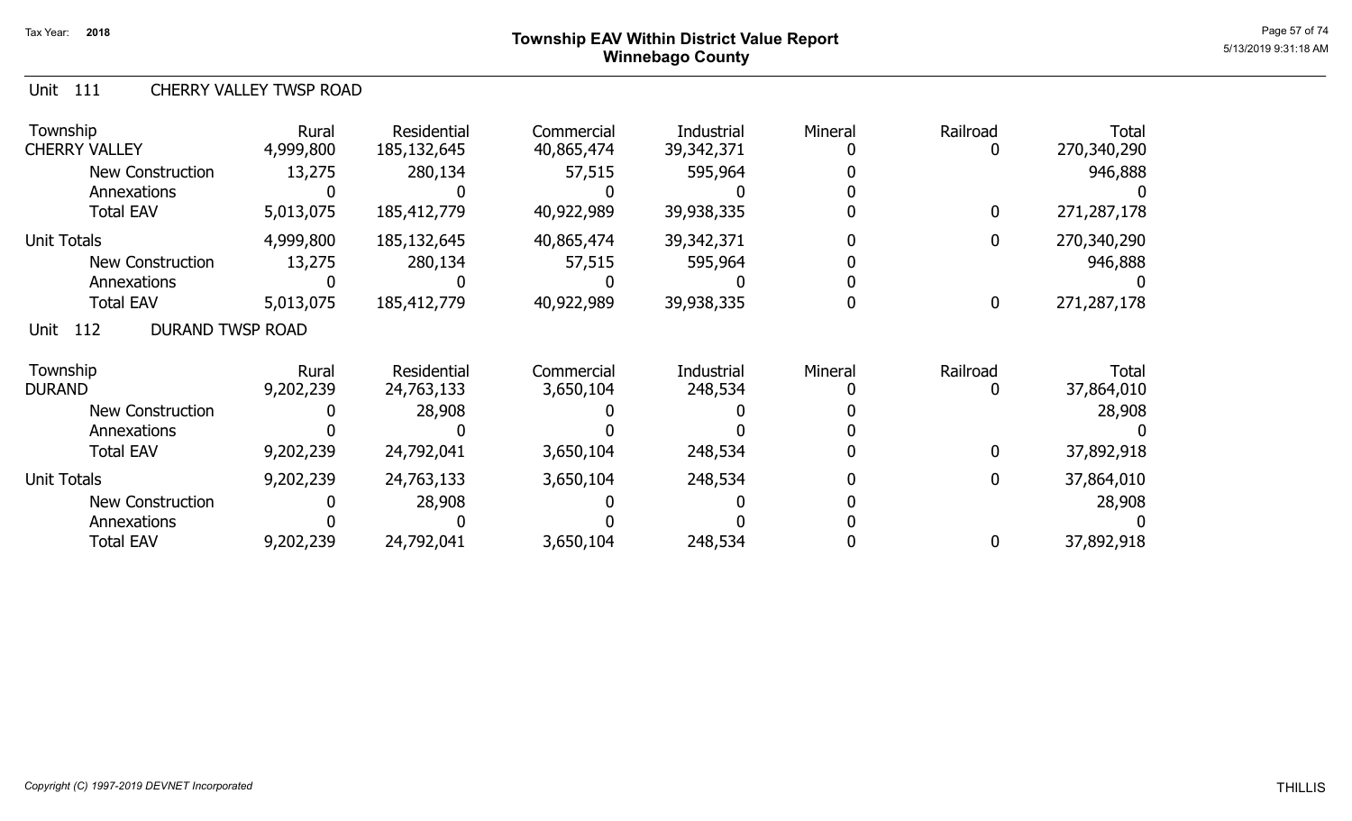# Township EAV Within District Value Report
## Winnebago County

Tax Year: 2018

### Unit 111 CHERRY VALLEY TWSP ROAD

| Township | Rural | Residential | Commercial | Industrial | Mineral | Railroad | Total |
|---|---|---|---|---|---|---|---|
| CHERRY VALLEY | 4,999,800 | 185,132,645 | 40,865,474 | 39,342,371 | 0 | 0 | 270,340,290 |
| New Construction | 13,275 | 280,134 | 57,515 | 595,964 | 0 | | 946,888 |
| Annexations | 0 | 0 | 0 | 0 | 0 | | 0 |
| Total EAV | 5,013,075 | 185,412,779 | 40,922,989 | 39,938,335 | 0 | 0 | 271,287,178 |
| Unit Totals | 4,999,800 | 185,132,645 | 40,865,474 | 39,342,371 | 0 | 0 | 270,340,290 |
| New Construction | 13,275 | 280,134 | 57,515 | 595,964 | 0 | | 946,888 |
| Annexations | 0 | 0 | 0 | 0 | 0 | | 0 |
| Total EAV | 5,013,075 | 185,412,779 | 40,922,989 | 39,938,335 | 0 | 0 | 271,287,178 |

### Unit 112 DURAND TWSP ROAD

| Township | Rural | Residential | Commercial | Industrial | Mineral | Railroad | Total |
|---|---|---|---|---|---|---|---|
| DURAND | 9,202,239 | 24,763,133 | 3,650,104 | 248,534 | 0 | 0 | 37,864,010 |
| New Construction | 0 | 28,908 | 0 | 0 | 0 | | 28,908 |
| Annexations | 0 | 0 | 0 | 0 | 0 | | 0 |
| Total EAV | 9,202,239 | 24,792,041 | 3,650,104 | 248,534 | 0 | 0 | 37,892,918 |
| Unit Totals | 9,202,239 | 24,763,133 | 3,650,104 | 248,534 | 0 | 0 | 37,864,010 |
| New Construction | 0 | 28,908 | 0 | 0 | 0 | | 28,908 |
| Annexations | 0 | 0 | 0 | 0 | 0 | | 0 |
| Total EAV | 9,202,239 | 24,792,041 | 3,650,104 | 248,534 | 0 | 0 | 37,892,918 |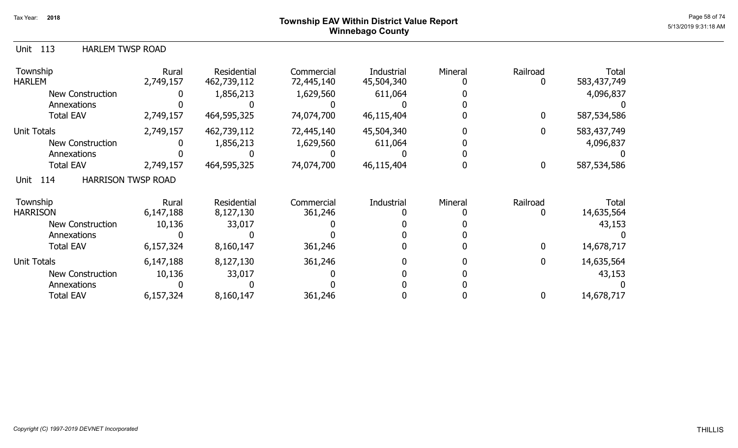## Unit 113 HARLEM TWSP ROAD

| Township | Rural | Residential | Commercial | Industrial | Mineral | Railroad | Total |
|---|---|---|---|---|---|---|---|
| HARLEM | 2,749,157 | 462,739,112 | 72,445,140 | 45,504,340 | 0 | 0 | 583,437,749 |
| New Construction | 0 | 1,856,213 | 1,629,560 | 611,064 | 0 | | 4,096,837 |
| Annexations | 0 | 0 | 0 | 0 | 0 | | 0 |
| Total EAV | 2,749,157 | 464,595,325 | 74,074,700 | 46,115,404 | 0 | 0 | 587,534,586 |
| Unit Totals | 2,749,157 | 462,739,112 | 72,445,140 | 45,504,340 | 0 | 0 | 583,437,749 |
| New Construction | 0 | 1,856,213 | 1,629,560 | 611,064 | 0 | | 4,096,837 |
| Annexations | 0 | 0 | 0 | 0 | 0 | | 0 |
| Total EAV | 2,749,157 | 464,595,325 | 74,074,700 | 46,115,404 | 0 | 0 | 587,534,586 |

## Unit 114 HARRISON TWSP ROAD

| Township | Rural | Residential | Commercial | Industrial | Mineral | Railroad | Total |
|---|---|---|---|---|---|---|---|
| HARRISON | 6,147,188 | 8,127,130 | 361,246 | 0 | 0 | 0 | 14,635,564 |
| New Construction | 10,136 | 33,017 | 0 | 0 | 0 | | 43,153 |
| Annexations | 0 | 0 | 0 | 0 | 0 | | 0 |
| Total EAV | 6,157,324 | 8,160,147 | 361,246 | 0 | 0 | 0 | 14,678,717 |
| Unit Totals | 6,147,188 | 8,127,130 | 361,246 | 0 | 0 | 0 | 14,635,564 |
| New Construction | 10,136 | 33,017 | 0 | 0 | 0 | | 43,153 |
| Annexations | 0 | 0 | 0 | 0 | 0 | | 0 |
| Total EAV | 6,157,324 | 8,160,147 | 361,246 | 0 | 0 | 0 | 14,678,717 |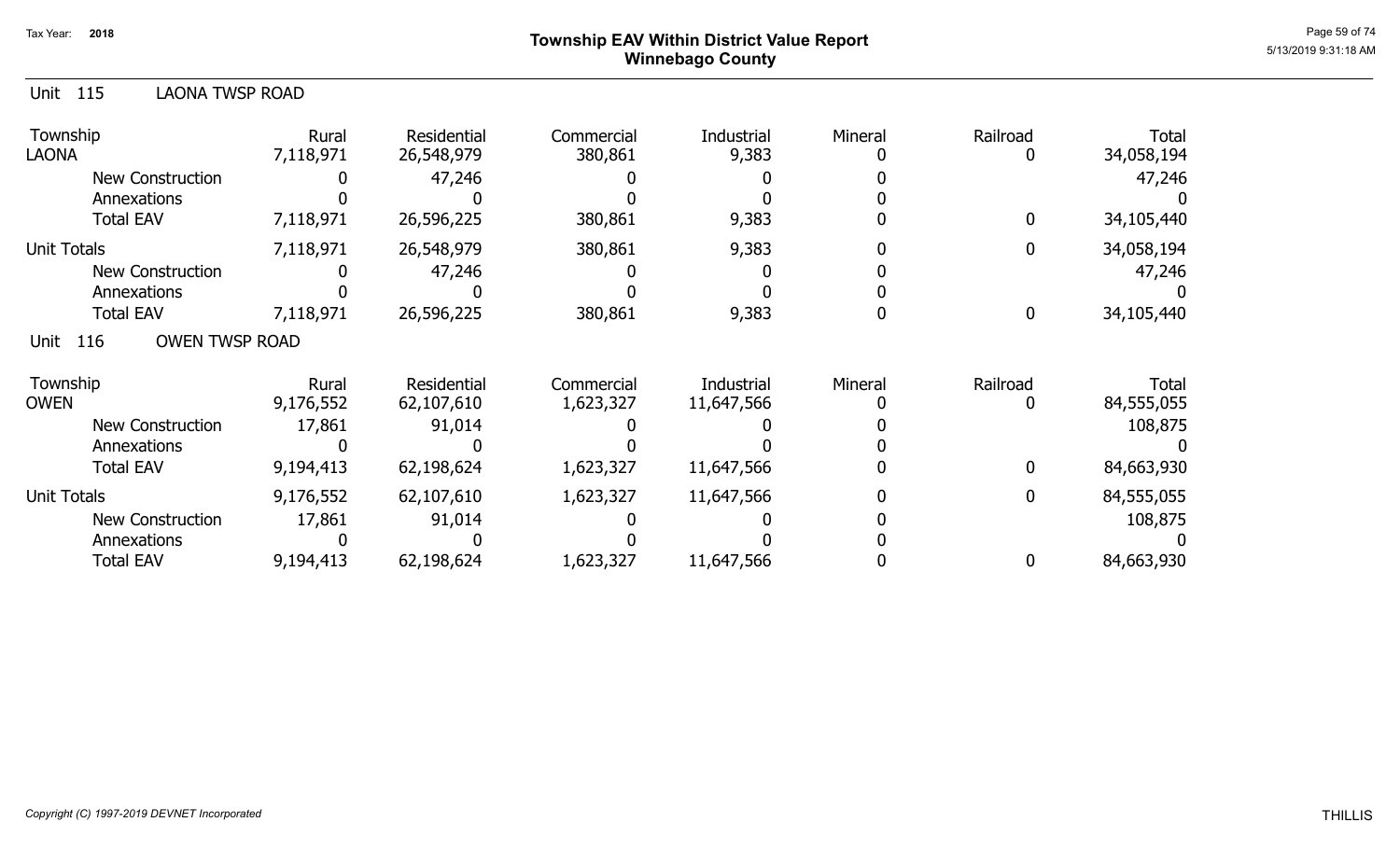## Township EAV Within District Value Report
## Winnebago County

Tax Year: 2018

### Unit 115 LAONA TWSP ROAD

| Township | Rural | Residential | Commercial | Industrial | Mineral | Railroad | Total |
|---|---|---|---|---|---|---|---|
| LAONA | 7,118,971 | 26,548,979 | 380,861 | 9,383 | 0 | 0 | 34,058,194 |
| New Construction | 0 | 47,246 | 0 | 0 | 0 | | 47,246 |
| Annexations | 0 | 0 | 0 | 0 | 0 | | 0 |
| Total EAV | 7,118,971 | 26,596,225 | 380,861 | 9,383 | 0 | 0 | 34,105,440 |
| Unit Totals | 7,118,971 | 26,548,979 | 380,861 | 9,383 | 0 | 0 | 34,058,194 |
| New Construction | 0 | 47,246 | 0 | 0 | 0 | | 47,246 |
| Annexations | 0 | 0 | 0 | 0 | 0 | | 0 |
| Total EAV | 7,118,971 | 26,596,225 | 380,861 | 9,383 | 0 | 0 | 34,105,440 |

### Unit 116 OWEN TWSP ROAD

| Township | Rural | Residential | Commercial | Industrial | Mineral | Railroad | Total |
|---|---|---|---|---|---|---|---|
| OWEN | 9,176,552 | 62,107,610 | 1,623,327 | 11,647,566 | 0 | 0 | 84,555,055 |
| New Construction | 17,861 | 91,014 | 0 | 0 | 0 | | 108,875 |
| Annexations | 0 | 0 | 0 | 0 | 0 | | 0 |
| Total EAV | 9,194,413 | 62,198,624 | 1,623,327 | 11,647,566 | 0 | 0 | 84,663,930 |
| Unit Totals | 9,176,552 | 62,107,610 | 1,623,327 | 11,647,566 | 0 | 0 | 84,555,055 |
| New Construction | 17,861 | 91,014 | 0 | 0 | 0 | | 108,875 |
| Annexations | 0 | 0 | 0 | 0 | 0 | | 0 |
| Total EAV | 9,194,413 | 62,198,624 | 1,623,327 | 11,647,566 | 0 | 0 | 84,663,930 |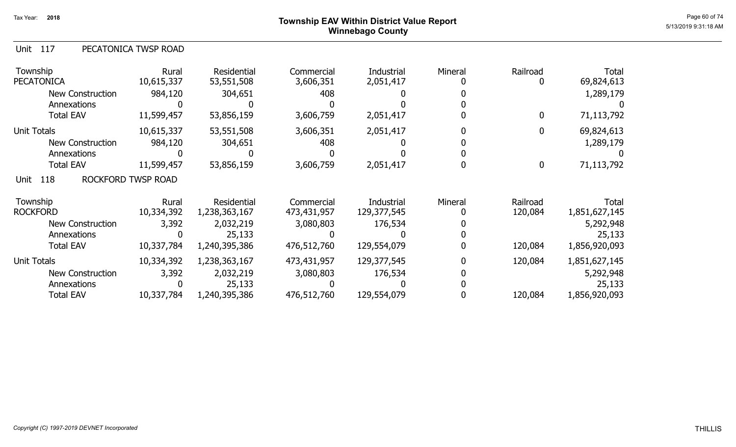# Township EAV Within District Value Report
## Winnebago County

Tax Year: 2018

5/13/2019 9:31:18 AM

### Unit 117 PECATONICA TWSP ROAD

| Township | Rural | Residential | Commercial | Industrial | Mineral | Railroad | Total |
|---|---|---|---|---|---|---|---|
| PECATONICA | 10,615,337 | 53,551,508 | 3,606,351 | 2,051,417 | 0 | 0 | 69,824,613 |
| New Construction | 984,120 | 304,651 | 408 | 0 | 0 | | 1,289,179 |
| Annexations | 0 | 0 | 0 | 0 | 0 | | 0 |
| Total EAV | 11,599,457 | 53,856,159 | 3,606,759 | 2,051,417 | 0 | 0 | 71,113,792 |
| Unit Totals | 10,615,337 | 53,551,508 | 3,606,351 | 2,051,417 | 0 | 0 | 69,824,613 |
| New Construction | 984,120 | 304,651 | 408 | 0 | 0 | | 1,289,179 |
| Annexations | 0 | 0 | 0 | 0 | 0 | | 0 |
| Total EAV | 11,599,457 | 53,856,159 | 3,606,759 | 2,051,417 | 0 | 0 | 71,113,792 |

### Unit 118 ROCKFORD TWSP ROAD

| Township | Rural | Residential | Commercial | Industrial | Mineral | Railroad | Total |
|---|---|---|---|---|---|---|---|
| ROCKFORD | 10,334,392 | 1,238,363,167 | 473,431,957 | 129,377,545 | 0 | 120,084 | 1,851,627,145 |
| New Construction | 3,392 | 2,032,219 | 3,080,803 | 176,534 | 0 | | 5,292,948 |
| Annexations | 0 | 25,133 | 0 | 0 | 0 | | 25,133 |
| Total EAV | 10,337,784 | 1,240,395,386 | 476,512,760 | 129,554,079 | 0 | 120,084 | 1,856,920,093 |
| Unit Totals | 10,334,392 | 1,238,363,167 | 473,431,957 | 129,377,545 | 0 | 120,084 | 1,851,627,145 |
| New Construction | 3,392 | 2,032,219 | 3,080,803 | 176,534 | 0 | | 5,292,948 |
| Annexations | 0 | 25,133 | 0 | 0 | 0 | | 25,133 |
| Total EAV | 10,337,784 | 1,240,395,386 | 476,512,760 | 129,554,079 | 0 | 120,084 | 1,856,920,093 |

*Copyright (C) 1997-2019 DEVNET Incorporated*

THILLIS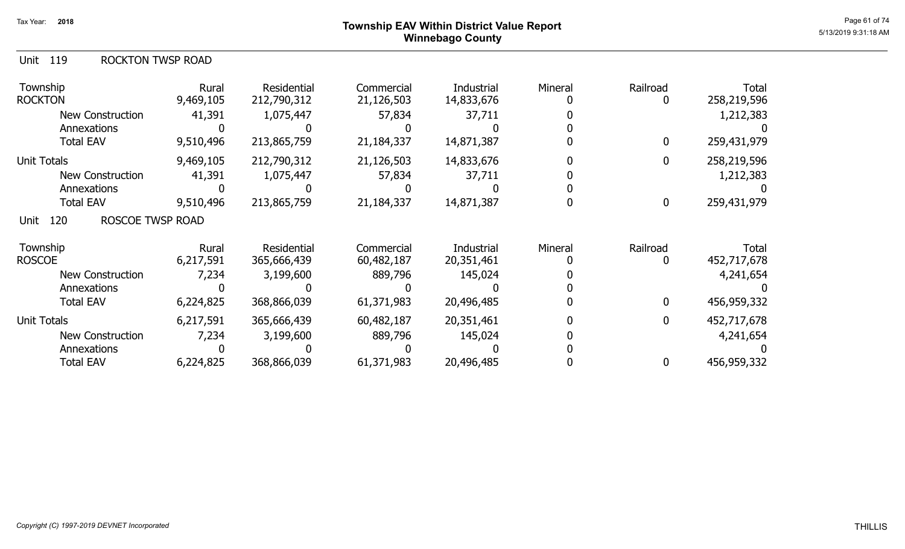## Unit 119 ROCKTON TWSP ROAD

| Township | Rural | Residential | Commercial | Industrial | Mineral | Railroad | Total |
|---|---|---|---|---|---|---|---|
| ROCKTON | 9,469,105 | 212,790,312 | 21,126,503 | 14,833,676 | 0 | 0 | 258,219,596 |
| New Construction | 41,391 | 1,075,447 | 57,834 | 37,711 | 0 | | 1,212,383 |
| Annexations | 0 | 0 | 0 | 0 | 0 | | 0 |
| Total EAV | 9,510,496 | 213,865,759 | 21,184,337 | 14,871,387 | 0 | 0 | 259,431,979 |
| Unit Totals | 9,469,105 | 212,790,312 | 21,126,503 | 14,833,676 | 0 | 0 | 258,219,596 |
| New Construction | 41,391 | 1,075,447 | 57,834 | 37,711 | 0 | | 1,212,383 |
| Annexations | 0 | 0 | 0 | 0 | 0 | | 0 |
| Total EAV | 9,510,496 | 213,865,759 | 21,184,337 | 14,871,387 | 0 | 0 | 259,431,979 |

## Unit 120 ROSCOE TWSP ROAD

| Township | Rural | Residential | Commercial | Industrial | Mineral | Railroad | Total |
|---|---|---|---|---|---|---|---|
| ROSCOE | 6,217,591 | 365,666,439 | 60,482,187 | 20,351,461 | 0 | 0 | 452,717,678 |
| New Construction | 7,234 | 3,199,600 | 889,796 | 145,024 | 0 | | 4,241,654 |
| Annexations | 0 | 0 | 0 | 0 | 0 | | 0 |
| Total EAV | 6,224,825 | 368,866,039 | 61,371,983 | 20,496,485 | 0 | 0 | 456,959,332 |
| Unit Totals | 6,217,591 | 365,666,439 | 60,482,187 | 20,351,461 | 0 | 0 | 452,717,678 |
| New Construction | 7,234 | 3,199,600 | 889,796 | 145,024 | 0 | | 4,241,654 |
| Annexations | 0 | 0 | 0 | 0 | 0 | | 0 |
| Total EAV | 6,224,825 | 368,866,039 | 61,371,983 | 20,496,485 | 0 | 0 | 456,959,332 |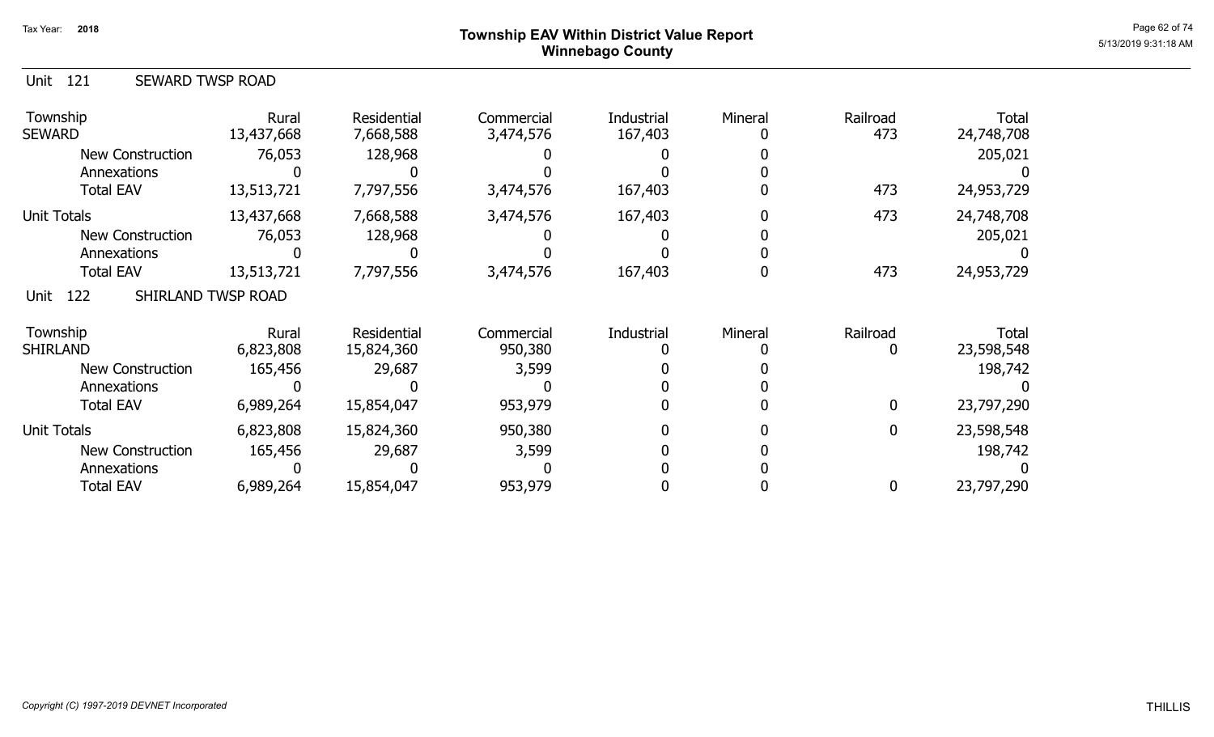# Township EAV Within District Value Report
## Winnebago County

Tax Year: 2018

5/13/2019 9:31:18 AM

### Unit 121 SEWARD TWSP ROAD

| Township | Rural | Residential | Commercial | Industrial | Mineral | Railroad | Total |
|---|---|---|---|---|---|---|---|
| SEWARD | 13,437,668 | 7,668,588 | 3,474,576 | 167,403 | 0 | 473 | 24,748,708 |
| New Construction | 76,053 | 128,968 | 0 | 0 | 0 | | 205,021 |
| Annexations | 0 | 0 | 0 | 0 | 0 | | 0 |
| Total EAV | 13,513,721 | 7,797,556 | 3,474,576 | 167,403 | 0 | 473 | 24,953,729 |
| Unit Totals | 13,437,668 | 7,668,588 | 3,474,576 | 167,403 | 0 | 473 | 24,748,708 |
| New Construction | 76,053 | 128,968 | 0 | 0 | 0 | | 205,021 |
| Annexations | 0 | 0 | 0 | 0 | 0 | | 0 |
| Total EAV | 13,513,721 | 7,797,556 | 3,474,576 | 167,403 | 0 | 473 | 24,953,729 |

### Unit 122 SHIRLAND TWSP ROAD

| Township | Rural | Residential | Commercial | Industrial | Mineral | Railroad | Total |
|---|---|---|---|---|---|---|---|
| SHIRLAND | 6,823,808 | 15,824,360 | 950,380 | 0 | 0 | 0 | 23,598,548 |
| New Construction | 165,456 | 29,687 | 3,599 | 0 | 0 | | 198,742 |
| Annexations | 0 | 0 | 0 | 0 | 0 | | 0 |
| Total EAV | 6,989,264 | 15,854,047 | 953,979 | 0 | 0 | 0 | 23,797,290 |
| Unit Totals | 6,823,808 | 15,824,360 | 950,380 | 0 | 0 | 0 | 23,598,548 |
| New Construction | 165,456 | 29,687 | 3,599 | 0 | 0 | | 198,742 |
| Annexations | 0 | 0 | 0 | 0 | 0 | | 0 |
| Total EAV | 6,989,264 | 15,854,047 | 953,979 | 0 | 0 | 0 | 23,797,290 |

*Copyright (C) 1997-2019 DEVNET Incorporated*

THILLIS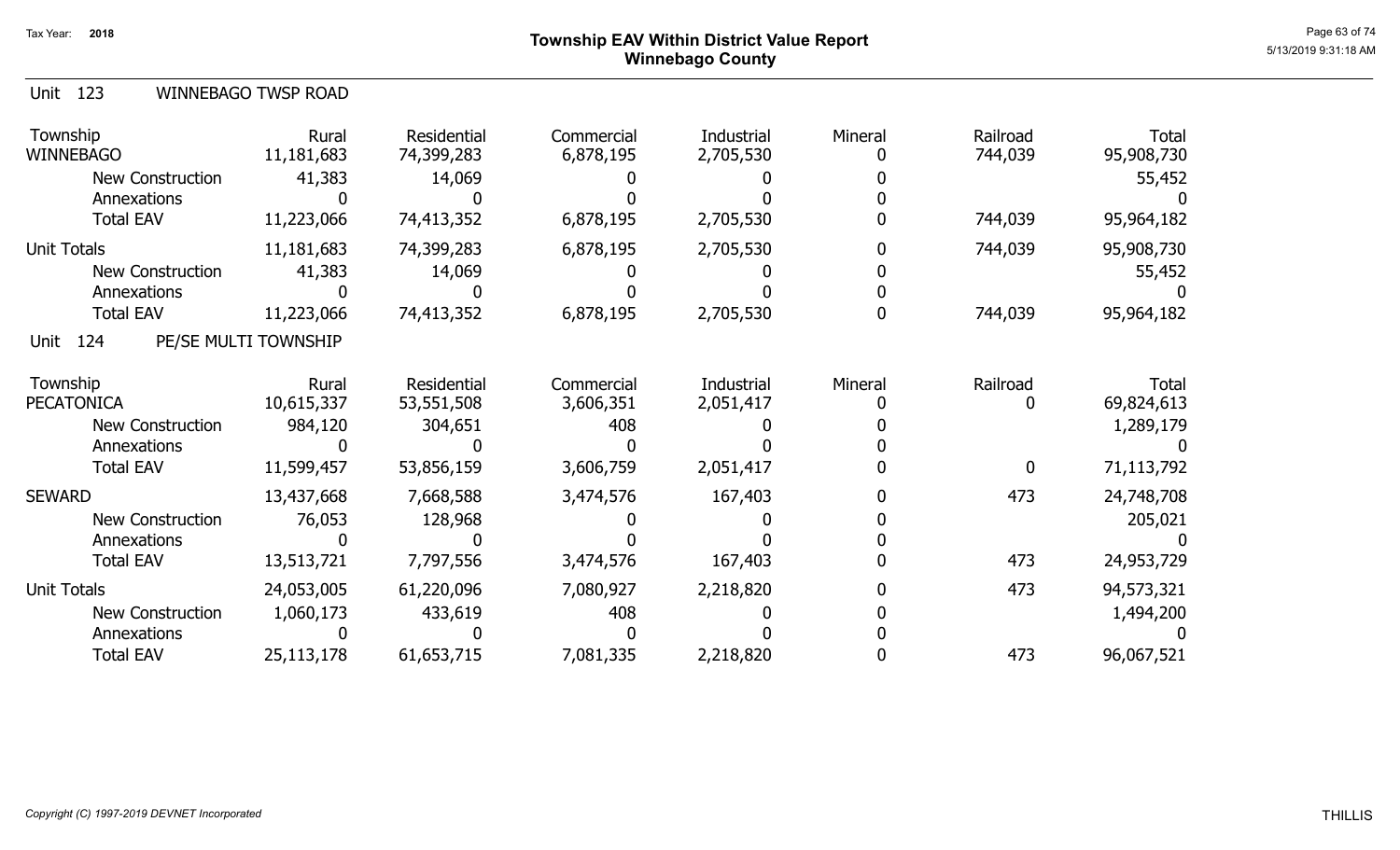Unit 123 WINNEBAGO TWSP ROAD

| Township | Rural | Residential | Commercial | Industrial | Mineral | Railroad | Total |
|---|---|---|---|---|---|---|---|
| WINNEBAGO | 11,181,683 | 74,399,283 | 6,878,195 | 2,705,530 | 0 | 744,039 | 95,908,730 |
| New Construction | 41,383 | 14,069 | 0 | 0 | 0 | | 55,452 |
| Annexations | 0 | 0 | 0 | 0 | 0 | | 0 |
| Total EAV | 11,223,066 | 74,413,352 | 6,878,195 | 2,705,530 | 0 | 744,039 | 95,964,182 |
| Unit Totals | 11,181,683 | 74,399,283 | 6,878,195 | 2,705,530 | 0 | 744,039 | 95,908,730 |
| New Construction | 41,383 | 14,069 | 0 | 0 | 0 | | 55,452 |
| Annexations | 0 | 0 | 0 | 0 | 0 | | 0 |
| Total EAV | 11,223,066 | 74,413,352 | 6,878,195 | 2,705,530 | 0 | 744,039 | 95,964,182 |

Unit 124 PE/SE MULTI TOWNSHIP

| Township | Rural | Residential | Commercial | Industrial | Mineral | Railroad | Total |
|---|---|---|---|---|---|---|---|
| PECATONICA | 10,615,337 | 53,551,508 | 3,606,351 | 2,051,417 | 0 | 0 | 69,824,613 |
| New Construction | 984,120 | 304,651 | 408 | 0 | 0 | | 1,289,179 |
| Annexations | 0 | 0 | 0 | 0 | 0 | | 0 |
| Total EAV | 11,599,457 | 53,856,159 | 3,606,759 | 2,051,417 | 0 | 0 | 71,113,792 |
| SEWARD | 13,437,668 | 7,668,588 | 3,474,576 | 167,403 | 0 | 473 | 24,748,708 |
| New Construction | 76,053 | 128,968 | 0 | 0 | 0 | | 205,021 |
| Annexations | 0 | 0 | 0 | 0 | 0 | | 0 |
| Total EAV | 13,513,721 | 7,797,556 | 3,474,576 | 167,403 | 0 | 473 | 24,953,729 |
| Unit Totals | 24,053,005 | 61,220,096 | 7,080,927 | 2,218,820 | 0 | 473 | 94,573,321 |
| New Construction | 1,060,173 | 433,619 | 408 | 0 | 0 | | 1,494,200 |
| Annexations | 0 | 0 | 0 | 0 | 0 | | 0 |
| Total EAV | 25,113,178 | 61,653,715 | 7,081,335 | 2,218,820 | 0 | 473 | 96,067,521 |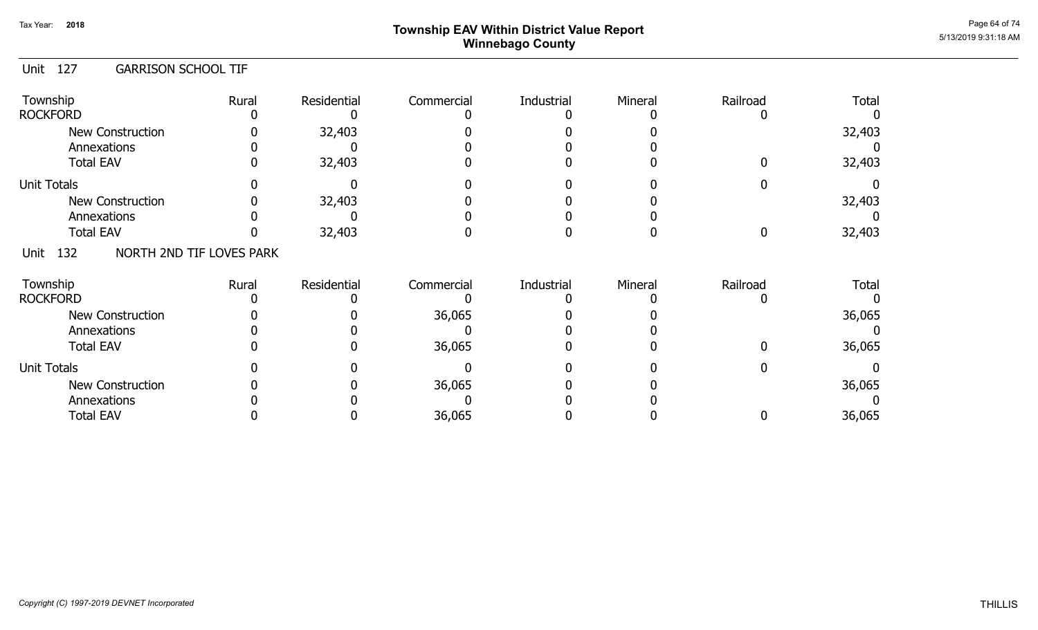# Township EAV Within District Value Report
## Winnebago County

Tax Year: 2018

### Unit 127 GARRISON SCHOOL TIF

| Township | Rural | Residential | Commercial | Industrial | Mineral | Railroad | Total |
|---|---|---|---|---|---|---|---|
| ROCKFORD | 0 | 0 | 0 | 0 | 0 | 0 | 0 |
| New Construction | 0 | 32,403 | 0 | 0 | 0 | | 32,403 |
| Annexations | 0 | 0 | 0 | 0 | 0 | | 0 |
| Total EAV | 0 | 32,403 | 0 | 0 | 0 | 0 | 32,403 |
| Unit Totals | 0 | 0 | 0 | 0 | 0 | 0 | 0 |
| New Construction | 0 | 32,403 | 0 | 0 | 0 | | 32,403 |
| Annexations | 0 | 0 | 0 | 0 | 0 | | 0 |
| Total EAV | 0 | 32,403 | 0 | 0 | 0 | 0 | 32,403 |

### Unit 132 NORTH 2ND TIF LOVES PARK

| Township | Rural | Residential | Commercial | Industrial | Mineral | Railroad | Total |
|---|---|---|---|---|---|---|---|
| ROCKFORD | 0 | 0 | 0 | 0 | 0 | 0 | 0 |
| New Construction | 0 | 0 | 36,065 | 0 | 0 | | 36,065 |
| Annexations | 0 | 0 | 0 | 0 | 0 | | 0 |
| Total EAV | 0 | 0 | 36,065 | 0 | 0 | 0 | 36,065 |
| Unit Totals | 0 | 0 | 0 | 0 | 0 | 0 | 0 |
| New Construction | 0 | 0 | 36,065 | 0 | 0 | | 36,065 |
| Annexations | 0 | 0 | 0 | 0 | 0 | | 0 |
| Total EAV | 0 | 0 | 36,065 | 0 | 0 | 0 | 36,065 |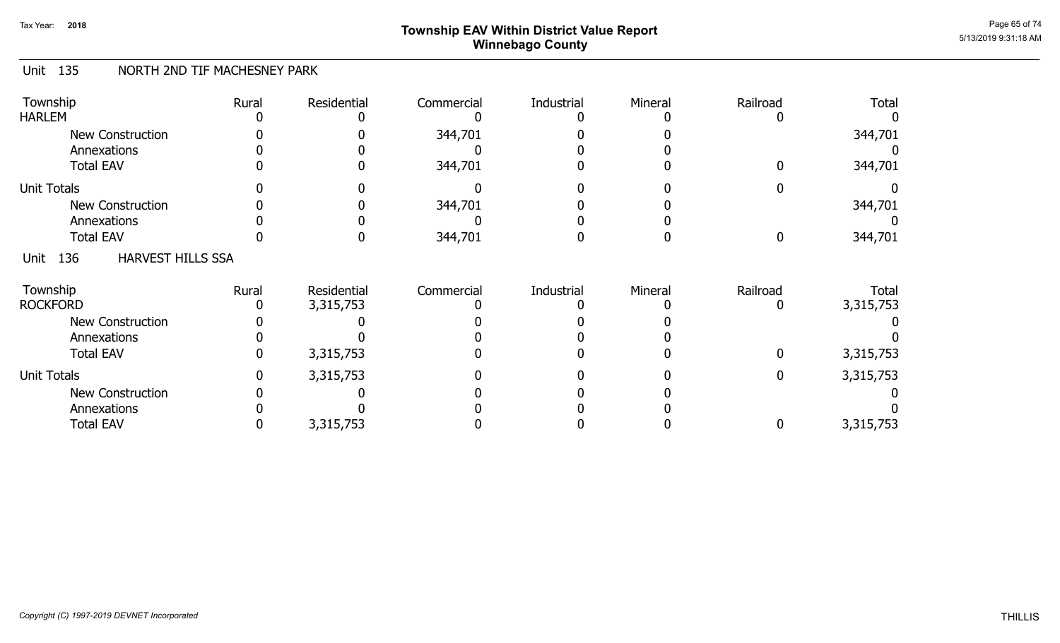# Township EAV Within District Value Report
## Winnebago County

Tax Year: 2018

### Unit 135 NORTH 2ND TIF MACHESNEY PARK

| Township | Rural | Residential | Commercial | Industrial | Mineral | Railroad | Total |
|---|---|---|---|---|---|---|---|
| HARLEM | 0 | 0 | 0 | 0 | 0 | 0 | 0 |
| New Construction | 0 | 0 | 344,701 | 0 | 0 | | 344,701 |
| Annexations | 0 | 0 | 0 | 0 | 0 | | 0 |
| Total EAV | 0 | 0 | 344,701 | 0 | 0 | 0 | 344,701 |
| Unit Totals | 0 | 0 | 0 | 0 | 0 | 0 | 0 |
| New Construction | 0 | 0 | 344,701 | 0 | 0 | | 344,701 |
| Annexations | 0 | 0 | 0 | 0 | 0 | | 0 |
| Total EAV | 0 | 0 | 344,701 | 0 | 0 | 0 | 344,701 |

### Unit 136 HARVEST HILLS SSA

| Township | Rural | Residential | Commercial | Industrial | Mineral | Railroad | Total |
|---|---|---|---|---|---|---|---|
| ROCKFORD | 0 | 3,315,753 | 0 | 0 | 0 | 0 | 3,315,753 |
| New Construction | 0 | 0 | 0 | 0 | 0 | | 0 |
| Annexations | 0 | 0 | 0 | 0 | 0 | | 0 |
| Total EAV | 0 | 3,315,753 | 0 | 0 | 0 | 0 | 3,315,753 |
| Unit Totals | 0 | 3,315,753 | 0 | 0 | 0 | 0 | 3,315,753 |
| New Construction | 0 | 0 | 0 | 0 | 0 | | 0 |
| Annexations | 0 | 0 | 0 | 0 | 0 | | 0 |
| Total EAV | 0 | 3,315,753 | 0 | 0 | 0 | 0 | 3,315,753 |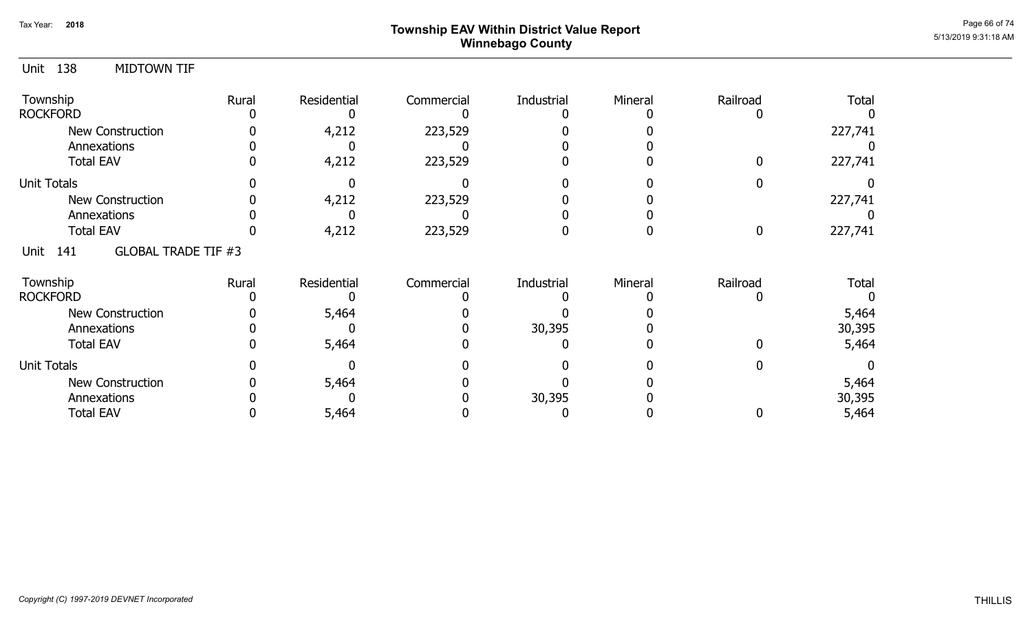Tax Year: 2018

# Township EAV Within District Value Report
## Winnebago County

Unit 138 MIDTOWN TIF

| Township | Rural | Residential | Commercial | Industrial | Mineral | Railroad | Total |
|---|---|---|---|---|---|---|---|
| ROCKFORD | 0 | 0 | 0 | 0 | 0 | 0 | 0 |
| New Construction | 0 | 4,212 | 223,529 | 0 | 0 | | 227,741 |
| Annexations | 0 | 0 | 0 | 0 | 0 | | 0 |
| Total EAV | 0 | 4,212 | 223,529 | 0 | 0 | 0 | 227,741 |
| Unit Totals | 0 | 0 | 0 | 0 | 0 | 0 | 0 |
| New Construction | 0 | 4,212 | 223,529 | 0 | 0 | | 227,741 |
| Annexations | 0 | 0 | 0 | 0 | 0 | | 0 |
| Total EAV | 0 | 4,212 | 223,529 | 0 | 0 | 0 | 227,741 |

Unit 141 GLOBAL TRADE TIF #3

| Township | Rural | Residential | Commercial | Industrial | Mineral | Railroad | Total |
|---|---|---|---|---|---|---|---|
| ROCKFORD | 0 | 0 | 0 | 0 | 0 | 0 | 0 |
| New Construction | 0 | 5,464 | 0 | 0 | 0 | | 5,464 |
| Annexations | 0 | 0 | 0 | 30,395 | 0 | | 30,395 |
| Total EAV | 0 | 5,464 | 0 | 0 | 0 | 0 | 5,464 |
| Unit Totals | 0 | 0 | 0 | 0 | 0 | 0 | 0 |
| New Construction | 0 | 5,464 | 0 | 0 | 0 | | 5,464 |
| Annexations | 0 | 0 | 0 | 30,395 | 0 | | 30,395 |
| Total EAV | 0 | 5,464 | 0 | 0 | 0 | 0 | 5,464 |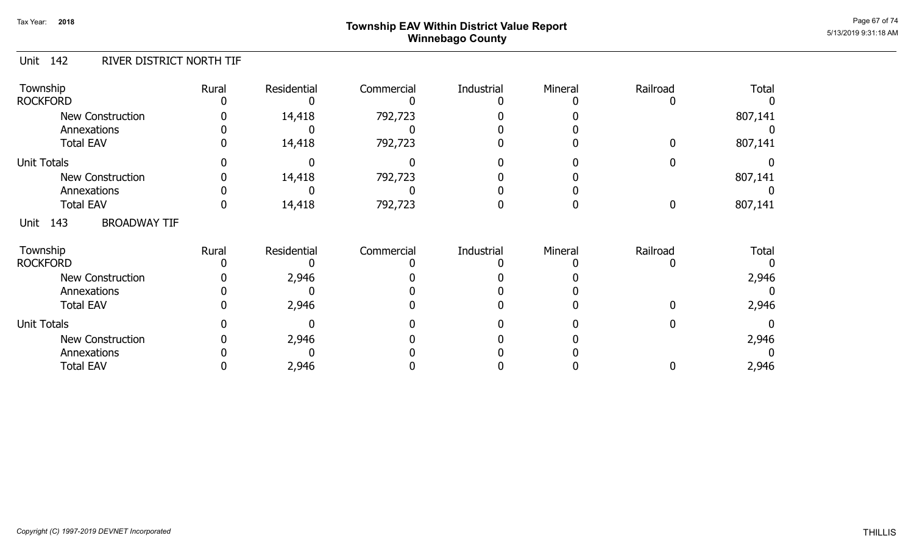# Township EAV Within District Value Report
## Winnebago County

Tax Year: 2018

### Unit 142 RIVER DISTRICT NORTH TIF

| Township | Rural | Residential | Commercial | Industrial | Mineral | Railroad | Total |
|---|---|---|---|---|---|---|---|
| ROCKFORD | 0 | 0 | 0 | 0 | 0 | 0 | 0 |
| New Construction | 0 | 14,418 | 792,723 | 0 | 0 | | 807,141 |
| Annexations | 0 | 0 | 0 | 0 | 0 | | 0 |
| Total EAV | 0 | 14,418 | 792,723 | 0 | 0 | 0 | 807,141 |
| Unit Totals | 0 | 0 | 0 | 0 | 0 | 0 | 0 |
| New Construction | 0 | 14,418 | 792,723 | 0 | 0 | | 807,141 |
| Annexations | 0 | 0 | 0 | 0 | 0 | | 0 |
| Total EAV | 0 | 14,418 | 792,723 | 0 | 0 | 0 | 807,141 |

### Unit 143 BROADWAY TIF

| Township | Rural | Residential | Commercial | Industrial | Mineral | Railroad | Total |
|---|---|---|---|---|---|---|---|
| ROCKFORD | 0 | 0 | 0 | 0 | 0 | 0 | 0 |
| New Construction | 0 | 2,946 | 0 | 0 | 0 | | 2,946 |
| Annexations | 0 | 0 | 0 | 0 | 0 | | 0 |
| Total EAV | 0 | 2,946 | 0 | 0 | 0 | 0 | 2,946 |
| Unit Totals | 0 | 0 | 0 | 0 | 0 | 0 | 0 |
| New Construction | 0 | 2,946 | 0 | 0 | 0 | | 2,946 |
| Annexations | 0 | 0 | 0 | 0 | 0 | | 0 |
| Total EAV | 0 | 2,946 | 0 | 0 | 0 | 0 | 2,946 |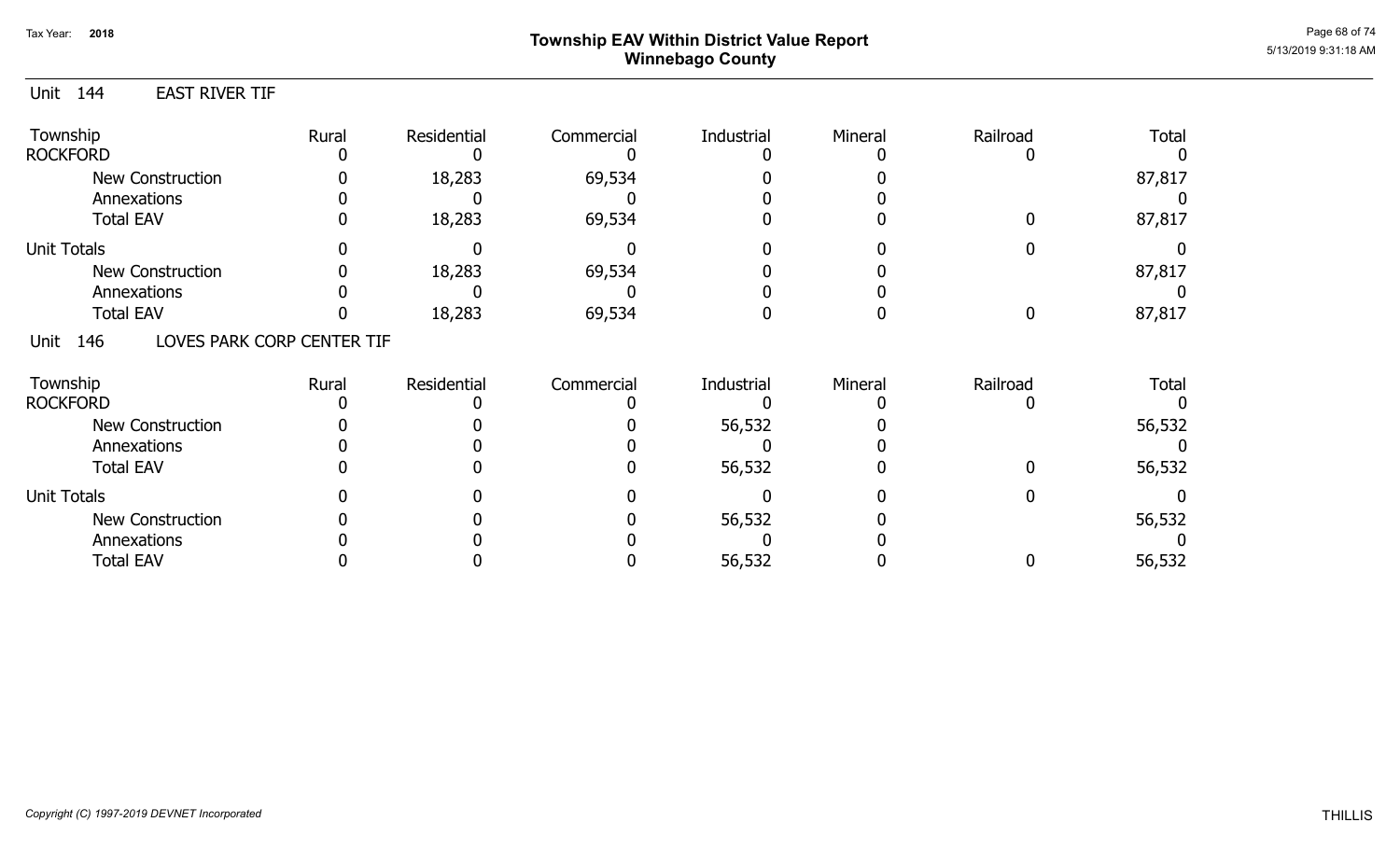## Township EAV Within District Value Report
## Winnebago County

Tax Year: 2018

### Unit 144 EAST RIVER TIF

| Township | Rural | Residential | Commercial | Industrial | Mineral | Railroad | Total |
|---|---|---|---|---|---|---|---|
| ROCKFORD | 0 | 0 | 0 | 0 | 0 | 0 | 0 |
| New Construction | 0 | 18,283 | 69,534 | 0 | 0 | | 87,817 |
| Annexations | 0 | 0 | 0 | 0 | 0 | | 0 |
| Total EAV | 0 | 18,283 | 69,534 | 0 | 0 | 0 | 87,817 |
| Unit Totals | 0 | 0 | 0 | 0 | 0 | 0 | 0 |
| New Construction | 0 | 18,283 | 69,534 | 0 | 0 | | 87,817 |
| Annexations | 0 | 0 | 0 | 0 | 0 | | 0 |
| Total EAV | 0 | 18,283 | 69,534 | 0 | 0 | 0 | 87,817 |

### Unit 146 LOVES PARK CORP CENTER TIF

| Township | Rural | Residential | Commercial | Industrial | Mineral | Railroad | Total |
|---|---|---|---|---|---|---|---|
| ROCKFORD | 0 | 0 | 0 | 0 | 0 | 0 | 0 |
| New Construction | 0 | 0 | 0 | 56,532 | 0 | | 56,532 |
| Annexations | 0 | 0 | 0 | 0 | 0 | | 0 |
| Total EAV | 0 | 0 | 0 | 56,532 | 0 | 0 | 56,532 |
| Unit Totals | 0 | 0 | 0 | 0 | 0 | 0 | 0 |
| New Construction | 0 | 0 | 0 | 56,532 | 0 | | 56,532 |
| Annexations | 0 | 0 | 0 | 0 | 0 | | 0 |
| Total EAV | 0 | 0 | 0 | 56,532 | 0 | 0 | 56,532 |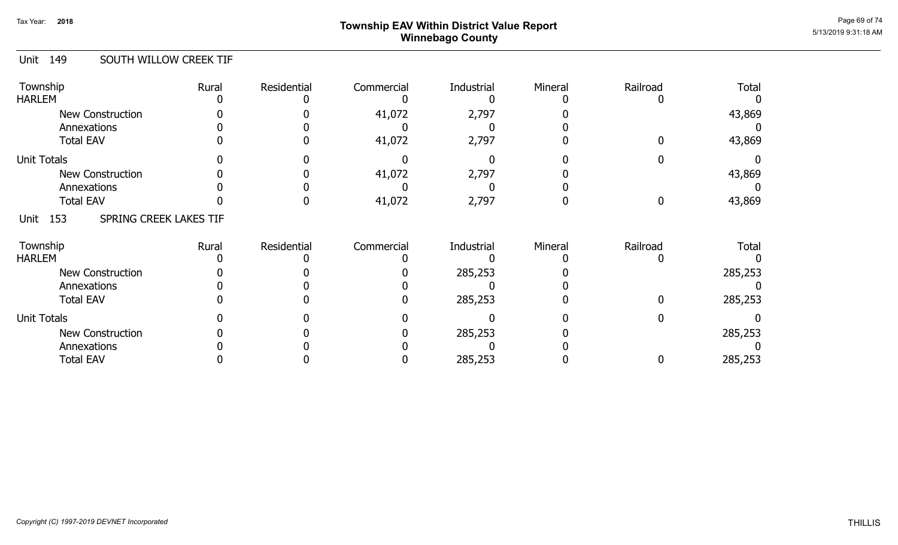# Township EAV Within District Value Report
## Winnebago County

Tax Year: 2018

### Unit 149 SOUTH WILLOW CREEK TIF

| Township | Rural | Residential | Commercial | Industrial | Mineral | Railroad | Total |
|---|---|---|---|---|---|---|---|
| HARLEM | 0 | 0 | 0 | 0 | 0 | 0 | 0 |
| New Construction | 0 | 0 | 41,072 | 2,797 | 0 | | 43,869 |
| Annexations | 0 | 0 | 0 | 0 | 0 | | 0 |
| Total EAV | 0 | 0 | 41,072 | 2,797 | 0 | 0 | 43,869 |
| Unit Totals | 0 | 0 | 0 | 0 | 0 | 0 | 0 |
| New Construction | 0 | 0 | 41,072 | 2,797 | 0 | | 43,869 |
| Annexations | 0 | 0 | 0 | 0 | 0 | | 0 |
| Total EAV | 0 | 0 | 41,072 | 2,797 | 0 | 0 | 43,869 |

### Unit 153 SPRING CREEK LAKES TIF

| Township | Rural | Residential | Commercial | Industrial | Mineral | Railroad | Total |
|---|---|---|---|---|---|---|---|
| HARLEM | 0 | 0 | 0 | 0 | 0 | 0 | 0 |
| New Construction | 0 | 0 | 0 | 285,253 | 0 | | 285,253 |
| Annexations | 0 | 0 | 0 | 0 | 0 | | 0 |
| Total EAV | 0 | 0 | 0 | 285,253 | 0 | 0 | 285,253 |
| Unit Totals | 0 | 0 | 0 | 0 | 0 | 0 | 0 |
| New Construction | 0 | 0 | 0 | 285,253 | 0 | | 285,253 |
| Annexations | 0 | 0 | 0 | 0 | 0 | | 0 |
| Total EAV | 0 | 0 | 0 | 285,253 | 0 | 0 | 285,253 |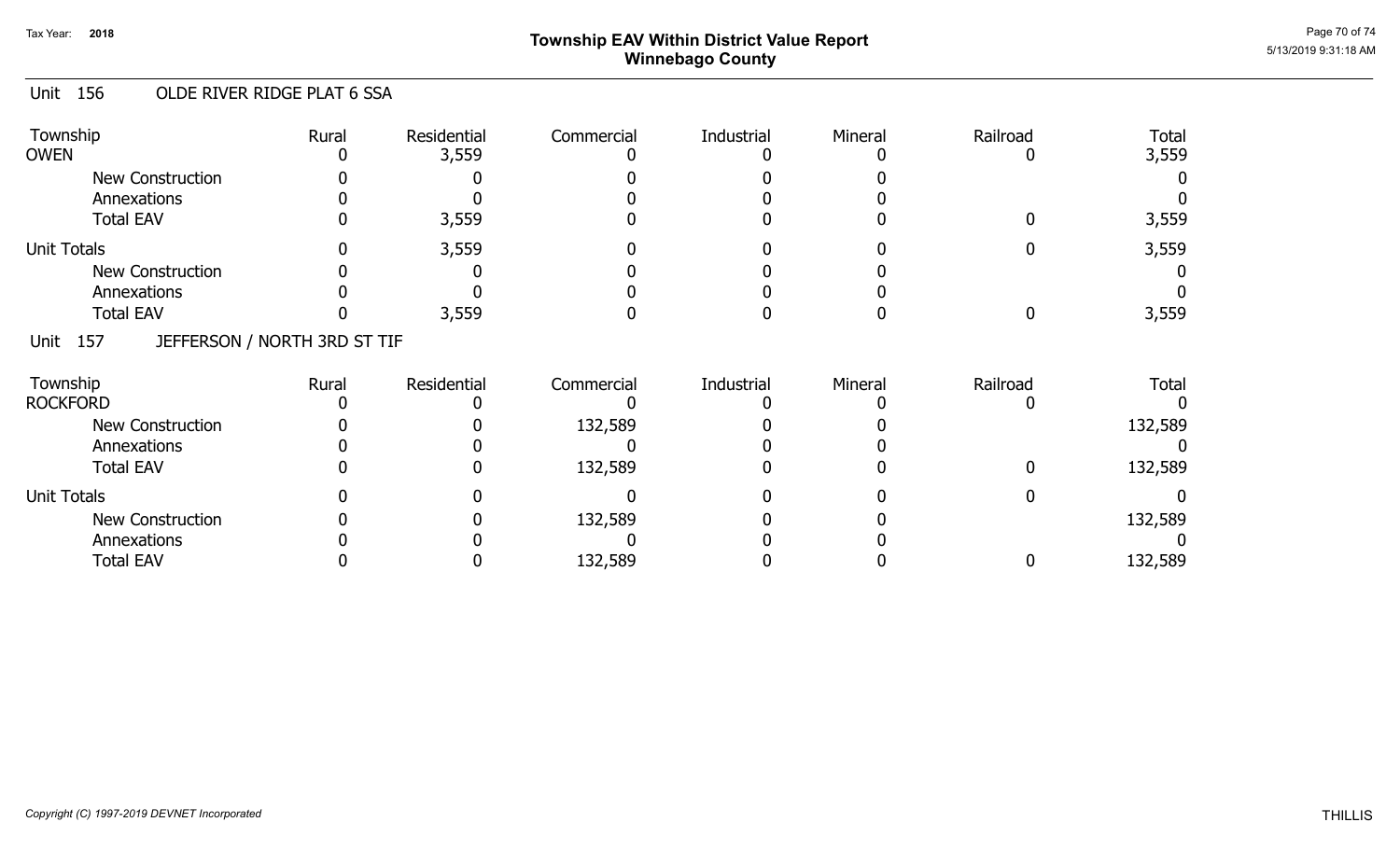# Township EAV Within District Value Report
## Winnebago County

Tax Year: 2018

### Unit 156 OLDE RIVER RIDGE PLAT 6 SSA

| Township | Rural | Residential | Commercial | Industrial | Mineral | Railroad | Total |
|---|---|---|---|---|---|---|---|
| OWEN | 0 | 3,559 | 0 | 0 | 0 | 0 | 3,559 |
| New Construction | 0 | 0 | 0 | 0 | 0 | | 0 |
| Annexations | 0 | 0 | 0 | 0 | 0 | | 0 |
| Total EAV | 0 | 3,559 | 0 | 0 | 0 | 0 | 3,559 |
| Unit Totals | 0 | 3,559 | 0 | 0 | 0 | 0 | 3,559 |
| New Construction | 0 | 0 | 0 | 0 | 0 | | 0 |
| Annexations | 0 | 0 | 0 | 0 | 0 | | 0 |
| Total EAV | 0 | 3,559 | 0 | 0 | 0 | 0 | 3,559 |

### Unit 157 JEFFERSON / NORTH 3RD ST TIF

| Township | Rural | Residential | Commercial | Industrial | Mineral | Railroad | Total |
|---|---|---|---|---|---|---|---|
| ROCKFORD | 0 | 0 | 0 | 0 | 0 | 0 | 0 |
| New Construction | 0 | 0 | 132,589 | 0 | 0 | | 132,589 |
| Annexations | 0 | 0 | 0 | 0 | 0 | | 0 |
| Total EAV | 0 | 0 | 132,589 | 0 | 0 | 0 | 132,589 |
| Unit Totals | 0 | 0 | 0 | 0 | 0 | 0 | 0 |
| New Construction | 0 | 0 | 132,589 | 0 | 0 | | 132,589 |
| Annexations | 0 | 0 | 0 | 0 | 0 | | 0 |
| Total EAV | 0 | 0 | 132,589 | 0 | 0 | 0 | 132,589 |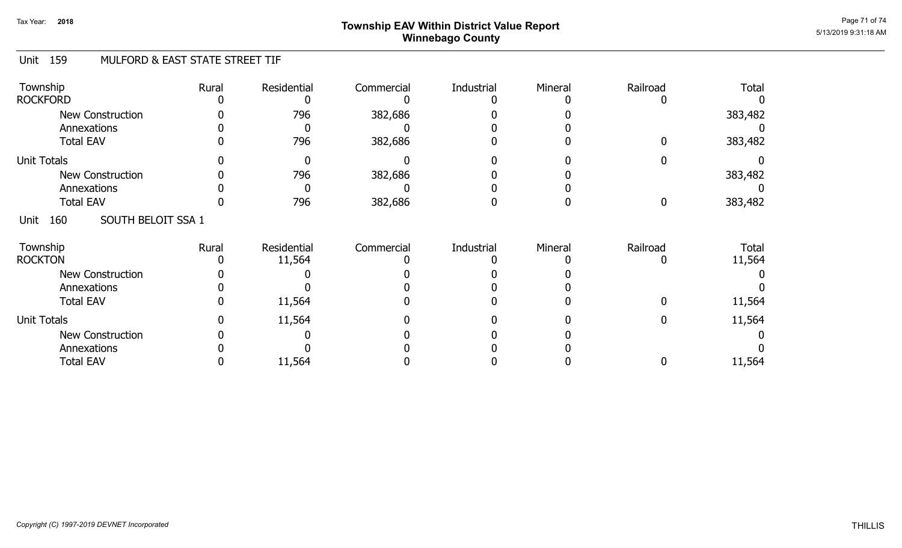# Township EAV Within District Value Report
## Winnebago County

Tax Year: 2018

## Unit 159 MULFORD & EAST STATE STREET TIF

| Township | Rural | Residential | Commercial | Industrial | Mineral | Railroad | Total |
|---|---|---|---|---|---|---|---|
| ROCKFORD | 0 | 0 | 0 | 0 | 0 | 0 | 0 |
| New Construction | 0 | 796 | 382,686 | 0 | 0 | | 383,482 |
| Annexations | 0 | 0 | 0 | 0 | 0 | | 0 |
| Total EAV | 0 | 796 | 382,686 | 0 | 0 | 0 | 383,482 |
| Unit Totals | 0 | 0 | 0 | 0 | 0 | 0 | 0 |
| New Construction | 0 | 796 | 382,686 | 0 | 0 | | 383,482 |
| Annexations | 0 | 0 | 0 | 0 | 0 | | 0 |
| Total EAV | 0 | 796 | 382,686 | 0 | 0 | 0 | 383,482 |

## Unit 160 SOUTH BELOIT SSA 1

| Township | Rural | Residential | Commercial | Industrial | Mineral | Railroad | Total |
|---|---|---|---|---|---|---|---|
| ROCKTON | 0 | 11,564 | 0 | 0 | 0 | 0 | 11,564 |
| New Construction | 0 | 0 | 0 | 0 | 0 | | 0 |
| Annexations | 0 | 0 | 0 | 0 | 0 | | 0 |
| Total EAV | 0 | 11,564 | 0 | 0 | 0 | 0 | 11,564 |
| Unit Totals | 0 | 11,564 | 0 | 0 | 0 | 0 | 11,564 |
| New Construction | 0 | 0 | 0 | 0 | 0 | | 0 |
| Annexations | 0 | 0 | 0 | 0 | 0 | | 0 |
| Total EAV | 0 | 11,564 | 0 | 0 | 0 | 0 | 11,564 |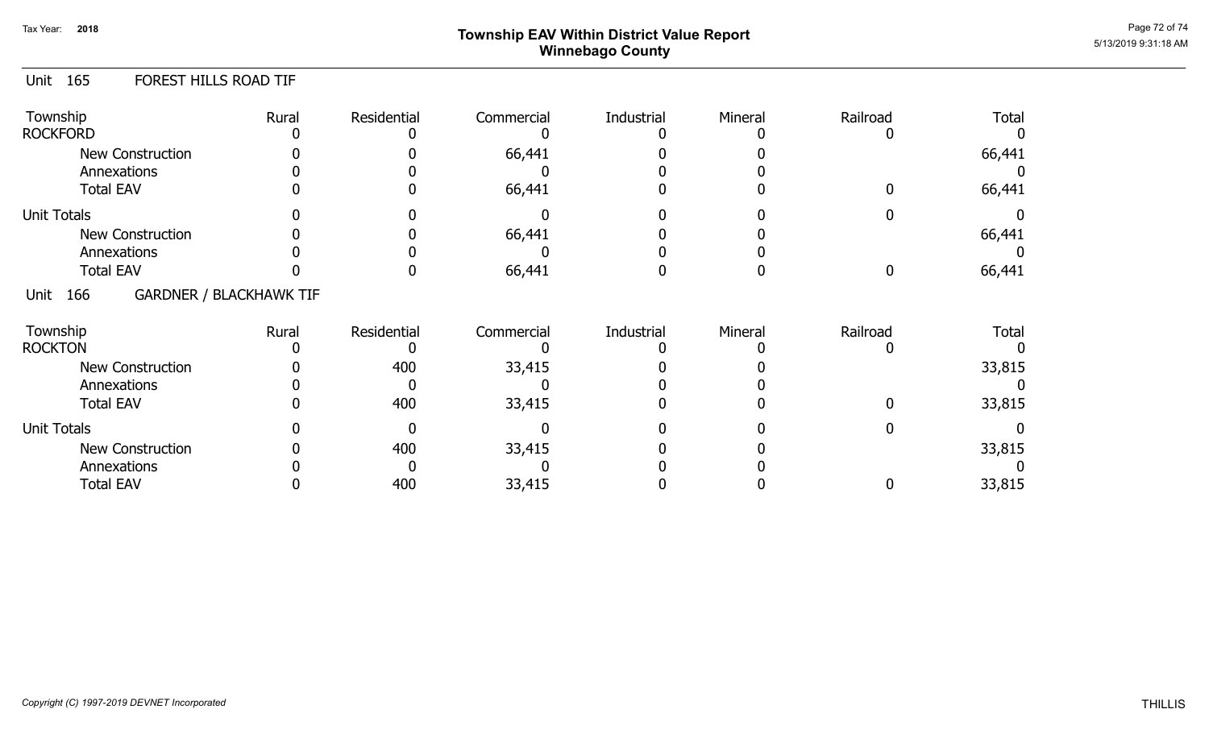# Township EAV Within District Value Report
## Winnebago County

Tax Year: 2018

### Unit 165 FOREST HILLS ROAD TIF

| Township | Rural | Residential | Commercial | Industrial | Mineral | Railroad | Total |
|---|---|---|---|---|---|---|---|
| ROCKFORD | 0 | 0 | 0 | 0 | 0 | 0 | 0 |
| New Construction | 0 | 0 | 66,441 | 0 | 0 | | 66,441 |
| Annexations | 0 | 0 | 0 | 0 | 0 | | 0 |
| Total EAV | 0 | 0 | 66,441 | 0 | 0 | 0 | 66,441 |
| Unit Totals | 0 | 0 | 0 | 0 | 0 | 0 | 0 |
| New Construction | 0 | 0 | 66,441 | 0 | 0 | | 66,441 |
| Annexations | 0 | 0 | 0 | 0 | 0 | | 0 |
| Total EAV | 0 | 0 | 66,441 | 0 | 0 | 0 | 66,441 |

### Unit 166 GARDNER / BLACKHAWK TIF

| Township | Rural | Residential | Commercial | Industrial | Mineral | Railroad | Total |
|---|---|---|---|---|---|---|---|
| ROCKTON | 0 | 0 | 0 | 0 | 0 | 0 | 0 |
| New Construction | 0 | 400 | 33,415 | 0 | 0 | | 33,815 |
| Annexations | 0 | 0 | 0 | 0 | 0 | | 0 |
| Total EAV | 0 | 400 | 33,415 | 0 | 0 | 0 | 33,815 |
| Unit Totals | 0 | 0 | 0 | 0 | 0 | 0 | 0 |
| New Construction | 0 | 400 | 33,415 | 0 | 0 | | 33,815 |
| Annexations | 0 | 0 | 0 | 0 | 0 | | 0 |
| Total EAV | 0 | 400 | 33,415 | 0 | 0 | 0 | 33,815 |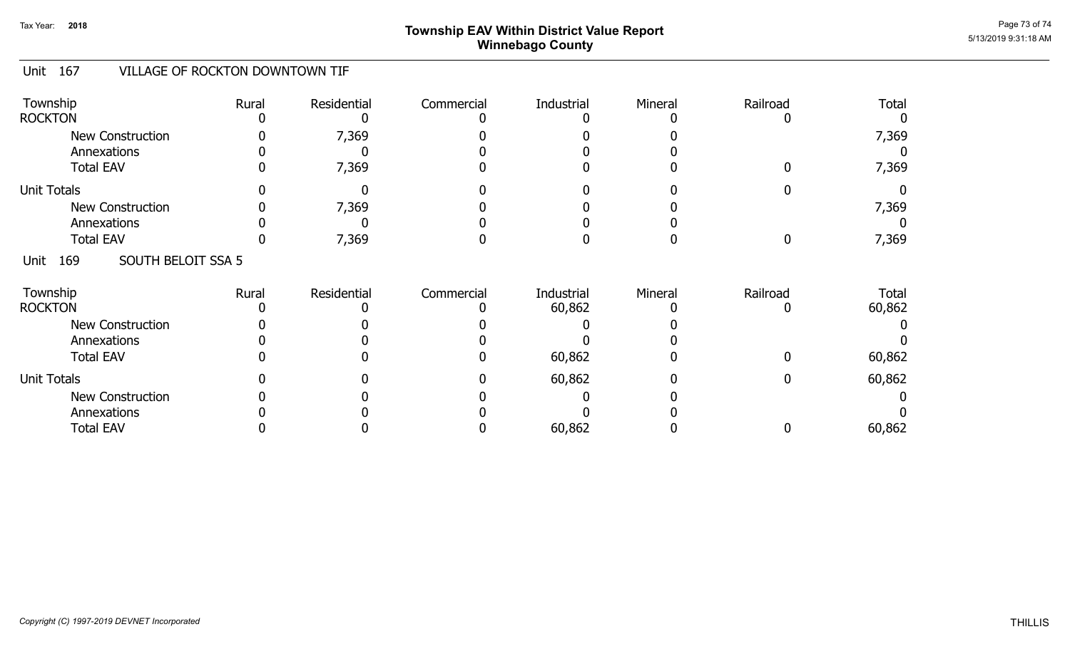# Township EAV Within District Value Report
## Winnebago County

Tax Year: 2018

## Unit 167 VILLAGE OF ROCKTON DOWNTOWN TIF

| Township | Rural | Residential | Commercial | Industrial | Mineral | Railroad | Total |
|---|---|---|---|---|---|---|---|
| ROCKTON | 0 | 0 | 0 | 0 | 0 | 0 | 0 |
| New Construction | 0 | 7,369 | 0 | 0 | 0 | | 7,369 |
| Annexations | 0 | 0 | 0 | 0 | 0 | | 0 |
| Total EAV | 0 | 7,369 | 0 | 0 | 0 | 0 | 7,369 |
| Unit Totals | 0 | 0 | 0 | 0 | 0 | 0 | 0 |
| New Construction | 0 | 7,369 | 0 | 0 | 0 | | 7,369 |
| Annexations | 0 | 0 | 0 | 0 | 0 | | 0 |
| Total EAV | 0 | 7,369 | 0 | 0 | 0 | 0 | 7,369 |

## Unit 169 SOUTH BELOIT SSA 5

| Township | Rural | Residential | Commercial | Industrial | Mineral | Railroad | Total |
|---|---|---|---|---|---|---|---|
| ROCKTON | 0 | 0 | 0 | 60,862 | 0 | 0 | 60,862 |
| New Construction | 0 | 0 | 0 | 0 | 0 | | 0 |
| Annexations | 0 | 0 | 0 | 0 | 0 | | 0 |
| Total EAV | 0 | 0 | 0 | 60,862 | 0 | 0 | 60,862 |
| Unit Totals | 0 | 0 | 0 | 60,862 | 0 | 0 | 60,862 |
| New Construction | 0 | 0 | 0 | 0 | 0 | | 0 |
| Annexations | 0 | 0 | 0 | 0 | 0 | | 0 |
| Total EAV | 0 | 0 | 0 | 60,862 | 0 | 0 | 60,862 |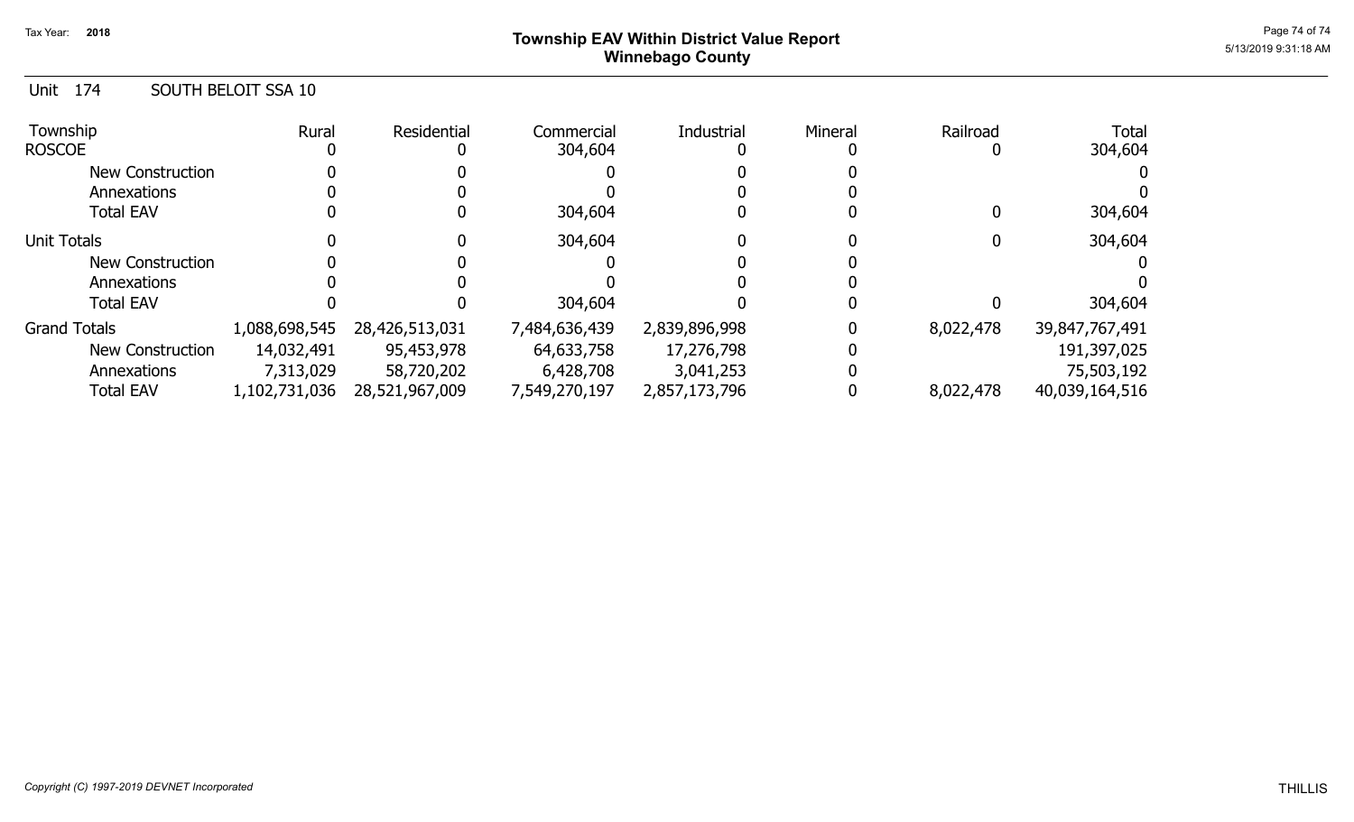# Township EAV Within District Value Report
## Winnebago County

Tax Year: 2018

Unit 174 SOUTH BELOIT SSA 10

| Township | Rural | Residential | Commercial | Industrial | Mineral | Railroad | Total |
|---|---|---|---|---|---|---|---|
| ROSCOE | 0 | 0 | 304,604 | 0 | 0 | 0 | 304,604 |
| New Construction | 0 | 0 | 0 | 0 | 0 | | 0 |
| Annexations | 0 | 0 | 0 | 0 | 0 | | 0 |
| Total EAV | 0 | 0 | 304,604 | 0 | 0 | 0 | 304,604 |
| Unit Totals | 0 | 0 | 304,604 | 0 | 0 | 0 | 304,604 |
| New Construction | 0 | 0 | 0 | 0 | 0 | | 0 |
| Annexations | 0 | 0 | 0 | 0 | 0 | | 0 |
| Total EAV | 0 | 0 | 304,604 | 0 | 0 | 0 | 304,604 |
| Grand Totals | 1,088,698,545 | 28,426,513,031 | 7,484,636,439 | 2,839,896,998 | 0 | 8,022,478 | 39,847,767,491 |
| New Construction | 14,032,491 | 95,453,978 | 64,633,758 | 17,276,798 | 0 | | 191,397,025 |
| Annexations | 7,313,029 | 58,720,202 | 6,428,708 | 3,041,253 | 0 | | 75,503,192 |
| Total EAV | 1,102,731,036 | 28,521,967,009 | 7,549,270,197 | 2,857,173,796 | 0 | 8,022,478 | 40,039,164,516 |